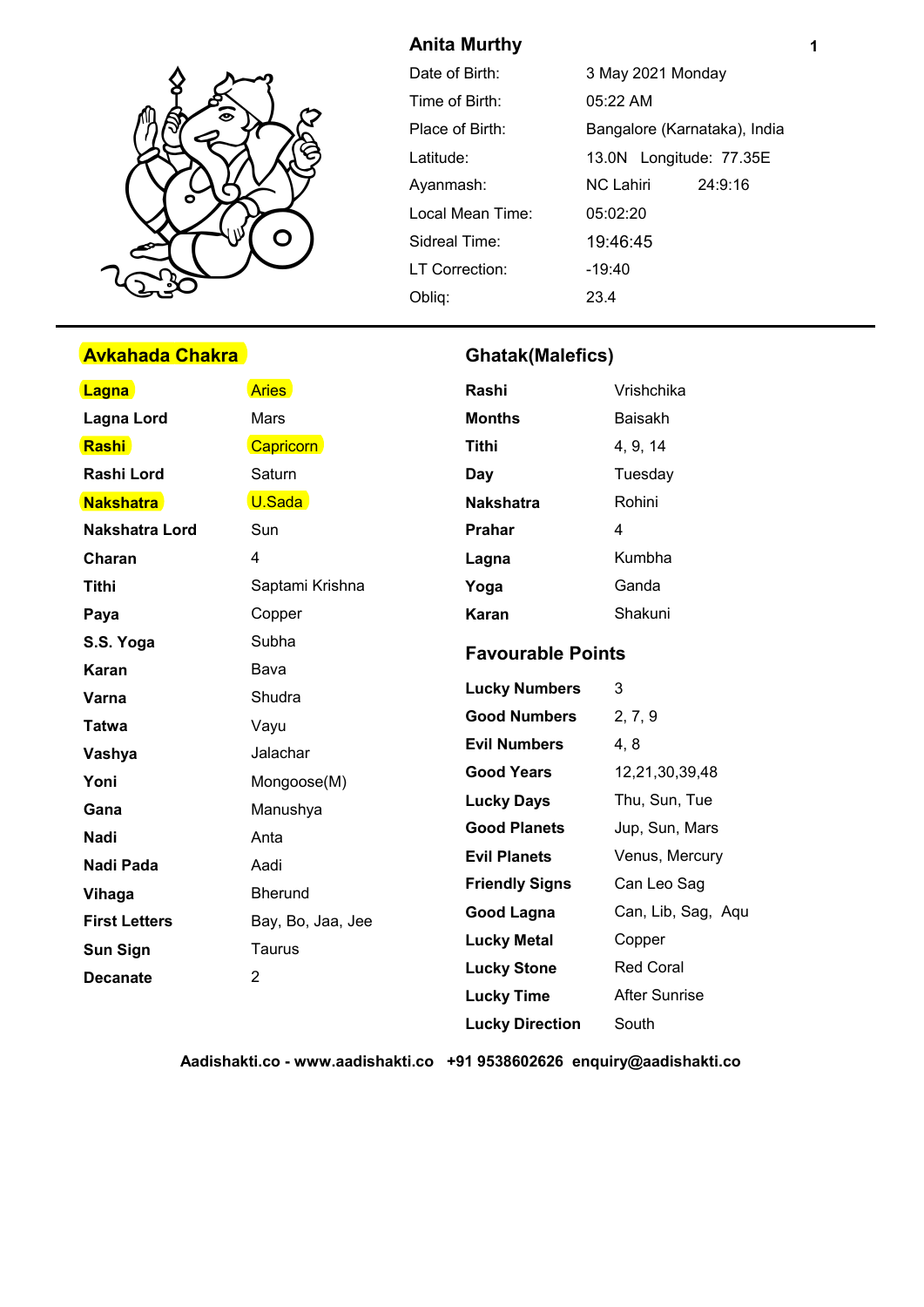## Anita Murthy

| | |
|---|---|
| Date of Birth: | 3 May 2021 Monday |
| Time of Birth: | 05:22 AM |
| Place of Birth: | Bangalore (Karnataka), India |
| Latitude: | 13.0N Longitude: 77.35E |
| Ayanmash: | NC Lahiri 24:9:16 |
| Local Mean Time: | 05:02:20 |
| Sidreal Time: | 19:46:45 |
| LT Correction: | -19:40 |
| Obliq: | 23.4 |

## Avkahada Chakra

| | |
|---|---|
| **Lagna** | Aries |
| **Lagna Lord** | Mars |
| **Rashi** | Capricorn |
| **Rashi Lord** | Saturn |
| **Nakshatra** | U.Sada |
| **Nakshatra Lord** | Sun |
| **Charan** | 4 |
| **Tithi** | Saptami Krishna |
| **Paya** | Copper |
| **S.S. Yoga** | Subha |
| **Karan** | Bava |
| **Varna** | Shudra |
| **Tatwa** | Vayu |
| **Vashya** | Jalachar |
| **Yoni** | Mongoose(M) |
| **Gana** | Manushya |
| **Nadi** | Anta |
| **Nadi Pada** | Aadi |
| **Vihaga** | Bherund |
| **First Letters** | Bay, Bo, Jaa, Jee |
| **Sun Sign** | Taurus |
| **Decanate** | 2 |

## Ghatak(Malefics)

| | |
|---|---|
| **Rashi** | Vrishchika |
| **Months** | Baisakh |
| **Tithi** | 4, 9, 14 |
| **Day** | Tuesday |
| **Nakshatra** | Rohini |
| **Prahar** | 4 |
| **Lagna** | Kumbha |
| **Yoga** | Ganda |
| **Karan** | Shakuni |

## Favourable Points

| | |
|---|---|
| **Lucky Numbers** | 3 |
| **Good Numbers** | 2, 7, 9 |
| **Evil Numbers** | 4, 8 |
| **Good Years** | 12,21,30,39,48 |
| **Lucky Days** | Thu, Sun, Tue |
| **Good Planets** | Jup, Sun, Mars |
| **Evil Planets** | Venus, Mercury |
| **Friendly Signs** | Can Leo Sag |
| **Good Lagna** | Can, Lib, Sag, Aqu |
| **Lucky Metal** | Copper |
| **Lucky Stone** | Red Coral |
| **Lucky Time** | After Sunrise |
| **Lucky Direction** | South |

**Aadishakti.co - www.aadishakti.co +91 9538602626 enquiry@aadishakti.co**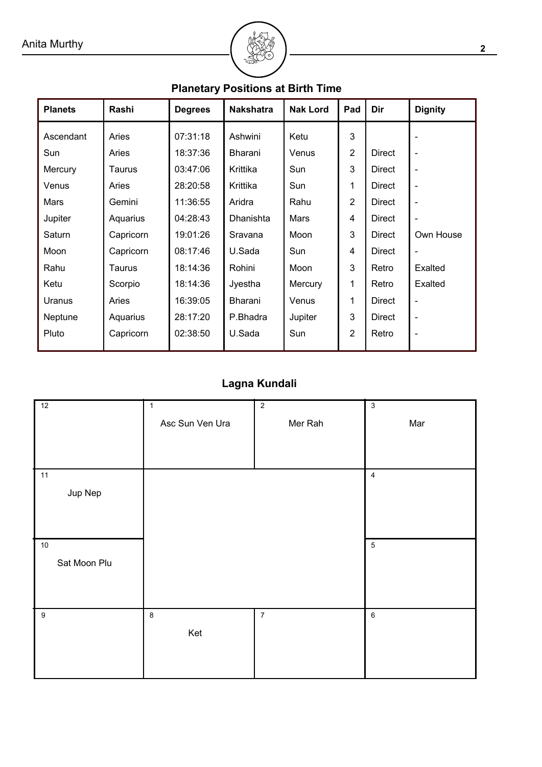## Planetary Positions at Birth Time

| Planets | Rashi | Degrees | Nakshatra | Nak Lord | Pad | Dir | Dignity |
|---|---|---|---|---|---|---|---|
| Ascendant | Aries | 07:31:18 | Ashwini | Ketu | 3 | | - |
| Sun | Aries | 18:37:36 | Bharani | Venus | 2 | Direct | - |
| Mercury | Taurus | 03:47:06 | Krittika | Sun | 3 | Direct | - |
| Venus | Aries | 28:20:58 | Krittika | Sun | 1 | Direct | - |
| Mars | Gemini | 11:36:55 | Aridra | Rahu | 2 | Direct | - |
| Jupiter | Aquarius | 04:28:43 | Dhanishta | Mars | 4 | Direct | - |
| Saturn | Capricorn | 19:01:26 | Sravana | Moon | 3 | Direct | Own House |
| Moon | Capricorn | 08:17:46 | U.Sada | Sun | 4 | Direct | - |
| Rahu | Taurus | 18:14:36 | Rohini | Moon | 3 | Retro | Exalted |
| Ketu | Scorpio | 18:14:36 | Jyestha | Mercury | 1 | Retro | Exalted |
| Uranus | Aries | 16:39:05 | Bharani | Venus | 1 | Direct | - |
| Neptune | Aquarius | 28:17:20 | P.Bhadra | Jupiter | 3 | Direct | - |
| Pluto | Capricorn | 02:38:50 | U.Sada | Sun | 2 | Retro | - |

## Lagna Kundali

| 12 | 1 Asc Sun Ven Ura | 2 Mer Rah | 3 Mar |
|---|---|---|---|
| 11 Jup Nep | | | 4 |
| 10 Sat Moon Plu | | | 5 |
| 9 | 8 Ket | 7 | 6 |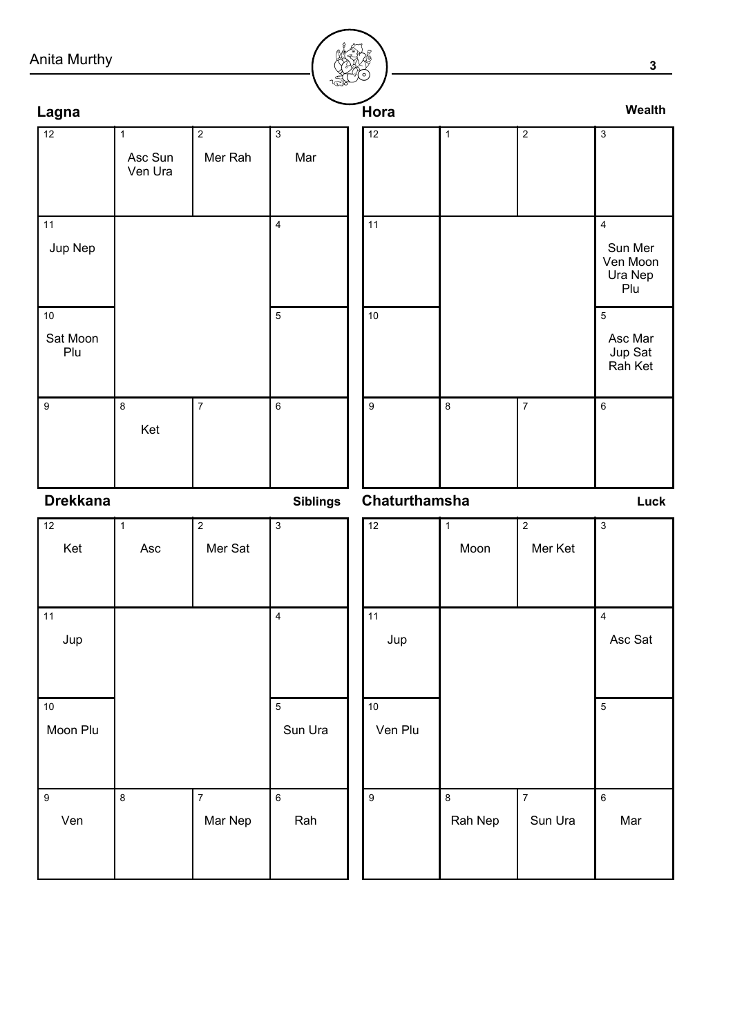## Lagna

| 12 | 1 Asc Sun Ven Ura | 2 Mer Rah | 3 Mar |
|---|---|---|---|
| 11 Jup Nep | | | 4 |
| 10 Sat Moon Plu | | | 5 |
| 9 | 8 Ket | 7 | 6 |

## Hora

**Wealth**

| 12 | 1 | 2 | 3 |
|---|---|---|---|
| 11 | | | 4 Sun Mer Ven Moon Ura Nep Plu |
| 10 | | | 5 Asc Mar Jup Sat Rah Ket |
| 9 | 8 | 7 | 6 |

## Drekkana

**Siblings**

| 12 Ket | 1 Asc | 2 Mer Sat | 3 |
|---|---|---|---|
| 11 Jup | | | 4 |
| 10 Moon Plu | | | 5 Sun Ura |
| 9 Ven | 8 | 7 Mar Nep | 6 Rah |

## Chaturthamsha

**Luck**

| 12 | 1 Moon | 2 Mer Ket | 3 |
|---|---|---|---|
| 11 Jup | | | 4 Asc Sat |
| 10 Ven Plu | | | 5 |
| 9 | 8 Rah Nep | 7 Sun Ura | 6 Mar |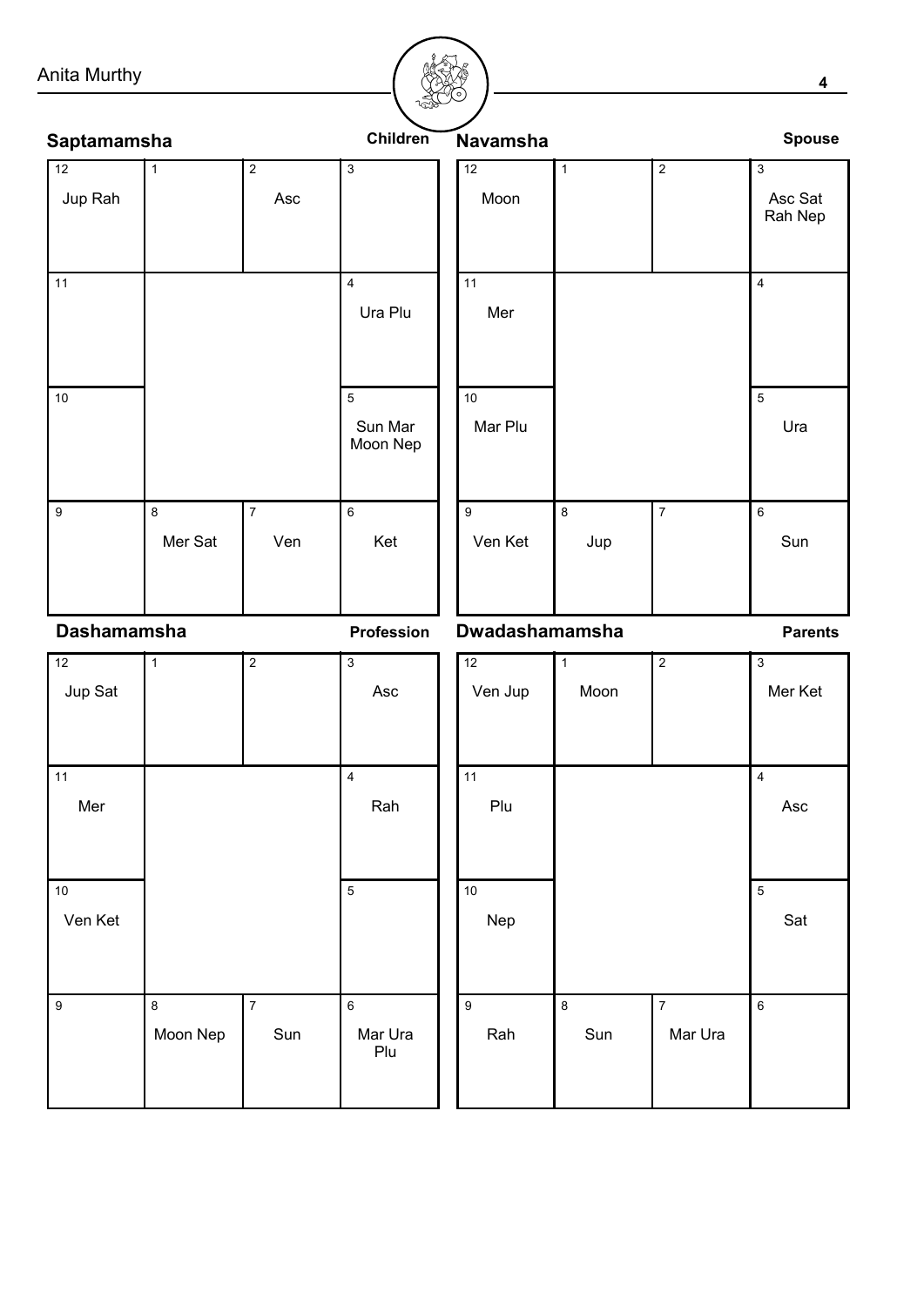## Saptamamsha

Children

| 12<br>Jup Rah | 1 | 2<br>Asc | 3 |
|---|---|---|---|
| 11 | | | 4<br>Ura Plu |
| 10 | | | 5<br>Sun Mar Moon Nep |
| 9 | 8<br>Mer Sat | 7<br>Ven | 6<br>Ket |

## Navamsha

Spouse

| 12<br>Moon | 1 | 2 | 3<br>Asc Sat Rah Nep |
|---|---|---|---|
| 11<br>Mer | | | 4 |
| 10<br>Mar Plu | | | 5<br>Ura |
| 9<br>Ven Ket | 8<br>Jup | 7 | 6<br>Sun |

## Dashamamsha

Profession

| 12<br>Jup Sat | 1 | 2 | 3<br>Asc |
|---|---|---|---|
| 11<br>Mer | | | 4<br>Rah |
| 10<br>Ven Ket | | | 5 |
| 9 | 8<br>Moon Nep | 7<br>Sun | 6<br>Mar Ura Plu |

## Dwadashamamsha

Parents

| 12<br>Ven Jup | 1<br>Moon | 2 | 3<br>Mer Ket |
|---|---|---|---|
| 11<br>Plu | | | 4<br>Asc |
| 10<br>Nep | | | 5<br>Sat |
| 9<br>Rah | 8<br>Sun | 7<br>Mar Ura | 6 |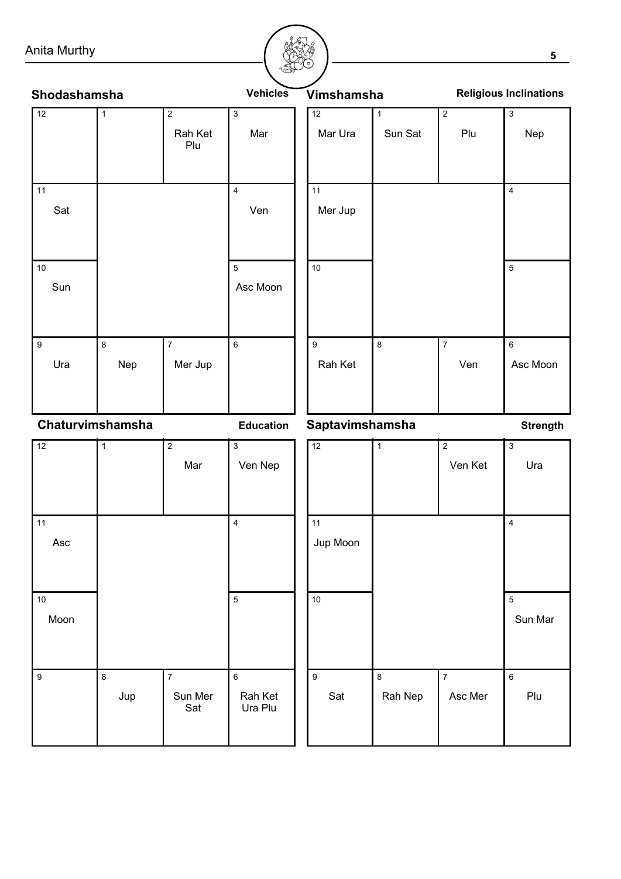## Shodashamsha

**Vehicles**

| 12 | 1 | 2 | 3 |
|---|---|---|---|
| | | Rah Ket Plu | Mar |
| 11 Sat | | | 4 Ven |
| 10 Sun | | | 5 Asc Moon |
| 9 Ura | 8 Nep | 7 Mer Jup | 6 |

## Vimshamsha

**Religious Inclinations**

| 12 | 1 | 2 | 3 |
|---|---|---|---|
| Mar Ura | Sun Sat | Plu | Nep |
| 11 Mer Jup | | | 4 |
| 10 | | | 5 |
| 9 Rah Ket | 8 | 7 Ven | 6 Asc Moon |

## Chaturvimshamsha

**Education**

| 12 | 1 | 2 | 3 |
|---|---|---|---|
| | | Mar | Ven Nep |
| 11 Asc | | | 4 |
| 10 Moon | | | 5 |
| 9 | 8 Jup | 7 Sun Mer Sat | 6 Rah Ket Ura Plu |

## Saptavimshamsha

**Strength**

| 12 | 1 | 2 | 3 |
|---|---|---|---|
| | | Ven Ket | Ura |
| 11 Jup Moon | | | 4 |
| 10 | | | 5 Sun Mar |
| 9 Sat | 8 Rah Nep | 7 Asc Mer | 6 Plu |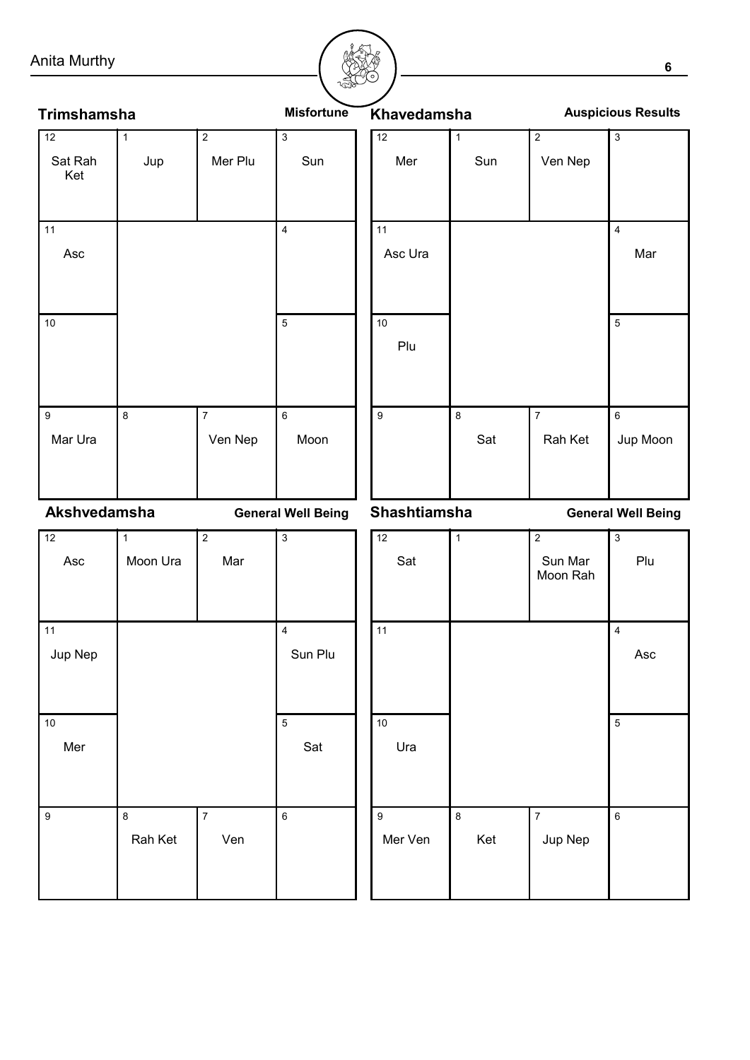## Trimshamsha

**Misfortune**

| 12 | 1 | 2 | 3 |
|---|---|---|---|
| Sat Rah Ket | Jup | Mer Plu | Sun |
| **11** | | | **4** |
| Asc | | | |
| **10** | | | **5** |
| | | | |
| **9** | **8** | **7** | **6** |
| Mar Ura | | Ven Nep | Moon |

## Khavedamsha

**Auspicious Results**

| 12 | 1 | 2 | 3 |
|---|---|---|---|
| Mer | Sun | Ven Nep | |
| **11** | | | **4** |
| Asc Ura | | | Mar |
| **10** | | | **5** |
| Plu | | | |
| **9** | **8** | **7** | **6** |
| | Sat | Rah Ket | Jup Moon |

## Akshvedamsha

**General Well Being**

| 12 | 1 | 2 | 3 |
|---|---|---|---|
| Asc | Moon Ura | Mar | |
| **11** | | | **4** |
| Jup Nep | | | Sun Plu |
| **10** | | | **5** |
| Mer | | | Sat |
| **9** | **8** | **7** | **6** |
| | Rah Ket | Ven | |

## Shashtiamsha

**General Well Being**

| 12 | 1 | 2 | 3 |
|---|---|---|---|
| Sat | | Sun Mar Moon Rah | Plu |
| **11** | | | **4** |
| | | | Asc |
| **10** | | | **5** |
| Ura | | | |
| **9** | **8** | **7** | **6** |
| Mer Ven | Ket | Jup Nep | |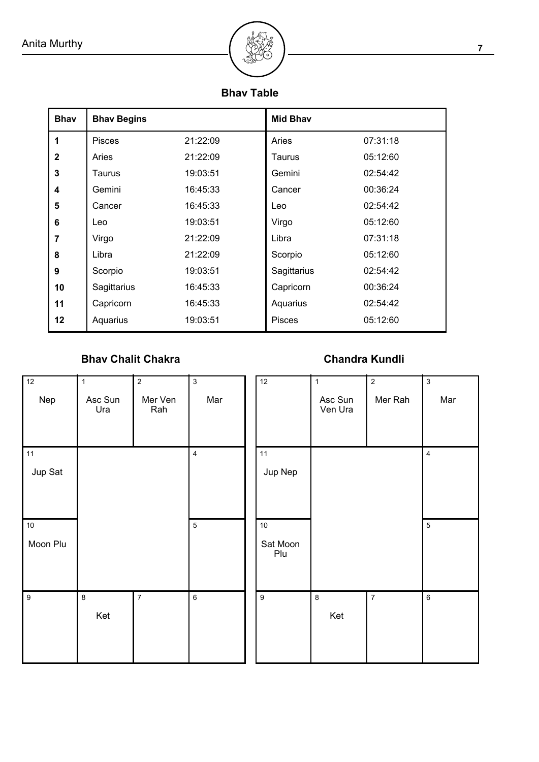## Bhav Table

| Bhav | Bhav Begins | | Mid Bhav | |
|---|---|---|---|---|
| 1 | Pisces | 21:22:09 | Aries | 07:31:18 |
| 2 | Aries | 21:22:09 | Taurus | 05:12:60 |
| 3 | Taurus | 19:03:51 | Gemini | 02:54:42 |
| 4 | Gemini | 16:45:33 | Cancer | 00:36:24 |
| 5 | Cancer | 16:45:33 | Leo | 02:54:42 |
| 6 | Leo | 19:03:51 | Virgo | 05:12:60 |
| 7 | Virgo | 21:22:09 | Libra | 07:31:18 |
| 8 | Libra | 21:22:09 | Scorpio | 05:12:60 |
| 9 | Scorpio | 19:03:51 | Sagittarius | 02:54:42 |
| 10 | Sagittarius | 16:45:33 | Capricorn | 00:36:24 |
| 11 | Capricorn | 16:45:33 | Aquarius | 02:54:42 |
| 12 | Aquarius | 19:03:51 | Pisces | 05:12:60 |

## Bhav Chalit Chakra

| 12 | 1 | 2 | 3 |
|---|---|---|---|
| Nep | Asc Sun Ura | Mer Ven Rah | Mar |
| 11 Jup Sat | | | 4 |
| 10 Moon Plu | | | 5 |
| 9 | 8 Ket | 7 | 6 |

## Chandra Kundli

| 12 | 1 | 2 | 3 |
|---|---|---|---|
| | Asc Sun Ven Ura | Mer Rah | Mar |
| 11 Jup Nep | | | 4 |
| 10 Sat Moon Plu | | | 5 |
| 9 | 8 Ket | 7 | 6 |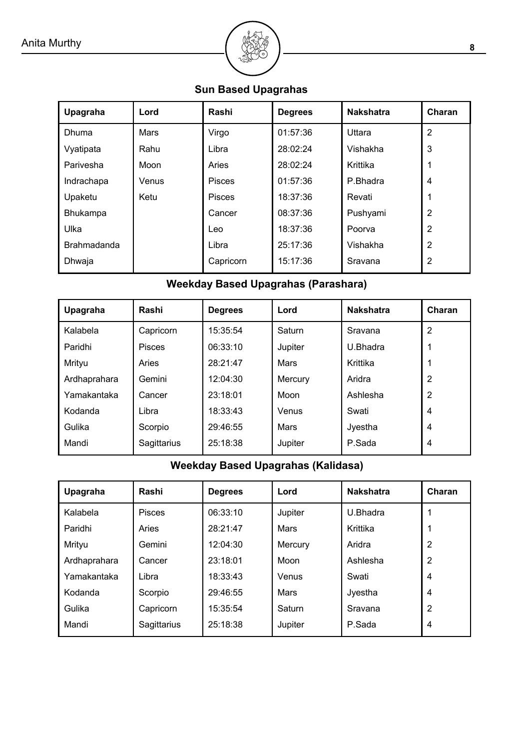## Sun Based Upagrahas

| Upagraha | Lord | Rashi | Degrees | Nakshatra | Charan |
|---|---|---|---|---|---|
| Dhuma | Mars | Virgo | 01:57:36 | Uttara | 2 |
| Vyatipata | Rahu | Libra | 28:02:24 | Vishakha | 3 |
| Parivesha | Moon | Aries | 28:02:24 | Krittika | 1 |
| Indrachapa | Venus | Pisces | 01:57:36 | P.Bhadra | 4 |
| Upaketu | Ketu | Pisces | 18:37:36 | Revati | 1 |
| Bhukampa | | Cancer | 08:37:36 | Pushyami | 2 |
| Ulka | | Leo | 18:37:36 | Poorva | 2 |
| Brahmadanda | | Libra | 25:17:36 | Vishakha | 2 |
| Dhwaja | | Capricorn | 15:17:36 | Sravana | 2 |

## Weekday Based Upagrahas (Parashara)

| Upagraha | Rashi | Degrees | Lord | Nakshatra | Charan |
|---|---|---|---|---|---|
| Kalabela | Capricorn | 15:35:54 | Saturn | Sravana | 2 |
| Paridhi | Pisces | 06:33:10 | Jupiter | U.Bhadra | 1 |
| Mrityu | Aries | 28:21:47 | Mars | Krittika | 1 |
| Ardhaprahara | Gemini | 12:04:30 | Mercury | Aridra | 2 |
| Yamakantaka | Cancer | 23:18:01 | Moon | Ashlesha | 2 |
| Kodanda | Libra | 18:33:43 | Venus | Swati | 4 |
| Gulika | Scorpio | 29:46:55 | Mars | Jyestha | 4 |
| Mandi | Sagittarius | 25:18:38 | Jupiter | P.Sada | 4 |

## Weekday Based Upagrahas (Kalidasa)

| Upagraha | Rashi | Degrees | Lord | Nakshatra | Charan |
|---|---|---|---|---|---|
| Kalabela | Pisces | 06:33:10 | Jupiter | U.Bhadra | 1 |
| Paridhi | Aries | 28:21:47 | Mars | Krittika | 1 |
| Mrityu | Gemini | 12:04:30 | Mercury | Aridra | 2 |
| Ardhaprahara | Cancer | 23:18:01 | Moon | Ashlesha | 2 |
| Yamakantaka | Libra | 18:33:43 | Venus | Swati | 4 |
| Kodanda | Scorpio | 29:46:55 | Mars | Jyestha | 4 |
| Gulika | Capricorn | 15:35:54 | Saturn | Sravana | 2 |
| Mandi | Sagittarius | 25:18:38 | Jupiter | P.Sada | 4 |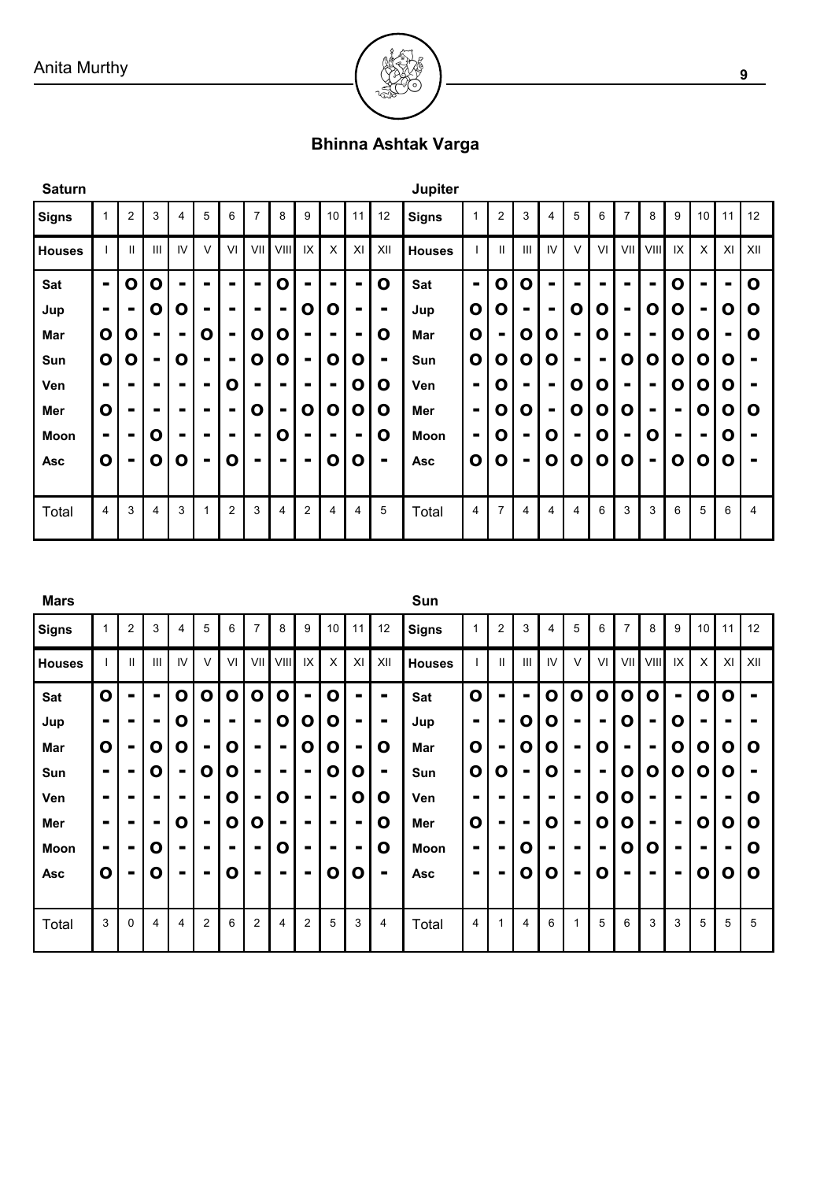## Bhinna Ashtak Varga

**Saturn**

| Signs | 1 | 2 | 3 | 4 | 5 | 6 | 7 | 8 | 9 | 10 | 11 | 12 |
|---|---|---|---|---|---|---|---|---|---|---|---|---|
| Houses | I | II | III | IV | V | VI | VII | VIII | IX | X | XI | XII |
| Sat | - | O | O | - | - | - | - | O | - | - | - | O |
| Jup | - | - | O | O | - | - | - | - | O | O | - | - |
| Mar | O | O | - | - | O | - | O | O | - | - | - | O |
| Sun | O | O | - | O | - | - | O | O | - | O | O | - |
| Ven | - | - | - | - | - | O | - | - | - | - | O | O |
| Mer | O | - | - | - | - | - | O | - | O | O | O | O |
| Moon | - | - | O | - | - | - | - | O | - | - | - | O |
| Asc | O | - | O | O | - | O | - | - | - | O | O | - |
| Total | 4 | 3 | 4 | 3 | 1 | 2 | 3 | 4 | 2 | 4 | 4 | 5 |

**Jupiter**

| Signs | 1 | 2 | 3 | 4 | 5 | 6 | 7 | 8 | 9 | 10 | 11 | 12 |
|---|---|---|---|---|---|---|---|---|---|---|---|---|
| Houses | I | II | III | IV | V | VI | VII | VIII | IX | X | XI | XII |
| Sat | - | O | O | - | - | - | - | - | O | - | - | O |
| Jup | O | O | - | - | O | O | - | O | O | - | O | O |
| Mar | O | - | O | O | - | O | - | - | O | O | - | O |
| Sun | O | O | O | O | - | - | O | O | O | O | O | - |
| Ven | - | O | - | - | O | O | - | - | O | O | O | - |
| Mer | - | O | O | - | O | O | O | - | - | O | O | O |
| Moon | - | O | - | O | - | O | - | O | - | - | O | - |
| Asc | O | O | - | O | O | O | O | - | O | O | O | - |
| Total | 4 | 7 | 4 | 4 | 4 | 6 | 3 | 3 | 6 | 5 | 6 | 4 |

**Mars**

| Signs | 1 | 2 | 3 | 4 | 5 | 6 | 7 | 8 | 9 | 10 | 11 | 12 |
|---|---|---|---|---|---|---|---|---|---|---|---|---|
| Houses | I | II | III | IV | V | VI | VII | VIII | IX | X | XI | XII |
| Sat | O | - | - | O | O | O | O | O | - | O | - | - |
| Jup | - | - | - | O | - | - | - | O | O | O | - | - |
| Mar | O | - | O | O | - | O | - | - | O | O | - | O |
| Sun | - | - | O | - | O | O | - | - | - | O | O | - |
| Ven | - | - | - | - | - | O | - | O | - | - | O | O |
| Mer | - | - | - | O | - | O | O | - | - | - | - | O |
| Moon | - | - | O | - | - | - | - | O | - | - | - | O |
| Asc | O | - | O | - | - | O | - | - | - | O | O | - |
| Total | 3 | 0 | 4 | 4 | 2 | 6 | 2 | 4 | 2 | 5 | 3 | 4 |

**Sun**

| Signs | 1 | 2 | 3 | 4 | 5 | 6 | 7 | 8 | 9 | 10 | 11 | 12 |
|---|---|---|---|---|---|---|---|---|---|---|---|---|
| Houses | I | II | III | IV | V | VI | VII | VIII | IX | X | XI | XII |
| Sat | O | - | - | O | O | O | O | O | - | O | O | - |
| Jup | - | - | O | O | - | - | O | - | O | - | - | - |
| Mar | O | - | O | O | - | O | - | - | O | O | O | O |
| Sun | O | O | - | O | - | - | O | O | O | O | O | - |
| Ven | - | - | - | - | - | O | O | - | - | - | - | O |
| Mer | O | - | - | O | - | O | O | - | - | O | O | O |
| Moon | - | - | O | - | - | - | O | O | - | - | - | O |
| Asc | - | - | O | O | - | O | - | - | - | O | O | O |
| Total | 4 | 1 | 4 | 6 | 1 | 5 | 6 | 3 | 3 | 5 | 5 | 5 |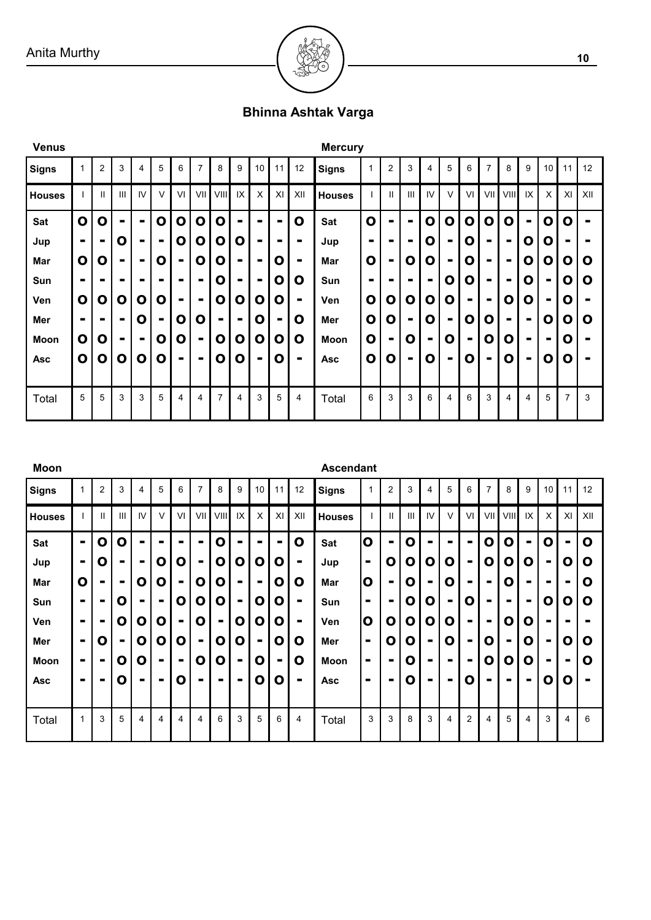## Bhinna Ashtak Varga

**Venus**

| Signs | 1 | 2 | 3 | 4 | 5 | 6 | 7 | 8 | 9 | 10 | 11 | 12 |
|---|---|---|---|---|---|---|---|---|---|---|---|---|
| Houses | I | II | III | IV | V | VI | VII | VIII | IX | X | XI | XII |
| Sat | O | O | - | - | O | O | O | O | - | - | - | O |
| Jup | - | - | O | - | - | O | O | O | O | - | - | - |
| Mar | O | O | - | - | O | - | O | O | - | - | O | - |
| Sun | - | - | - | - | - | - | - | O | - | - | O | O |
| Ven | O | O | O | O | O | - | - | O | O | O | O | - |
| Mer | - | - | - | O | - | O | O | - | - | O | - | O |
| Moon | O | O | - | - | O | O | - | O | O | O | O | O |
| Asc | O | O | O | O | O | - | - | O | O | - | O | - |
| Total | 5 | 5 | 3 | 3 | 5 | 4 | 4 | 7 | 4 | 3 | 5 | 4 |

**Mercury**

| Signs | 1 | 2 | 3 | 4 | 5 | 6 | 7 | 8 | 9 | 10 | 11 | 12 |
|---|---|---|---|---|---|---|---|---|---|---|---|---|
| Houses | I | II | III | IV | V | VI | VII | VIII | IX | X | XI | XII |
| Sat | O | - | - | O | O | O | O | O | - | O | O | - |
| Jup | - | - | - | O | - | O | - | - | O | O | - | - |
| Mar | O | - | O | O | - | O | - | - | O | O | O | O |
| Sun | - | - | - | - | O | O | - | - | O | - | O | O |
| Ven | O | O | O | O | O | - | - | O | O | - | O | - |
| Mer | O | O | - | O | - | O | O | - | - | O | O | O |
| Moon | O | - | O | - | O | - | O | O | - | - | O | - |
| Asc | O | O | - | O | - | O | - | O | - | O | O | - |
| Total | 6 | 3 | 3 | 6 | 4 | 6 | 3 | 4 | 4 | 5 | 7 | 3 |

**Moon**

| Signs | 1 | 2 | 3 | 4 | 5 | 6 | 7 | 8 | 9 | 10 | 11 | 12 |
|---|---|---|---|---|---|---|---|---|---|---|---|---|
| Houses | I | II | III | IV | V | VI | VII | VIII | IX | X | XI | XII |
| Sat | - | O | O | - | - | - | - | O | - | - | - | O |
| Jup | - | O | - | - | O | O | - | O | O | O | O | - |
| Mar | O | - | - | O | O | - | O | O | - | - | O | O |
| Sun | - | - | O | - | - | O | O | O | - | O | O | - |
| Ven | - | - | O | O | O | - | O | - | O | O | O | - |
| Mer | - | O | - | O | O | O | - | O | O | - | O | O |
| Moon | - | - | O | O | - | - | O | O | - | O | - | O |
| Asc | - | - | O | - | - | O | - | - | - | O | O | - |
| Total | 1 | 3 | 5 | 4 | 4 | 4 | 4 | 6 | 3 | 5 | 6 | 4 |

**Ascendant**

| Signs | 1 | 2 | 3 | 4 | 5 | 6 | 7 | 8 | 9 | 10 | 11 | 12 |
|---|---|---|---|---|---|---|---|---|---|---|---|---|
| Houses | I | II | III | IV | V | VI | VII | VIII | IX | X | XI | XII |
| Sat | O | - | O | - | - | - | O | O | - | O | - | O |
| Jup | - | O | O | O | O | - | O | O | O | - | O | O |
| Mar | O | - | O | - | O | - | - | O | - | - | - | O |
| Sun | - | - | O | O | - | O | - | - | - | O | O | O |
| Ven | O | O | O | O | O | - | - | O | O | - | - | - |
| Mer | - | O | O | - | O | - | O | - | O | - | O | O |
| Moon | - | - | O | - | - | - | O | O | O | - | - | O |
| Asc | - | - | O | - | - | O | - | - | - | O | O | - |
| Total | 3 | 3 | 8 | 3 | 4 | 2 | 4 | 5 | 4 | 3 | 4 | 6 |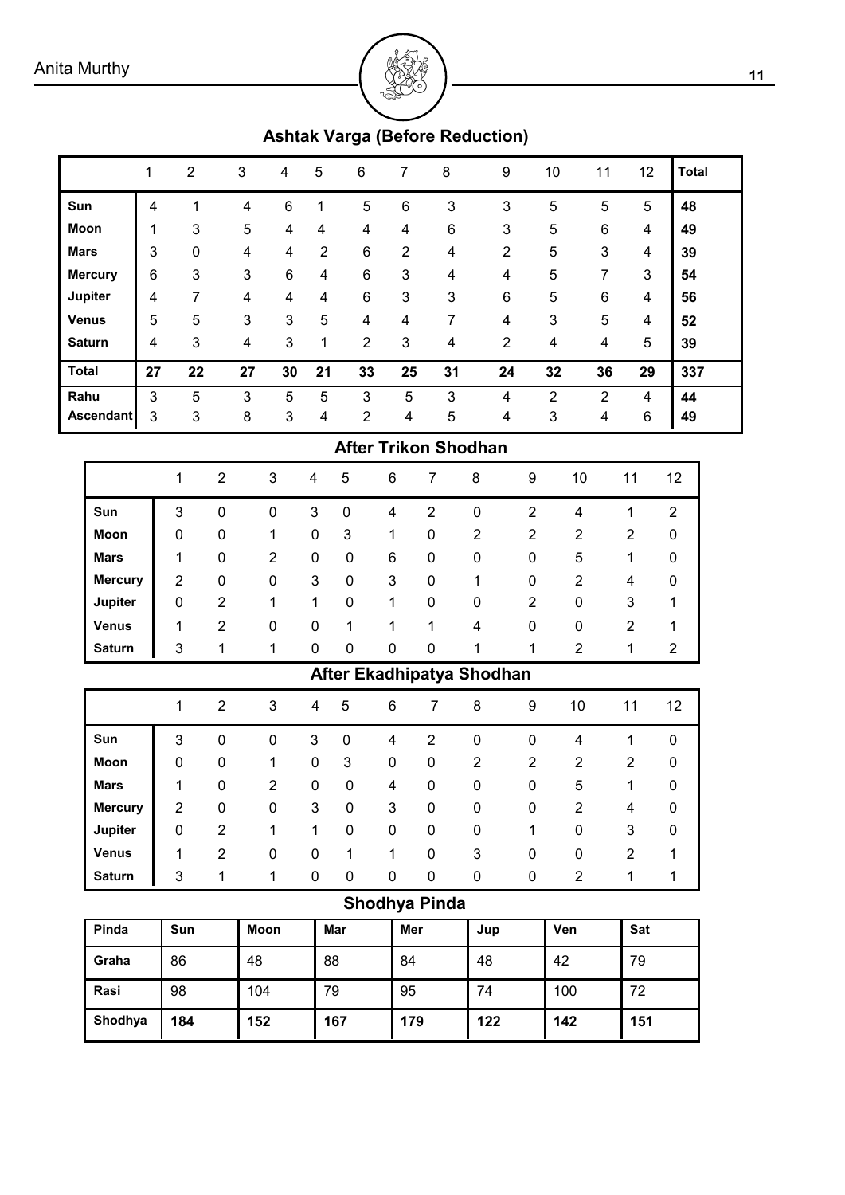## Ashtak Varga (Before Reduction)

| | 1 | 2 | 3 | 4 | 5 | 6 | 7 | 8 | 9 | 10 | 11 | 12 | Total |
|---|---|---|---|---|---|---|---|---|---|---|---|---|---|
| **Sun** | 4 | 1 | 4 | 6 | 1 | 5 | 6 | 3 | 3 | 5 | 5 | 5 | **48** |
| **Moon** | 1 | 3 | 5 | 4 | 4 | 4 | 4 | 6 | 3 | 5 | 6 | 4 | **49** |
| **Mars** | 3 | 0 | 4 | 4 | 2 | 6 | 2 | 4 | 2 | 5 | 3 | 4 | **39** |
| **Mercury** | 6 | 3 | 3 | 6 | 4 | 6 | 3 | 4 | 4 | 5 | 7 | 3 | **54** |
| **Jupiter** | 4 | 7 | 4 | 4 | 4 | 6 | 3 | 3 | 6 | 5 | 6 | 4 | **56** |
| **Venus** | 5 | 5 | 3 | 3 | 5 | 4 | 4 | 7 | 4 | 3 | 5 | 4 | **52** |
| **Saturn** | 4 | 3 | 4 | 3 | 1 | 2 | 3 | 4 | 2 | 4 | 4 | 5 | **39** |
| **Total** | **27** | **22** | **27** | **30** | **21** | **33** | **25** | **31** | **24** | **32** | **36** | **29** | **337** |
| **Rahu** | 3 | 5 | 3 | 5 | 5 | 3 | 5 | 3 | 4 | 2 | 2 | 4 | **44** |
| **Ascendant** | 3 | 3 | 8 | 3 | 4 | 2 | 4 | 5 | 4 | 3 | 4 | 6 | **49** |

## After Trikon Shodhan

| | 1 | 2 | 3 | 4 | 5 | 6 | 7 | 8 | 9 | 10 | 11 | 12 |
|---|---|---|---|---|---|---|---|---|---|---|---|---|
| **Sun** | 3 | 0 | 0 | 3 | 0 | 4 | 2 | 0 | 2 | 4 | 1 | 2 |
| **Moon** | 0 | 0 | 1 | 0 | 3 | 1 | 0 | 2 | 2 | 2 | 2 | 0 |
| **Mars** | 1 | 0 | 2 | 0 | 0 | 6 | 0 | 0 | 0 | 5 | 1 | 0 |
| **Mercury** | 2 | 0 | 0 | 3 | 0 | 3 | 0 | 1 | 0 | 2 | 4 | 0 |
| **Jupiter** | 0 | 2 | 1 | 1 | 0 | 1 | 0 | 0 | 2 | 0 | 3 | 1 |
| **Venus** | 1 | 2 | 0 | 0 | 1 | 1 | 1 | 4 | 0 | 0 | 2 | 1 |
| **Saturn** | 3 | 1 | 1 | 0 | 0 | 0 | 0 | 1 | 1 | 2 | 1 | 2 |

## After Ekadhipatya Shodhan

| | 1 | 2 | 3 | 4 | 5 | 6 | 7 | 8 | 9 | 10 | 11 | 12 |
|---|---|---|---|---|---|---|---|---|---|---|---|---|
| **Sun** | 3 | 0 | 0 | 3 | 0 | 4 | 2 | 0 | 0 | 4 | 1 | 0 |
| **Moon** | 0 | 0 | 1 | 0 | 3 | 0 | 0 | 2 | 2 | 2 | 2 | 0 |
| **Mars** | 1 | 0 | 2 | 0 | 0 | 4 | 0 | 0 | 0 | 5 | 1 | 0 |
| **Mercury** | 2 | 0 | 0 | 3 | 0 | 3 | 0 | 0 | 0 | 2 | 4 | 0 |
| **Jupiter** | 0 | 2 | 1 | 1 | 0 | 0 | 0 | 0 | 1 | 0 | 3 | 0 |
| **Venus** | 1 | 2 | 0 | 0 | 1 | 1 | 0 | 3 | 0 | 0 | 2 | 1 |
| **Saturn** | 3 | 1 | 1 | 0 | 0 | 0 | 0 | 0 | 0 | 2 | 1 | 1 |

## Shodhya Pinda

| Pinda | Sun | Moon | Mar | Mer | Jup | Ven | Sat |
|---|---|---|---|---|---|---|---|
| **Graha** | 86 | 48 | 88 | 84 | 48 | 42 | 79 |
| **Rasi** | 98 | 104 | 79 | 95 | 74 | 100 | 72 |
| **Shodhya** | **184** | **152** | **167** | **179** | **122** | **142** | **151** |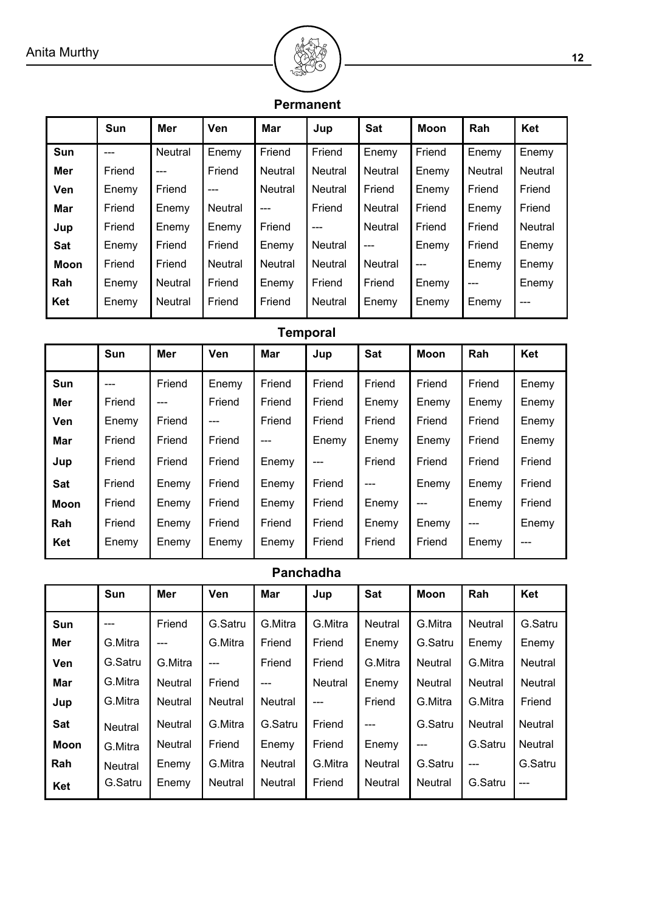### Permanent

| | Sun | Mer | Ven | Mar | Jup | Sat | Moon | Rah | Ket |
|---|---|---|---|---|---|---|---|---|---|
| **Sun** | --- | Neutral | Enemy | Friend | Friend | Enemy | Friend | Enemy | Enemy |
| **Mer** | Friend | --- | Friend | Neutral | Neutral | Neutral | Enemy | Neutral | Neutral |
| **Ven** | Enemy | Friend | --- | Neutral | Neutral | Friend | Enemy | Friend | Friend |
| **Mar** | Friend | Enemy | Neutral | --- | Friend | Neutral | Friend | Enemy | Friend |
| **Jup** | Friend | Enemy | Enemy | Friend | --- | Neutral | Friend | Friend | Neutral |
| **Sat** | Enemy | Friend | Friend | Enemy | Neutral | --- | Enemy | Friend | Enemy |
| **Moon** | Friend | Friend | Neutral | Neutral | Neutral | Neutral | --- | Enemy | Enemy |
| **Rah** | Enemy | Neutral | Friend | Enemy | Friend | Friend | Enemy | --- | Enemy |
| **Ket** | Enemy | Neutral | Friend | Friend | Neutral | Enemy | Enemy | Enemy | --- |

### Temporal

| | Sun | Mer | Ven | Mar | Jup | Sat | Moon | Rah | Ket |
|---|---|---|---|---|---|---|---|---|---|
| **Sun** | --- | Friend | Enemy | Friend | Friend | Friend | Friend | Friend | Enemy |
| **Mer** | Friend | --- | Friend | Friend | Friend | Enemy | Enemy | Enemy | Enemy |
| **Ven** | Enemy | Friend | --- | Friend | Friend | Friend | Friend | Friend | Enemy |
| **Mar** | Friend | Friend | Friend | --- | Enemy | Enemy | Enemy | Friend | Enemy |
| **Jup** | Friend | Friend | Friend | Enemy | --- | Friend | Friend | Friend | Friend |
| **Sat** | Friend | Enemy | Friend | Enemy | Friend | --- | Enemy | Enemy | Friend |
| **Moon** | Friend | Enemy | Friend | Enemy | Friend | Enemy | --- | Enemy | Friend |
| **Rah** | Friend | Enemy | Friend | Friend | Friend | Enemy | Enemy | --- | Enemy |
| **Ket** | Enemy | Enemy | Enemy | Enemy | Friend | Friend | Friend | Enemy | --- |

### Panchadha

| | Sun | Mer | Ven | Mar | Jup | Sat | Moon | Rah | Ket |
|---|---|---|---|---|---|---|---|---|---|
| **Sun** | --- | Friend | G.Satru | G.Mitra | G.Mitra | Neutral | G.Mitra | Neutral | G.Satru |
| **Mer** | G.Mitra | --- | G.Mitra | Friend | Friend | Enemy | G.Satru | Enemy | Enemy |
| **Ven** | G.Satru | G.Mitra | --- | Friend | Friend | G.Mitra | Neutral | G.Mitra | Neutral |
| **Mar** | G.Mitra | Neutral | Friend | --- | Neutral | Enemy | Neutral | Neutral | Neutral |
| **Jup** | G.Mitra | Neutral | Neutral | Neutral | --- | Friend | G.Mitra | G.Mitra | Friend |
| **Sat** | Neutral | Neutral | G.Mitra | G.Satru | Friend | --- | G.Satru | Neutral | Neutral |
| **Moon** | G.Mitra | Neutral | Friend | Enemy | Friend | Enemy | --- | G.Satru | Neutral |
| **Rah** | Neutral | Enemy | G.Mitra | Neutral | G.Mitra | Neutral | G.Satru | --- | G.Satru |
| **Ket** | G.Satru | Enemy | Neutral | Neutral | Friend | Neutral | Neutral | G.Satru | --- |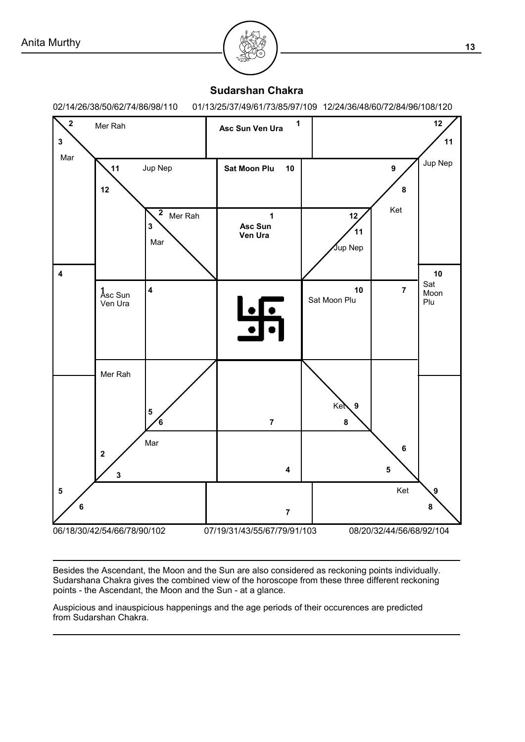## Sudarshan Chakra

02/14/26/38/50/62/74/86/98/110   01/13/25/37/49/61/73/85/97/109   12/24/36/48/60/72/84/96/108/120

06/18/30/42/54/66/78/90/102   07/19/31/43/55/67/79/91/103   08/20/32/44/56/68/92/104

Besides the Ascendant, the Moon and the Sun are also considered as reckoning points individually. Sudarshana Chakra gives the combined view of the horoscope from these three different reckoning points - the Ascendant, the Moon and the Sun - at a glance.

Auspicious and inauspicious happenings and the age periods of their occurences are predicted from Sudarshan Chakra.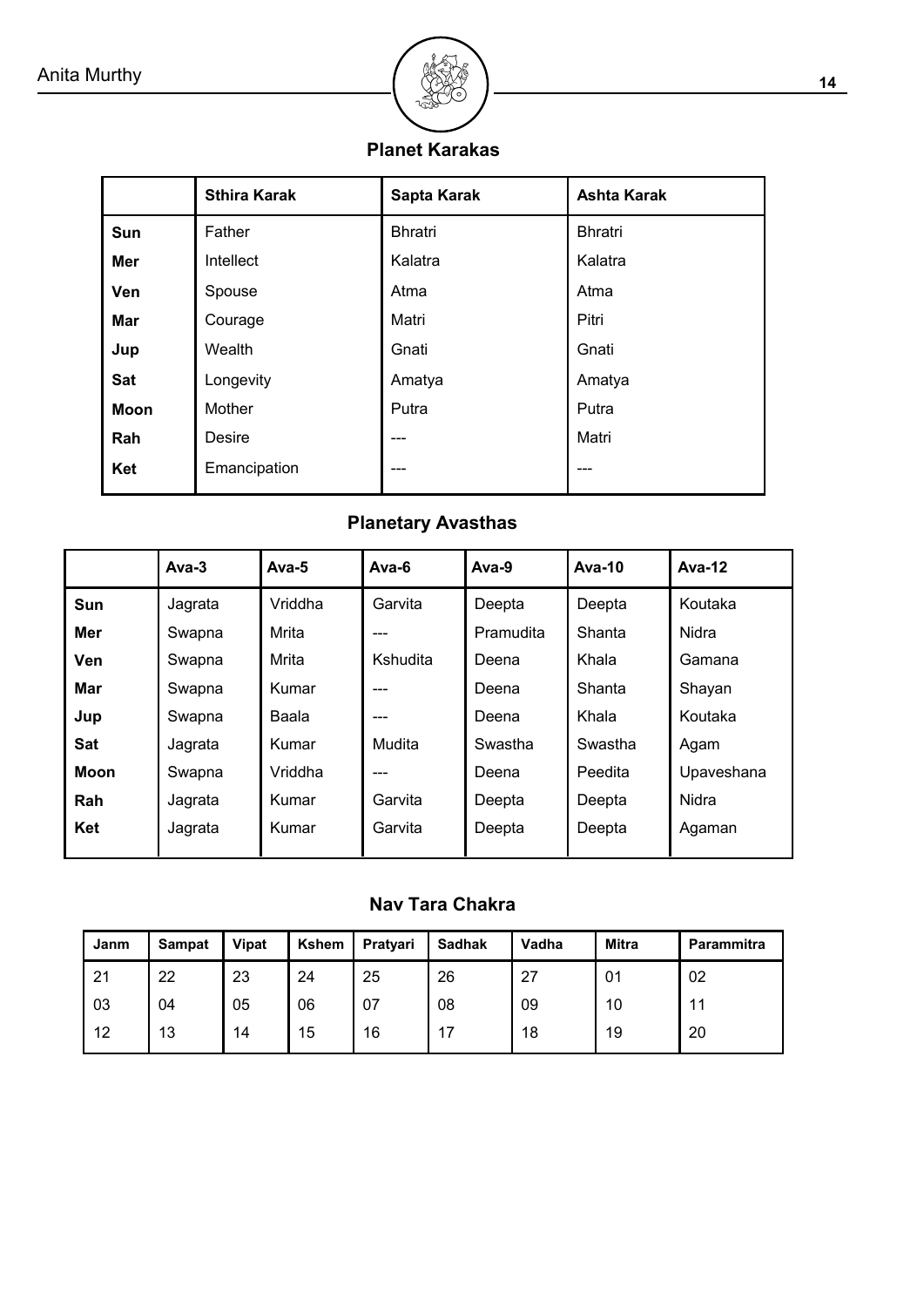## Planet Karakas

| | Sthira Karak | Sapta Karak | Ashta Karak |
|---|---|---|---|
| **Sun** | Father | Bhratri | Bhratri |
| **Mer** | Intellect | Kalatra | Kalatra |
| **Ven** | Spouse | Atma | Atma |
| **Mar** | Courage | Matri | Pitri |
| **Jup** | Wealth | Gnati | Gnati |
| **Sat** | Longevity | Amatya | Amatya |
| **Moon** | Mother | Putra | Putra |
| **Rah** | Desire | --- | Matri |
| **Ket** | Emancipation | --- | --- |

## Planetary Avasthas

| | Ava-3 | Ava-5 | Ava-6 | Ava-9 | Ava-10 | Ava-12 |
|---|---|---|---|---|---|---|
| **Sun** | Jagrata | Vriddha | Garvita | Deepta | Deepta | Koutaka |
| **Mer** | Swapna | Mrita | --- | Pramudita | Shanta | Nidra |
| **Ven** | Swapna | Mrita | Kshudita | Deena | Khala | Gamana |
| **Mar** | Swapna | Kumar | --- | Deena | Shanta | Shayan |
| **Jup** | Swapna | Baala | --- | Deena | Khala | Koutaka |
| **Sat** | Jagrata | Kumar | Mudita | Swastha | Swastha | Agam |
| **Moon** | Swapna | Vriddha | --- | Deena | Peedita | Upaveshana |
| **Rah** | Jagrata | Kumar | Garvita | Deepta | Deepta | Nidra |
| **Ket** | Jagrata | Kumar | Garvita | Deepta | Deepta | Agaman |

## Nav Tara Chakra

| Janm | Sampat | Vipat | Kshem | Pratyari | Sadhak | Vadha | Mitra | Parammitra |
|---|---|---|---|---|---|---|---|---|
| 21 | 22 | 23 | 24 | 25 | 26 | 27 | 01 | 02 |
| 03 | 04 | 05 | 06 | 07 | 08 | 09 | 10 | 11 |
| 12 | 13 | 14 | 15 | 16 | 17 | 18 | 19 | 20 |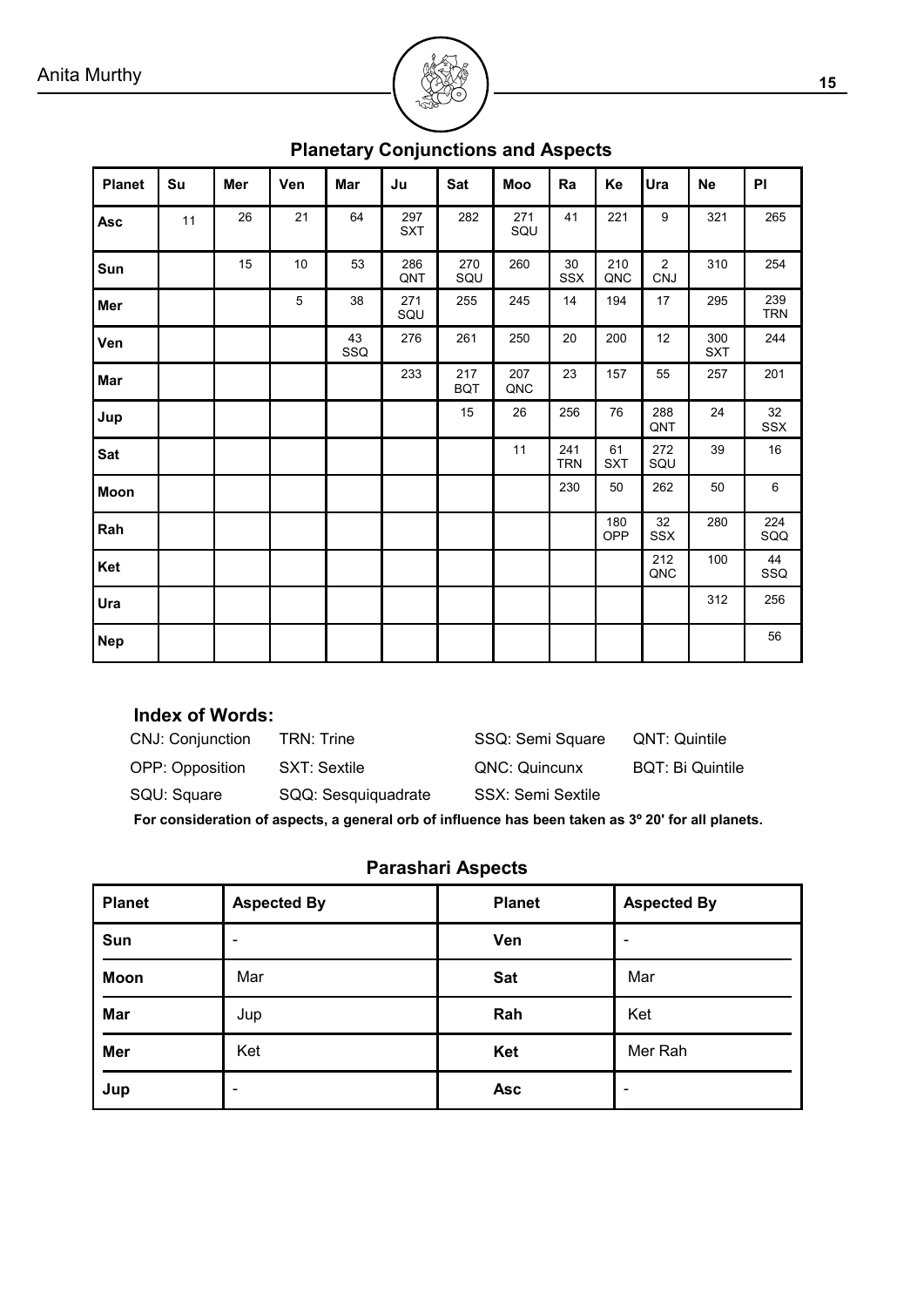## Planetary Conjunctions and Aspects

| Planet | Su | Mer | Ven | Mar | Ju | Sat | Moo | Ra | Ke | Ura | Ne | Pl |
|---|---|---|---|---|---|---|---|---|---|---|---|---|
| **Asc** | 11 | 26 | 21 | 64 | 297 SXT | 282 | 271 SQU | 41 | 221 | 9 | 321 | 265 |
| **Sun** | | 15 | 10 | 53 | 286 QNT | 270 SQU | 260 | 30 SSX | 210 QNC | 2 CNJ | 310 | 254 |
| **Mer** | | | 5 | 38 | 271 SQU | 255 | 245 | 14 | 194 | 17 | 295 | 239 TRN |
| **Ven** | | | | 43 SSQ | 276 | 261 | 250 | 20 | 200 | 12 | 300 SXT | 244 |
| **Mar** | | | | | 233 | 217 BQT | 207 QNC | 23 | 157 | 55 | 257 | 201 |
| **Jup** | | | | | | 15 | 26 | 256 | 76 | 288 QNT | 24 | 32 SSX |
| **Sat** | | | | | | | 11 | 241 TRN | 61 SXT | 272 SQU | 39 | 16 |
| **Moon** | | | | | | | | 230 | 50 | 262 | 50 | 6 |
| **Rah** | | | | | | | | | 180 OPP | 32 SSX | 280 | 224 SQQ |
| **Ket** | | | | | | | | | | 212 QNC | 100 | 44 SSQ |
| **Ura** | | | | | | | | | | | 312 | 256 |
| **Nep** | | | | | | | | | | | | 56 |

### Index of Words:

| | | | |
|---|---|---|---|
| CNJ: Conjunction | TRN: Trine | SSQ: Semi Square | QNT: Quintile |
| OPP: Opposition | SXT: Sextile | QNC: Quincunx | BQT: Bi Quintile |
| SQU: Square | SQQ: Sesquiquadrate | SSX: Semi Sextile | |

**For consideration of aspects, a general orb of influence has been taken as 3º 20' for all planets.**

## Parashari Aspects

| Planet | Aspected By | Planet | Aspected By |
|---|---|---|---|
| **Sun** | - | **Ven** | - |
| **Moon** | Mar | **Sat** | Mar |
| **Mar** | Jup | **Rah** | Ket |
| **Mer** | Ket | **Ket** | Mer Rah |
| **Jup** | - | **Asc** | - |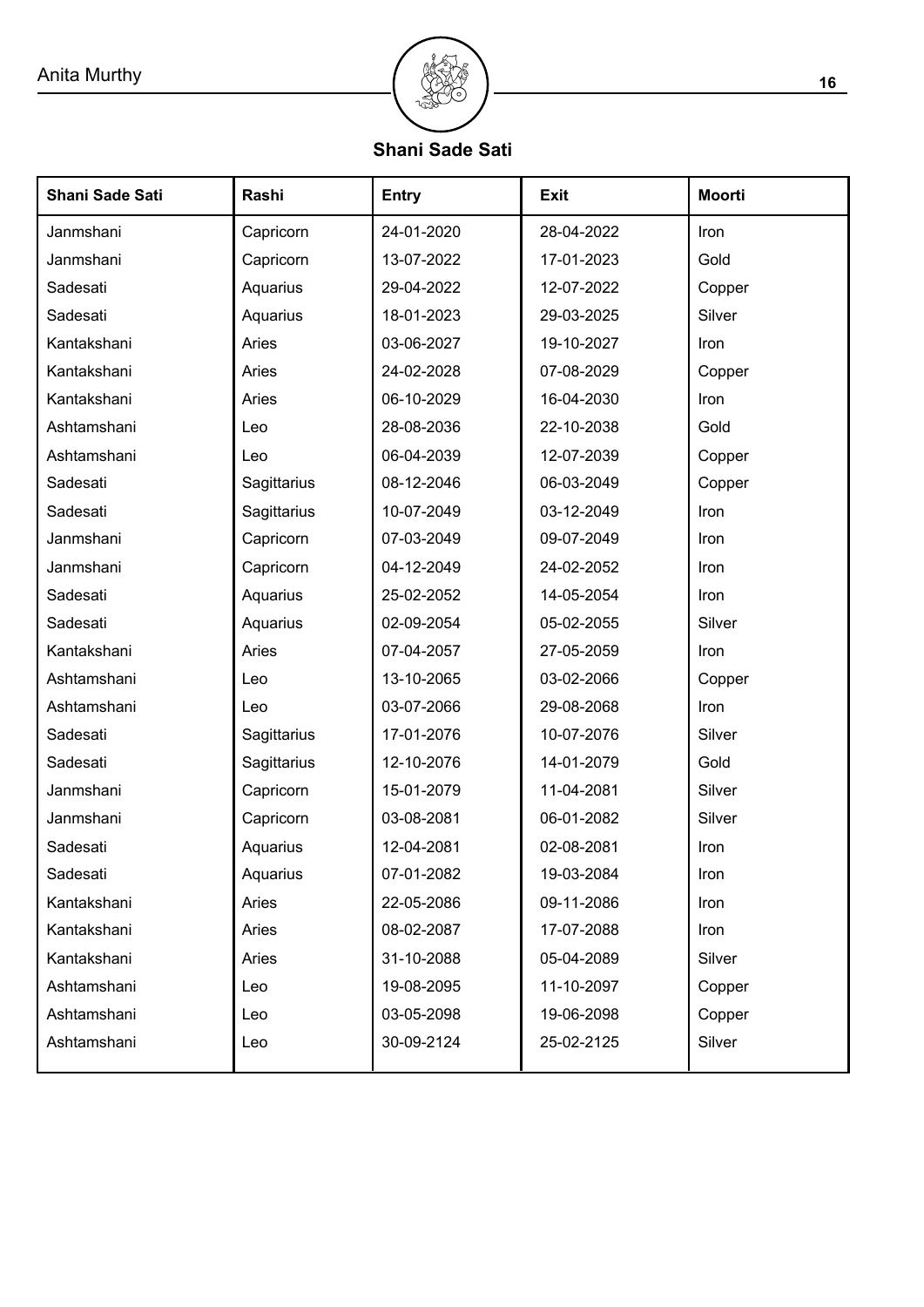## Shani Sade Sati

| Shani Sade Sati | Rashi | Entry | Exit | Moorti |
|---|---|---|---|---|
| Janmshani | Capricorn | 24-01-2020 | 28-04-2022 | Iron |
| Janmshani | Capricorn | 13-07-2022 | 17-01-2023 | Gold |
| Sadesati | Aquarius | 29-04-2022 | 12-07-2022 | Copper |
| Sadesati | Aquarius | 18-01-2023 | 29-03-2025 | Silver |
| Kantakshani | Aries | 03-06-2027 | 19-10-2027 | Iron |
| Kantakshani | Aries | 24-02-2028 | 07-08-2029 | Copper |
| Kantakshani | Aries | 06-10-2029 | 16-04-2030 | Iron |
| Ashtamshani | Leo | 28-08-2036 | 22-10-2038 | Gold |
| Ashtamshani | Leo | 06-04-2039 | 12-07-2039 | Copper |
| Sadesati | Sagittarius | 08-12-2046 | 06-03-2049 | Copper |
| Sadesati | Sagittarius | 10-07-2049 | 03-12-2049 | Iron |
| Janmshani | Capricorn | 07-03-2049 | 09-07-2049 | Iron |
| Janmshani | Capricorn | 04-12-2049 | 24-02-2052 | Iron |
| Sadesati | Aquarius | 25-02-2052 | 14-05-2054 | Iron |
| Sadesati | Aquarius | 02-09-2054 | 05-02-2055 | Silver |
| Kantakshani | Aries | 07-04-2057 | 27-05-2059 | Iron |
| Ashtamshani | Leo | 13-10-2065 | 03-02-2066 | Copper |
| Ashtamshani | Leo | 03-07-2066 | 29-08-2068 | Iron |
| Sadesati | Sagittarius | 17-01-2076 | 10-07-2076 | Silver |
| Sadesati | Sagittarius | 12-10-2076 | 14-01-2079 | Gold |
| Janmshani | Capricorn | 15-01-2079 | 11-04-2081 | Silver |
| Janmshani | Capricorn | 03-08-2081 | 06-01-2082 | Silver |
| Sadesati | Aquarius | 12-04-2081 | 02-08-2081 | Iron |
| Sadesati | Aquarius | 07-01-2082 | 19-03-2084 | Iron |
| Kantakshani | Aries | 22-05-2086 | 09-11-2086 | Iron |
| Kantakshani | Aries | 08-02-2087 | 17-07-2088 | Iron |
| Kantakshani | Aries | 31-10-2088 | 05-04-2089 | Silver |
| Ashtamshani | Leo | 19-08-2095 | 11-10-2097 | Copper |
| Ashtamshani | Leo | 03-05-2098 | 19-06-2098 | Copper |
| Ashtamshani | Leo | 30-09-2124 | 25-02-2125 | Silver |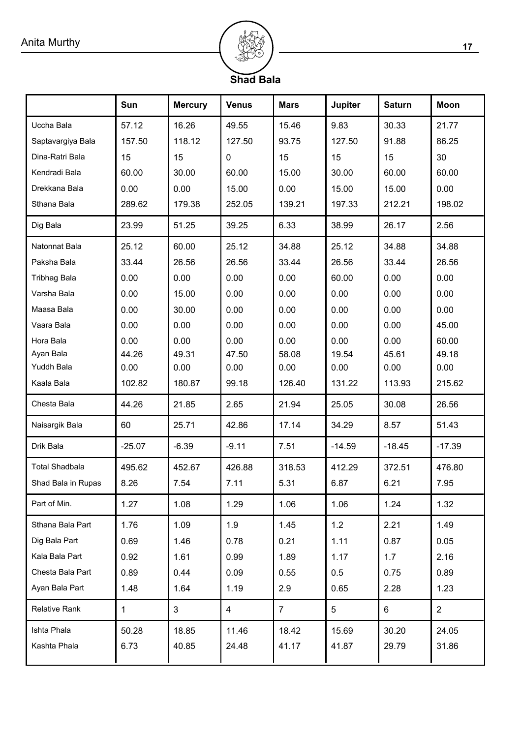## Shad Bala

| | Sun | Mercury | Venus | Mars | Jupiter | Saturn | Moon |
|---|---|---|---|---|---|---|---|
| Uccha Bala | 57.12 | 16.26 | 49.55 | 15.46 | 9.83 | 30.33 | 21.77 |
| Saptavargiya Bala | 157.50 | 118.12 | 127.50 | 93.75 | 127.50 | 91.88 | 86.25 |
| Dina-Ratri Bala | 15 | 15 | 0 | 15 | 15 | 15 | 30 |
| Kendradi Bala | 60.00 | 30.00 | 60.00 | 15.00 | 30.00 | 60.00 | 60.00 |
| Drekkana Bala | 0.00 | 0.00 | 15.00 | 0.00 | 15.00 | 15.00 | 0.00 |
| Sthana Bala | 289.62 | 179.38 | 252.05 | 139.21 | 197.33 | 212.21 | 198.02 |
| Dig Bala | 23.99 | 51.25 | 39.25 | 6.33 | 38.99 | 26.17 | 2.56 |
| Natonnat Bala | 25.12 | 60.00 | 25.12 | 34.88 | 25.12 | 34.88 | 34.88 |
| Paksha Bala | 33.44 | 26.56 | 26.56 | 33.44 | 26.56 | 33.44 | 26.56 |
| Tribhag Bala | 0.00 | 0.00 | 0.00 | 0.00 | 60.00 | 0.00 | 0.00 |
| Varsha Bala | 0.00 | 15.00 | 0.00 | 0.00 | 0.00 | 0.00 | 0.00 |
| Maasa Bala | 0.00 | 30.00 | 0.00 | 0.00 | 0.00 | 0.00 | 0.00 |
| Vaara Bala | 0.00 | 0.00 | 0.00 | 0.00 | 0.00 | 0.00 | 45.00 |
| Hora Bala | 0.00 | 0.00 | 0.00 | 0.00 | 0.00 | 0.00 | 60.00 |
| Ayan Bala | 44.26 | 49.31 | 47.50 | 58.08 | 19.54 | 45.61 | 49.18 |
| Yuddh Bala | 0.00 | 0.00 | 0.00 | 0.00 | 0.00 | 0.00 | 0.00 |
| Kaala Bala | 102.82 | 180.87 | 99.18 | 126.40 | 131.22 | 113.93 | 215.62 |
| Chesta Bala | 44.26 | 21.85 | 2.65 | 21.94 | 25.05 | 30.08 | 26.56 |
| Naisargik Bala | 60 | 25.71 | 42.86 | 17.14 | 34.29 | 8.57 | 51.43 |
| Drik Bala | -25.07 | -6.39 | -9.11 | 7.51 | -14.59 | -18.45 | -17.39 |
| Total Shadbala | 495.62 | 452.67 | 426.88 | 318.53 | 412.29 | 372.51 | 476.80 |
| Shad Bala in Rupas | 8.26 | 7.54 | 7.11 | 5.31 | 6.87 | 6.21 | 7.95 |
| Part of Min. | 1.27 | 1.08 | 1.29 | 1.06 | 1.06 | 1.24 | 1.32 |
| Sthana Bala Part | 1.76 | 1.09 | 1.9 | 1.45 | 1.2 | 2.21 | 1.49 |
| Dig Bala Part | 0.69 | 1.46 | 0.78 | 0.21 | 1.11 | 0.87 | 0.05 |
| Kala Bala Part | 0.92 | 1.61 | 0.99 | 1.89 | 1.17 | 1.7 | 2.16 |
| Chesta Bala Part | 0.89 | 0.44 | 0.09 | 0.55 | 0.5 | 0.75 | 0.89 |
| Ayan Bala Part | 1.48 | 1.64 | 1.19 | 2.9 | 0.65 | 2.28 | 1.23 |
| Relative Rank | 1 | 3 | 4 | 7 | 5 | 6 | 2 |
| Ishta Phala | 50.28 | 18.85 | 11.46 | 18.42 | 15.69 | 30.20 | 24.05 |
| Kashta Phala | 6.73 | 40.85 | 24.48 | 41.17 | 41.87 | 29.79 | 31.86 |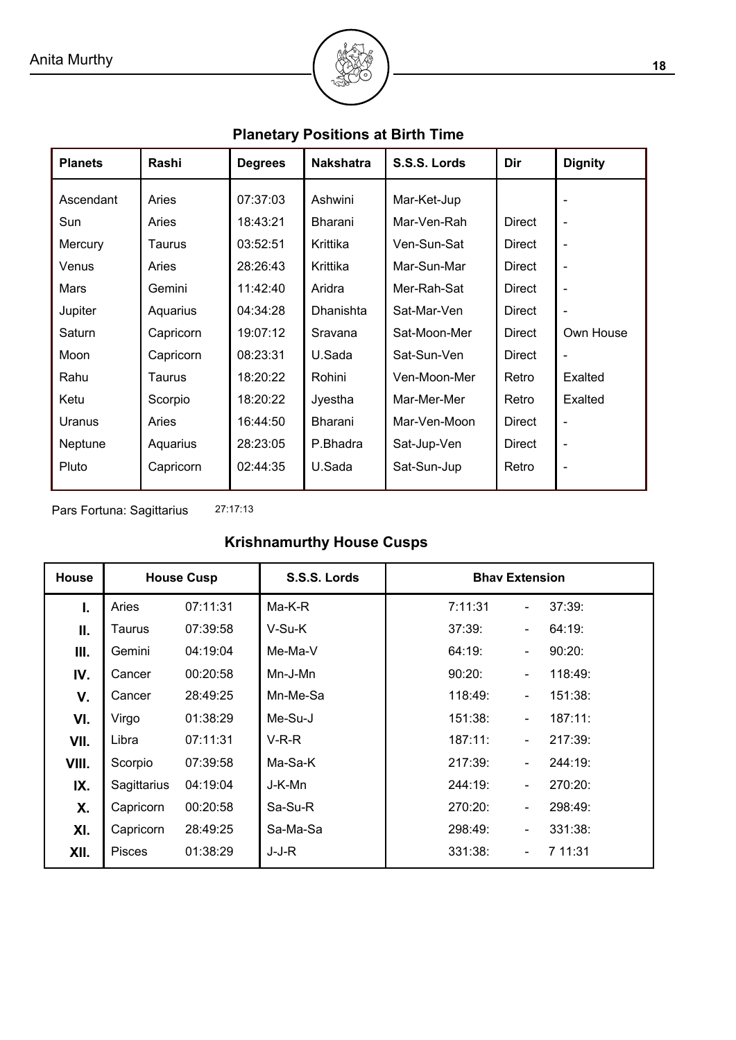## Planetary Positions at Birth Time

| Planets | Rashi | Degrees | Nakshatra | S.S.S. Lords | Dir | Dignity |
|---|---|---|---|---|---|---|
| Ascendant | Aries | 07:37:03 | Ashwini | Mar-Ket-Jup | | - |
| Sun | Aries | 18:43:21 | Bharani | Mar-Ven-Rah | Direct | - |
| Mercury | Taurus | 03:52:51 | Krittika | Ven-Sun-Sat | Direct | - |
| Venus | Aries | 28:26:43 | Krittika | Mar-Sun-Mar | Direct | - |
| Mars | Gemini | 11:42:40 | Aridra | Mer-Rah-Sat | Direct | - |
| Jupiter | Aquarius | 04:34:28 | Dhanishta | Sat-Mar-Ven | Direct | - |
| Saturn | Capricorn | 19:07:12 | Sravana | Sat-Moon-Mer | Direct | Own House |
| Moon | Capricorn | 08:23:31 | U.Sada | Sat-Sun-Ven | Direct | - |
| Rahu | Taurus | 18:20:22 | Rohini | Ven-Moon-Mer | Retro | Exalted |
| Ketu | Scorpio | 18:20:22 | Jyestha | Mar-Mer-Mer | Retro | Exalted |
| Uranus | Aries | 16:44:50 | Bharani | Mar-Ven-Moon | Direct | - |
| Neptune | Aquarius | 28:23:05 | P.Bhadra | Sat-Jup-Ven | Direct | - |
| Pluto | Capricorn | 02:44:35 | U.Sada | Sat-Sun-Jup | Retro | - |

Pars Fortuna: Sagittarius 27:17:13

## Krishnamurthy House Cusps

| House | House Cusp | | S.S.S. Lords | Bhav Extension | | |
|---|---|---|---|---|---|---|
| I. | Aries | 07:11:31 | Ma-K-R | 7:11:31 | - | 37:39: |
| II. | Taurus | 07:39:58 | V-Su-K | 37:39: | - | 64:19: |
| III. | Gemini | 04:19:04 | Me-Ma-V | 64:19: | - | 90:20: |
| IV. | Cancer | 00:20:58 | Mn-J-Mn | 90:20: | - | 118:49: |
| V. | Cancer | 28:49:25 | Mn-Me-Sa | 118:49: | - | 151:38: |
| VI. | Virgo | 01:38:29 | Me-Su-J | 151:38: | - | 187:11: |
| VII. | Libra | 07:11:31 | V-R-R | 187:11: | - | 217:39: |
| VIII. | Scorpio | 07:39:58 | Ma-Sa-K | 217:39: | - | 244:19: |
| IX. | Sagittarius | 04:19:04 | J-K-Mn | 244:19: | - | 270:20: |
| X. | Capricorn | 00:20:58 | Sa-Su-R | 270:20: | - | 298:49: |
| XI. | Capricorn | 28:49:25 | Sa-Ma-Sa | 298:49: | - | 331:38: |
| XII. | Pisces | 01:38:29 | J-J-R | 331:38: | - | 7 11:31 |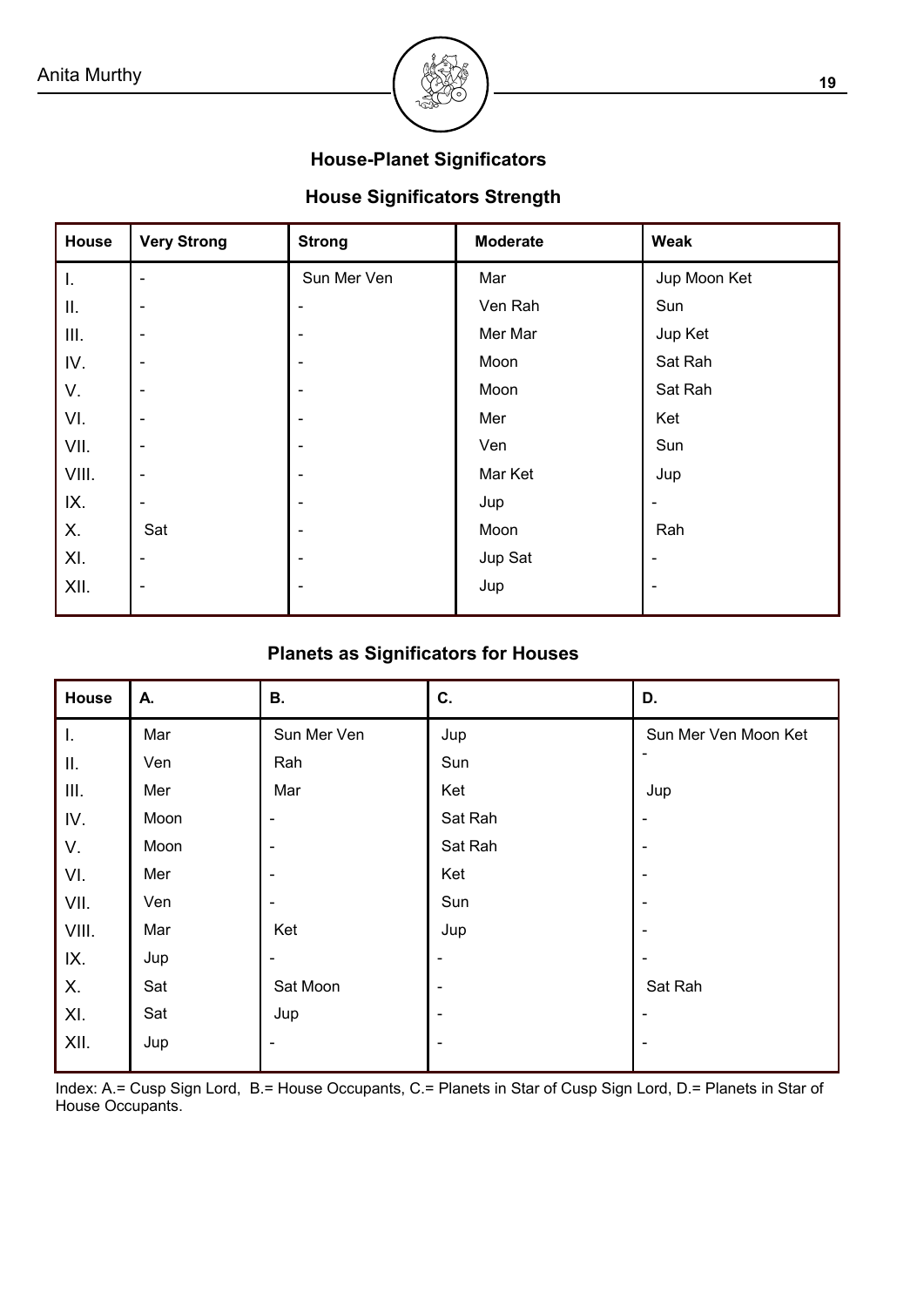## House-Planet Significators

### House Significators Strength

| House | Very Strong | Strong | Moderate | Weak |
|---|---|---|---|---|
| I. | - | Sun Mer Ven | Mar | Jup Moon Ket |
| II. | - | - | Ven Rah | Sun |
| III. | - | - | Mer Mar | Jup Ket |
| IV. | - | - | Moon | Sat Rah |
| V. | - | - | Moon | Sat Rah |
| VI. | - | - | Mer | Ket |
| VII. | - | - | Ven | Sun |
| VIII. | - | - | Mar Ket | Jup |
| IX. | - | - | Jup | - |
| X. | Sat | - | Moon | Rah |
| XI. | - | - | Jup Sat | - |
| XII. | - | - | Jup | - |

### Planets as Significators for Houses

| House | A. | B. | C. | D. |
|---|---|---|---|---|
| I. | Mar | Sun Mer Ven | Jup | Sun Mer Ven Moon Ket |
| II. | Ven | Rah | Sun | - |
| III. | Mer | Mar | Ket | Jup |
| IV. | Moon | - | Sat Rah | - |
| V. | Moon | - | Sat Rah | - |
| VI. | Mer | - | Ket | - |
| VII. | Ven | - | Sun | - |
| VIII. | Mar | Ket | Jup | - |
| IX. | Jup | - | - | - |
| X. | Sat | Sat Moon | - | Sat Rah |
| XI. | Sat | Jup | - | - |
| XII. | Jup | - | - | - |

Index: A.= Cusp Sign Lord, B.= House Occupants, C.= Planets in Star of Cusp Sign Lord, D.= Planets in Star of House Occupants.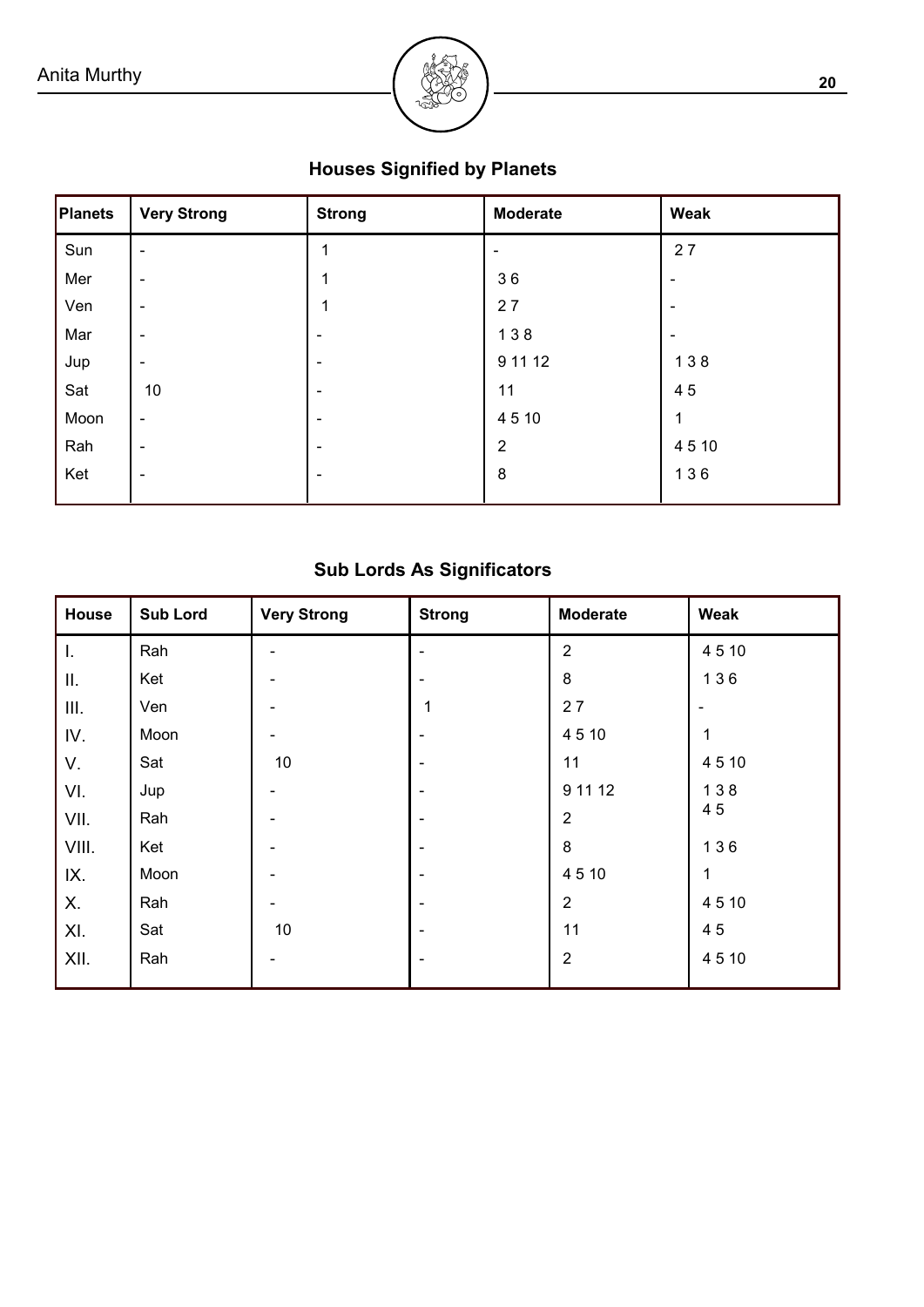## Houses Signified by Planets

| Planets | Very Strong | Strong | Moderate | Weak |
|---|---|---|---|---|
| Sun | - | 1 | - | 2 7 |
| Mer | - | 1 | 3 6 | - |
| Ven | - | 1 | 2 7 | - |
| Mar | - | - | 1 3 8 | - |
| Jup | - | - | 9 11 12 | 1 3 8 |
| Sat | 10 | - | 11 | 4 5 |
| Moon | - | - | 4 5 10 | 1 |
| Rah | - | - | 2 | 4 5 10 |
| Ket | - | - | 8 | 1 3 6 |

## Sub Lords As Significators

| House | Sub Lord | Very Strong | Strong | Moderate | Weak |
|---|---|---|---|---|---|
| I. | Rah | - | - | 2 | 4 5 10 |
| II. | Ket | - | - | 8 | 1 3 6 |
| III. | Ven | - | 1 | 2 7 | - |
| IV. | Moon | - | - | 4 5 10 | 1 |
| V. | Sat | 10 | - | 11 | 4 5 10 |
| VI. | Jup | - | - | 9 11 12 | 1 3 8 |
| VII. | Rah | - | - | 2 | 4 5 |
| VIII. | Ket | - | - | 8 | 1 3 6 |
| IX. | Moon | - | - | 4 5 10 | 1 |
| X. | Rah | - | - | 2 | 4 5 10 |
| XI. | Sat | 10 | - | 11 | 4 5 |
| XII. | Rah | - | - | 2 | 4 5 10 |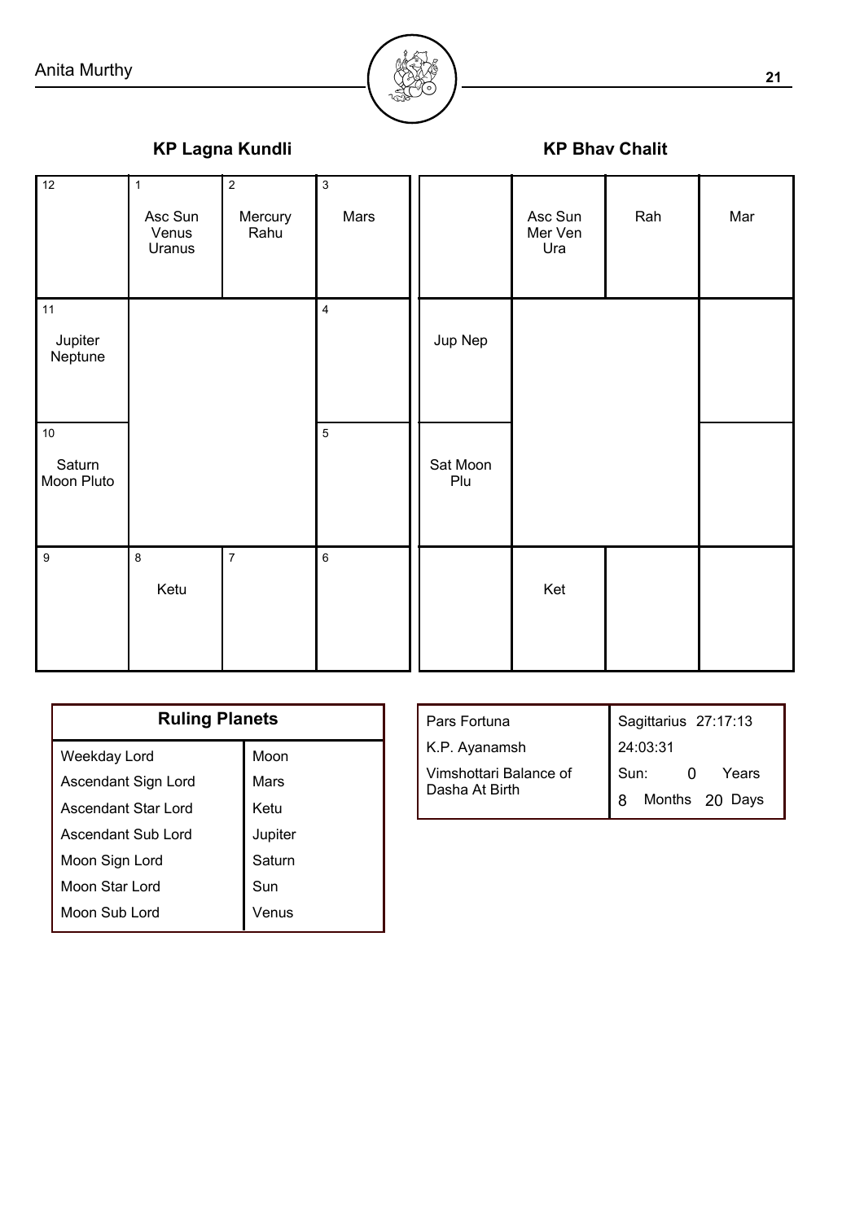## KP Lagna Kundli

| 12 | 1<br>Asc Sun<br>Venus<br>Uranus | 2<br>Mercury<br>Rahu | 3<br>Mars |
|---|---|---|---|
| 11<br>Jupiter<br>Neptune | | | 4 |
| 10<br>Saturn<br>Moon Pluto | | | 5 |
| 9 | 8<br>Ketu | 7 | 6 |

## KP Bhav Chalit

| | Asc Sun<br>Mer Ven<br>Ura | Rah | Mar |
|---|---|---|---|
| Jup Nep | | | |
| Sat Moon<br>Plu | | | |
| | Ket | | |

| Ruling Planets | |
|---|---|
| Weekday Lord | Moon |
| Ascendant Sign Lord | Mars |
| Ascendant Star Lord | Ketu |
| Ascendant Sub Lord | Jupiter |
| Moon Sign Lord | Saturn |
| Moon Star Lord | Sun |
| Moon Sub Lord | Venus |

| | |
|---|---|
| Pars Fortuna | Sagittarius 27:17:13 |
| K.P. Ayanamsh | 24:03:31 |
| Vimshottari Balance of Dasha At Birth | Sun: 0 Years 8 Months 20 Days |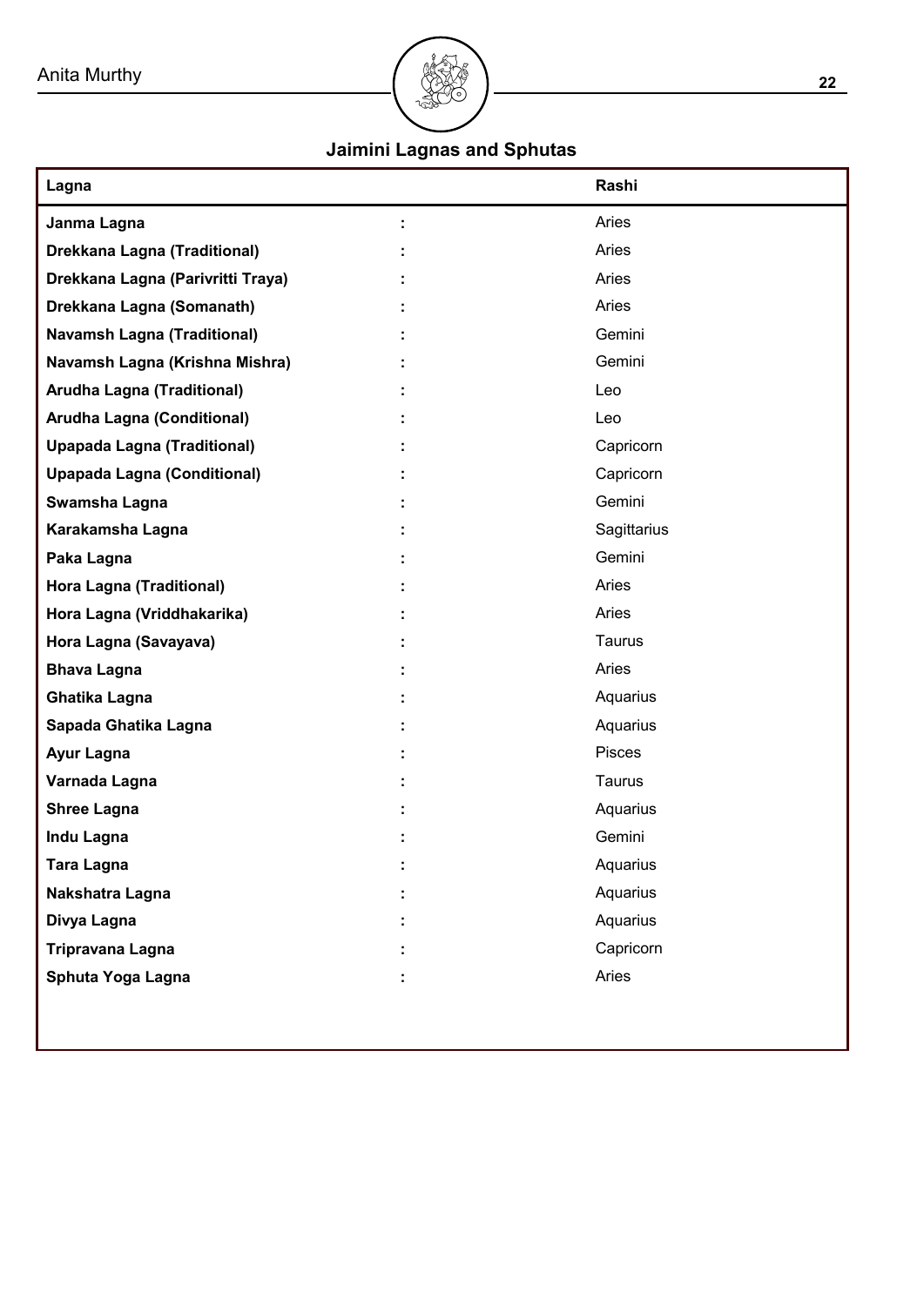## Jaimini Lagnas and Sphutas

| Lagna | | Rashi |
|---|---|---|
| **Janma Lagna** | : | Aries |
| **Drekkana Lagna (Traditional)** | : | Aries |
| **Drekkana Lagna (Parivritti Traya)** | : | Aries |
| **Drekkana Lagna (Somanath)** | : | Aries |
| **Navamsh Lagna (Traditional)** | : | Gemini |
| **Navamsh Lagna (Krishna Mishra)** | : | Gemini |
| **Arudha Lagna (Traditional)** | : | Leo |
| **Arudha Lagna (Conditional)** | : | Leo |
| **Upapada Lagna (Traditional)** | : | Capricorn |
| **Upapada Lagna (Conditional)** | : | Capricorn |
| **Swamsha Lagna** | : | Gemini |
| **Karakamsha Lagna** | : | Sagittarius |
| **Paka Lagna** | : | Gemini |
| **Hora Lagna (Traditional)** | : | Aries |
| **Hora Lagna (Vriddhakarika)** | : | Aries |
| **Hora Lagna (Savayava)** | : | Taurus |
| **Bhava Lagna** | : | Aries |
| **Ghatika Lagna** | : | Aquarius |
| **Sapada Ghatika Lagna** | : | Aquarius |
| **Ayur Lagna** | : | Pisces |
| **Varnada Lagna** | : | Taurus |
| **Shree Lagna** | : | Aquarius |
| **Indu Lagna** | : | Gemini |
| **Tara Lagna** | : | Aquarius |
| **Nakshatra Lagna** | : | Aquarius |
| **Divya Lagna** | : | Aquarius |
| **Tripravana Lagna** | : | Capricorn |
| **Sphuta Yoga Lagna** | : | Aries |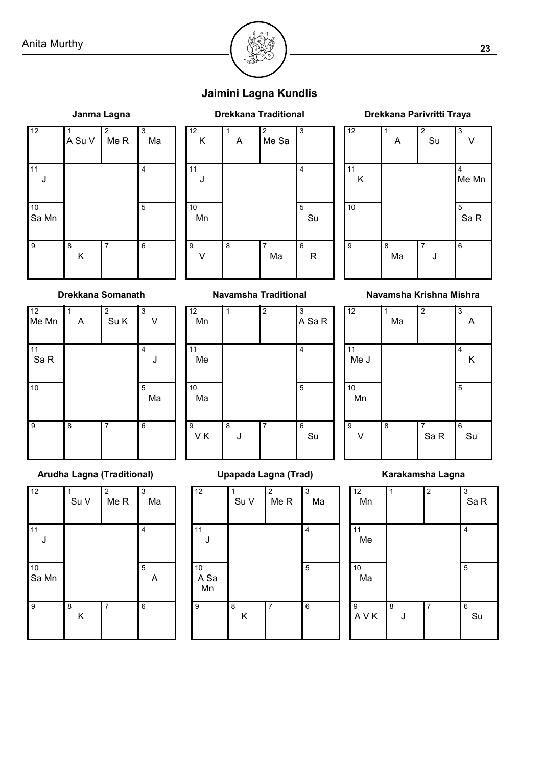# Jaimini Lagna Kundlis

### Janma Lagna

| 12 | 1 A Su V | 2 Me R | 3 Ma |
|---|---|---|---|
| 11 J | | | 4 |
| 10 Sa Mn | | | 5 |
| 9 | 8 K | 7 | 6 |

### Drekkana Traditional

| 12 K | 1 A | 2 Me Sa | 3 |
|---|---|---|---|
| 11 J | | | 4 |
| 10 Mn | | | 5 Su |
| 9 V | 8 | 7 Ma | 6 R |

### Drekkana Parivritti Traya

| 12 | 1 A | 2 Su | 3 V |
|---|---|---|---|
| 11 K | | | 4 Me Mn |
| 10 | | | 5 Sa R |
| 9 | 8 Ma | 7 J | 6 |

### Drekkana Somanath

| 12 Me Mn | 1 A | 2 Su K | 3 V |
|---|---|---|---|
| 11 Sa R | | | 4 J |
| 10 | | | 5 Ma |
| 9 | 8 | 7 | 6 |

### Navamsha Traditional

| 12 Mn | 1 | 2 | 3 A Sa R |
|---|---|---|---|
| 11 Me | | | 4 |
| 10 Ma | | | 5 |
| 9 V K | 8 J | 7 | 6 Su |

### Navamsha Krishna Mishra

| 12 | 1 Ma | 2 | 3 A |
|---|---|---|---|
| 11 Me J | | | 4 K |
| 10 Mn | | | 5 |
| 9 V | 8 | 7 Sa R | 6 Su |

### Arudha Lagna (Traditional)

| 12 | 1 Su V | 2 Me R | 3 Ma |
|---|---|---|---|
| 11 J | | | 4 |
| 10 Sa Mn | | | 5 A |
| 9 | 8 K | 7 | 6 |

### Upapada Lagna (Trad)

| 12 | 1 Su V | 2 Me R | 3 Ma |
|---|---|---|---|
| 11 J | | | 4 |
| 10 A Sa Mn | | | 5 |
| 9 | 8 K | 7 | 6 |

### Karakamsha Lagna

| 12 Mn | 1 | 2 | 3 Sa R |
|---|---|---|---|
| 11 Me | | | 4 |
| 10 Ma | | | 5 |
| 9 A V K | 8 J | 7 | 6 Su |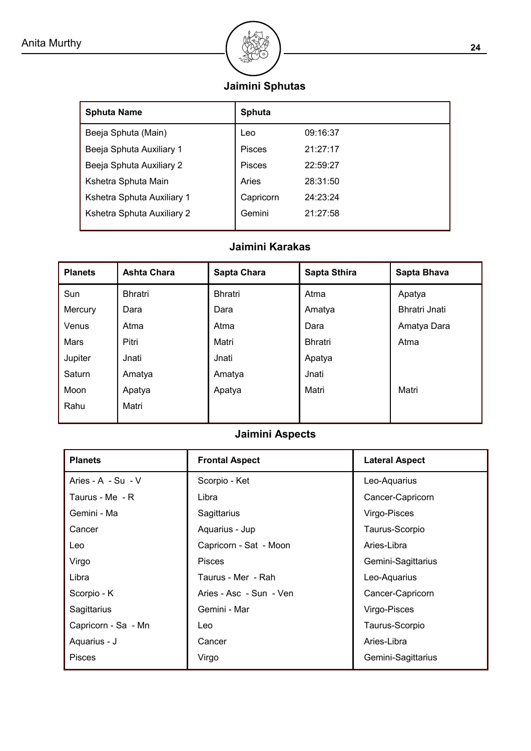## Jaimini Sphutas

| Sphuta Name | Sphuta | |
|---|---|---|
| Beeja Sphuta (Main) | Leo | 09:16:37 |
| Beeja Sphuta Auxiliary 1 | Pisces | 21:27:17 |
| Beeja Sphuta Auxiliary 2 | Pisces | 22:59:27 |
| Kshetra Sphuta Main | Aries | 28:31:50 |
| Kshetra Sphuta Auxiliary 1 | Capricorn | 24:23:24 |
| Kshetra Sphuta Auxiliary 2 | Gemini | 21:27:58 |

## Jaimini Karakas

| Planets | Ashta Chara | Sapta Chara | Sapta Sthira | Sapta Bhava |
|---|---|---|---|---|
| Sun | Bhratri | Bhratri | Atma | Apatya |
| Mercury | Dara | Dara | Amatya | Bhratri Jnati |
| Venus | Atma | Atma | Dara | Amatya Dara |
| Mars | Pitri | Matri | Bhratri | Atma |
| Jupiter | Jnati | Jnati | Apatya | |
| Saturn | Amatya | Amatya | Jnati | |
| Moon | Apatya | Apatya | Matri | Matri |
| Rahu | Matri | | | |

## Jaimini Aspects

| Planets | Frontal Aspect | Lateral Aspect |
|---|---|---|
| Aries - A - Su - V | Scorpio - Ket | Leo-Aquarius |
| Taurus - Me - R | Libra | Cancer-Capricorn |
| Gemini - Ma | Sagittarius | Virgo-Pisces |
| Cancer | Aquarius - Jup | Taurus-Scorpio |
| Leo | Capricorn - Sat - Moon | Aries-Libra |
| Virgo | Pisces | Gemini-Sagittarius |
| Libra | Taurus - Mer - Rah | Leo-Aquarius |
| Scorpio - K | Aries - Asc - Sun - Ven | Cancer-Capricorn |
| Sagittarius | Gemini - Mar | Virgo-Pisces |
| Capricorn - Sa - Mn | Leo | Taurus-Scorpio |
| Aquarius - J | Cancer | Aries-Libra |
| Pisces | Virgo | Gemini-Sagittarius |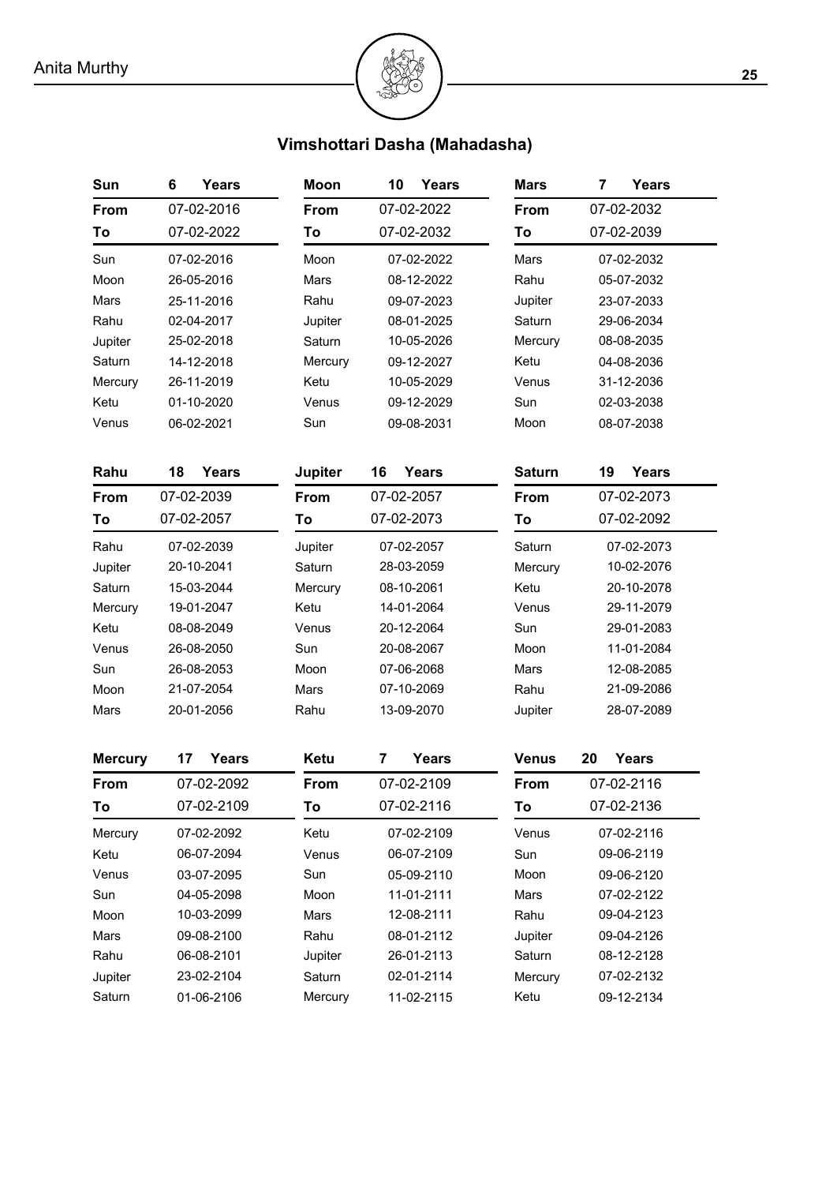## Vimshottari Dasha (Mahadasha)

| Sun | 6 Years |
|---|---|
| From | 07-02-2016 |
| To | 07-02-2022 |
| Sun | 07-02-2016 |
| Moon | 26-05-2016 |
| Mars | 25-11-2016 |
| Rahu | 02-04-2017 |
| Jupiter | 25-02-2018 |
| Saturn | 14-12-2018 |
| Mercury | 26-11-2019 |
| Ketu | 01-10-2020 |
| Venus | 06-02-2021 |

| Moon | 10 Years |
|---|---|
| From | 07-02-2022 |
| To | 07-02-2032 |
| Moon | 07-02-2022 |
| Mars | 08-12-2022 |
| Rahu | 09-07-2023 |
| Jupiter | 08-01-2025 |
| Saturn | 10-05-2026 |
| Mercury | 09-12-2027 |
| Ketu | 10-05-2029 |
| Venus | 09-12-2029 |
| Sun | 09-08-2031 |

| Mars | 7 Years |
|---|---|
| From | 07-02-2032 |
| To | 07-02-2039 |
| Mars | 07-02-2032 |
| Rahu | 05-07-2032 |
| Jupiter | 23-07-2033 |
| Saturn | 29-06-2034 |
| Mercury | 08-08-2035 |
| Ketu | 04-08-2036 |
| Venus | 31-12-2036 |
| Sun | 02-03-2038 |
| Moon | 08-07-2038 |

| Rahu | 18 Years |
|---|---|
| From | 07-02-2039 |
| To | 07-02-2057 |
| Rahu | 07-02-2039 |
| Jupiter | 20-10-2041 |
| Saturn | 15-03-2044 |
| Mercury | 19-01-2047 |
| Ketu | 08-08-2049 |
| Venus | 26-08-2050 |
| Sun | 26-08-2053 |
| Moon | 21-07-2054 |
| Mars | 20-01-2056 |

| Jupiter | 16 Years |
|---|---|
| From | 07-02-2057 |
| To | 07-02-2073 |
| Jupiter | 07-02-2057 |
| Saturn | 28-03-2059 |
| Mercury | 08-10-2061 |
| Ketu | 14-01-2064 |
| Venus | 20-12-2064 |
| Sun | 20-08-2067 |
| Moon | 07-06-2068 |
| Mars | 07-10-2069 |
| Rahu | 13-09-2070 |

| Saturn | 19 Years |
|---|---|
| From | 07-02-2073 |
| To | 07-02-2092 |
| Saturn | 07-02-2073 |
| Mercury | 10-02-2076 |
| Ketu | 20-10-2078 |
| Venus | 29-11-2079 |
| Sun | 29-01-2083 |
| Moon | 11-01-2084 |
| Mars | 12-08-2085 |
| Rahu | 21-09-2086 |
| Jupiter | 28-07-2089 |

| Mercury | 17 Years |
|---|---|
| From | 07-02-2092 |
| To | 07-02-2109 |
| Mercury | 07-02-2092 |
| Ketu | 06-07-2094 |
| Venus | 03-07-2095 |
| Sun | 04-05-2098 |
| Moon | 10-03-2099 |
| Mars | 09-08-2100 |
| Rahu | 06-08-2101 |
| Jupiter | 23-02-2104 |
| Saturn | 01-06-2106 |

| Ketu | 7 Years |
|---|---|
| From | 07-02-2109 |
| To | 07-02-2116 |
| Ketu | 07-02-2109 |
| Venus | 06-07-2109 |
| Sun | 05-09-2110 |
| Moon | 11-01-2111 |
| Mars | 12-08-2111 |
| Rahu | 08-01-2112 |
| Jupiter | 26-01-2113 |
| Saturn | 02-01-2114 |
| Mercury | 11-02-2115 |

| Venus | 20 Years |
|---|---|
| From | 07-02-2116 |
| To | 07-02-2136 |
| Venus | 07-02-2116 |
| Sun | 09-06-2119 |
| Moon | 09-06-2120 |
| Mars | 07-02-2122 |
| Rahu | 09-04-2123 |
| Jupiter | 09-04-2126 |
| Saturn | 08-12-2128 |
| Mercury | 07-02-2132 |
| Ketu | 09-12-2134 |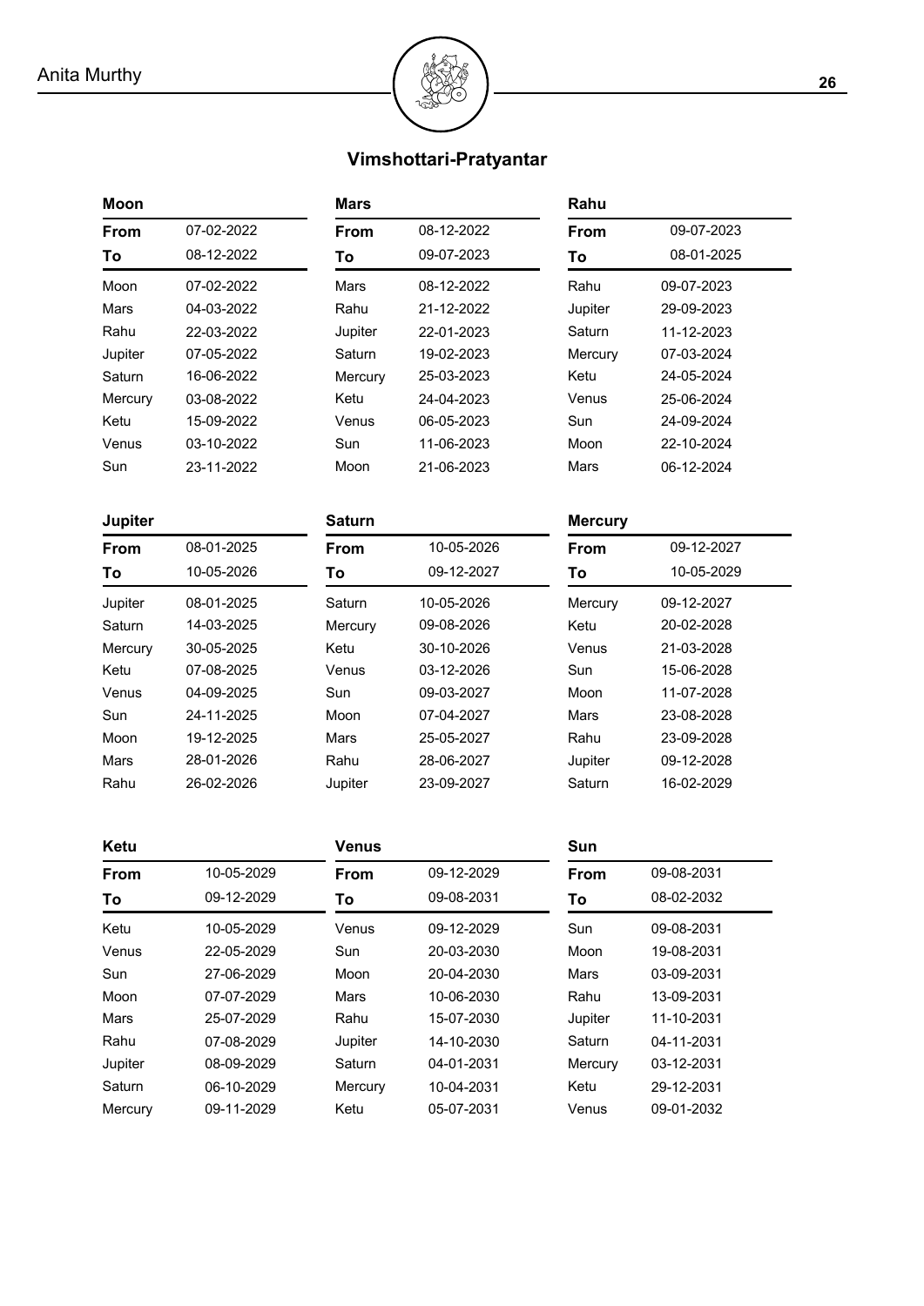# Vimshottari-Pratyantar

### Moon

| From | 07-02-2022 |
|---|---|
| To | 08-12-2022 |
| Moon | 07-02-2022 |
| Mars | 04-03-2022 |
| Rahu | 22-03-2022 |
| Jupiter | 07-05-2022 |
| Saturn | 16-06-2022 |
| Mercury | 03-08-2022 |
| Ketu | 15-09-2022 |
| Venus | 03-10-2022 |
| Sun | 23-11-2022 |

### Mars

| From | 08-12-2022 |
|---|---|
| To | 09-07-2023 |
| Mars | 08-12-2022 |
| Rahu | 21-12-2022 |
| Jupiter | 22-01-2023 |
| Saturn | 19-02-2023 |
| Mercury | 25-03-2023 |
| Ketu | 24-04-2023 |
| Venus | 06-05-2023 |
| Sun | 11-06-2023 |
| Moon | 21-06-2023 |

### Rahu

| From | 09-07-2023 |
|---|---|
| To | 08-01-2025 |
| Rahu | 09-07-2023 |
| Jupiter | 29-09-2023 |
| Saturn | 11-12-2023 |
| Mercury | 07-03-2024 |
| Ketu | 24-05-2024 |
| Venus | 25-06-2024 |
| Sun | 24-09-2024 |
| Moon | 22-10-2024 |
| Mars | 06-12-2024 |

### Jupiter

| From | 08-01-2025 |
|---|---|
| To | 10-05-2026 |
| Jupiter | 08-01-2025 |
| Saturn | 14-03-2025 |
| Mercury | 30-05-2025 |
| Ketu | 07-08-2025 |
| Venus | 04-09-2025 |
| Sun | 24-11-2025 |
| Moon | 19-12-2025 |
| Mars | 28-01-2026 |
| Rahu | 26-02-2026 |

### Saturn

| From | 10-05-2026 |
|---|---|
| To | 09-12-2027 |
| Saturn | 10-05-2026 |
| Mercury | 09-08-2026 |
| Ketu | 30-10-2026 |
| Venus | 03-12-2026 |
| Sun | 09-03-2027 |
| Moon | 07-04-2027 |
| Mars | 25-05-2027 |
| Rahu | 28-06-2027 |
| Jupiter | 23-09-2027 |

### Mercury

| From | 09-12-2027 |
|---|---|
| To | 10-05-2029 |
| Mercury | 09-12-2027 |
| Ketu | 20-02-2028 |
| Venus | 21-03-2028 |
| Sun | 15-06-2028 |
| Moon | 11-07-2028 |
| Mars | 23-08-2028 |
| Rahu | 23-09-2028 |
| Jupiter | 09-12-2028 |
| Saturn | 16-02-2029 |

### Ketu

| From | 10-05-2029 |
|---|---|
| To | 09-12-2029 |
| Ketu | 10-05-2029 |
| Venus | 22-05-2029 |
| Sun | 27-06-2029 |
| Moon | 07-07-2029 |
| Mars | 25-07-2029 |
| Rahu | 07-08-2029 |
| Jupiter | 08-09-2029 |
| Saturn | 06-10-2029 |
| Mercury | 09-11-2029 |

### Venus

| From | 09-12-2029 |
|---|---|
| To | 09-08-2031 |
| Venus | 09-12-2029 |
| Sun | 20-03-2030 |
| Moon | 20-04-2030 |
| Mars | 10-06-2030 |
| Rahu | 15-07-2030 |
| Jupiter | 14-10-2030 |
| Saturn | 04-01-2031 |
| Mercury | 10-04-2031 |
| Ketu | 05-07-2031 |

### Sun

| From | 09-08-2031 |
|---|---|
| To | 08-02-2032 |
| Sun | 09-08-2031 |
| Moon | 19-08-2031 |
| Mars | 03-09-2031 |
| Rahu | 13-09-2031 |
| Jupiter | 11-10-2031 |
| Saturn | 04-11-2031 |
| Mercury | 03-12-2031 |
| Ketu | 29-12-2031 |
| Venus | 09-01-2032 |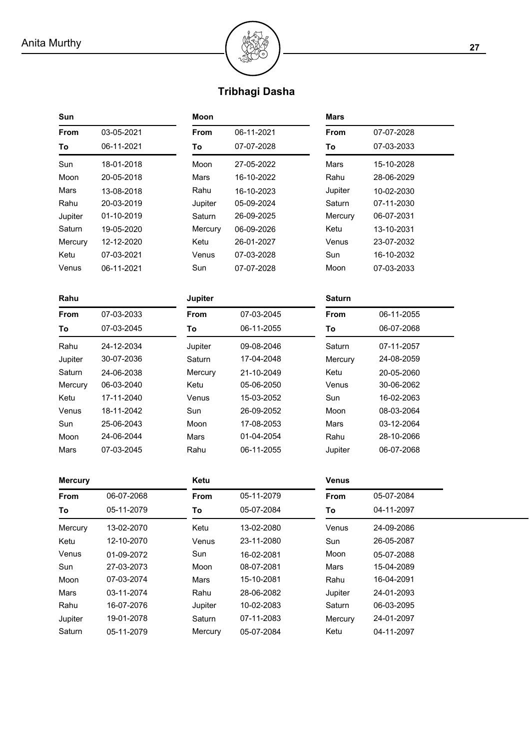# Tribhagi Dasha

### Sun

| From | 03-05-2021 |
|---|---|
| **To** | **06-11-2021** |
| Sun | 18-01-2018 |
| Moon | 20-05-2018 |
| Mars | 13-08-2018 |
| Rahu | 20-03-2019 |
| Jupiter | 01-10-2019 |
| Saturn | 19-05-2020 |
| Mercury | 12-12-2020 |
| Ketu | 07-03-2021 |
| Venus | 06-11-2021 |

### Moon

| From | 06-11-2021 |
|---|---|
| **To** | **07-07-2028** |
| Moon | 27-05-2022 |
| Mars | 16-10-2022 |
| Rahu | 16-10-2023 |
| Jupiter | 05-09-2024 |
| Saturn | 26-09-2025 |
| Mercury | 06-09-2026 |
| Ketu | 26-01-2027 |
| Venus | 07-03-2028 |
| Sun | 07-07-2028 |

### Mars

| From | 07-07-2028 |
|---|---|
| **To** | **07-03-2033** |
| Mars | 15-10-2028 |
| Rahu | 28-06-2029 |
| Jupiter | 10-02-2030 |
| Saturn | 07-11-2030 |
| Mercury | 06-07-2031 |
| Ketu | 13-10-2031 |
| Venus | 23-07-2032 |
| Sun | 16-10-2032 |
| Moon | 07-03-2033 |

### Rahu

| From | 07-03-2033 |
|---|---|
| **To** | **07-03-2045** |
| Rahu | 24-12-2034 |
| Jupiter | 30-07-2036 |
| Saturn | 24-06-2038 |
| Mercury | 06-03-2040 |
| Ketu | 17-11-2040 |
| Venus | 18-11-2042 |
| Sun | 25-06-2043 |
| Moon | 24-06-2044 |
| Mars | 07-03-2045 |

### Jupiter

| From | 07-03-2045 |
|---|---|
| **To** | **06-11-2055** |
| Jupiter | 09-08-2046 |
| Saturn | 17-04-2048 |
| Mercury | 21-10-2049 |
| Ketu | 05-06-2050 |
| Venus | 15-03-2052 |
| Sun | 26-09-2052 |
| Moon | 17-08-2053 |
| Mars | 01-04-2054 |
| Rahu | 06-11-2055 |

### Saturn

| From | 06-11-2055 |
|---|---|
| **To** | **06-07-2068** |
| Saturn | 07-11-2057 |
| Mercury | 24-08-2059 |
| Ketu | 20-05-2060 |
| Venus | 30-06-2062 |
| Sun | 16-02-2063 |
| Moon | 08-03-2064 |
| Mars | 03-12-2064 |
| Rahu | 28-10-2066 |
| Jupiter | 06-07-2068 |

### Mercury

| From | 06-07-2068 |
|---|---|
| **To** | **05-11-2079** |
| Mercury | 13-02-2070 |
| Ketu | 12-10-2070 |
| Venus | 01-09-2072 |
| Sun | 27-03-2073 |
| Moon | 07-03-2074 |
| Mars | 03-11-2074 |
| Rahu | 16-07-2076 |
| Jupiter | 19-01-2078 |
| Saturn | 05-11-2079 |

### Ketu

| From | 05-11-2079 |
|---|---|
| **To** | **05-07-2084** |
| Ketu | 13-02-2080 |
| Venus | 23-11-2080 |
| Sun | 16-02-2081 |
| Moon | 08-07-2081 |
| Mars | 15-10-2081 |
| Rahu | 28-06-2082 |
| Jupiter | 10-02-2083 |
| Saturn | 07-11-2083 |
| Mercury | 05-07-2084 |

### Venus

| From | 05-07-2084 |
|---|---|
| **To** | **04-11-2097** |
| Venus | 24-09-2086 |
| Sun | 26-05-2087 |
| Moon | 05-07-2088 |
| Mars | 15-04-2089 |
| Rahu | 16-04-2091 |
| Jupiter | 24-01-2093 |
| Saturn | 06-03-2095 |
| Mercury | 24-01-2097 |
| Ketu | 04-11-2097 |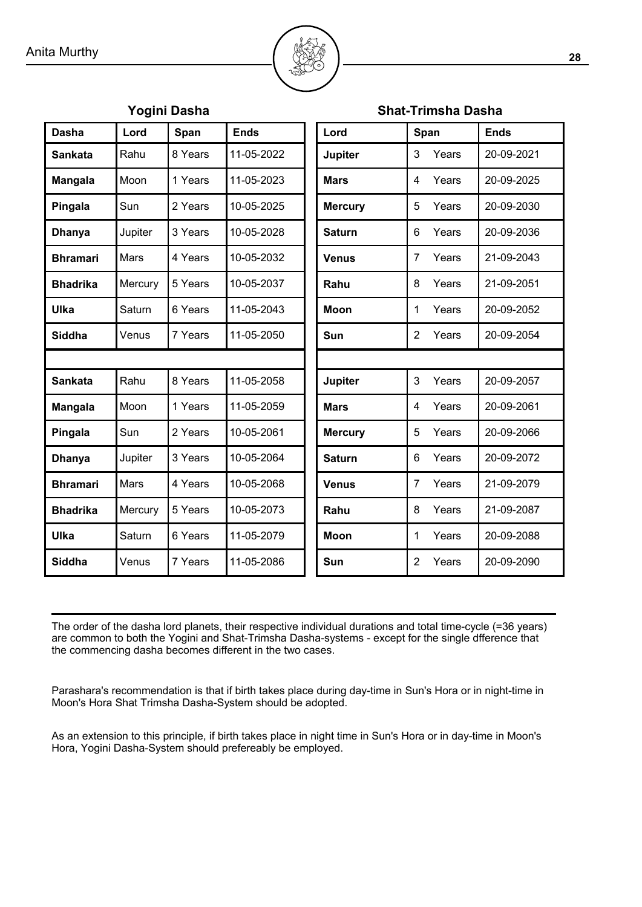## Yogini Dasha

| Dasha | Lord | Span | Ends |
|---|---|---|---|
| **Sankata** | Rahu | 8 Years | 11-05-2022 |
| **Mangala** | Moon | 1 Years | 11-05-2023 |
| **Pingala** | Sun | 2 Years | 10-05-2025 |
| **Dhanya** | Jupiter | 3 Years | 10-05-2028 |
| **Bhramari** | Mars | 4 Years | 10-05-2032 |
| **Bhadrika** | Mercury | 5 Years | 10-05-2037 |
| **Ulka** | Saturn | 6 Years | 11-05-2043 |
| **Siddha** | Venus | 7 Years | 11-05-2050 |
| | | | |
| **Sankata** | Rahu | 8 Years | 11-05-2058 |
| **Mangala** | Moon | 1 Years | 11-05-2059 |
| **Pingala** | Sun | 2 Years | 10-05-2061 |
| **Dhanya** | Jupiter | 3 Years | 10-05-2064 |
| **Bhramari** | Mars | 4 Years | 10-05-2068 |
| **Bhadrika** | Mercury | 5 Years | 10-05-2073 |
| **Ulka** | Saturn | 6 Years | 11-05-2079 |
| **Siddha** | Venus | 7 Years | 11-05-2086 |

## Shat-Trimsha Dasha

| Lord | Span | Ends |
|---|---|---|
| **Jupiter** | 3 Years | 20-09-2021 |
| **Mars** | 4 Years | 20-09-2025 |
| **Mercury** | 5 Years | 20-09-2030 |
| **Saturn** | 6 Years | 20-09-2036 |
| **Venus** | 7 Years | 21-09-2043 |
| **Rahu** | 8 Years | 21-09-2051 |
| **Moon** | 1 Years | 20-09-2052 |
| **Sun** | 2 Years | 20-09-2054 |
| | | |
| **Jupiter** | 3 Years | 20-09-2057 |
| **Mars** | 4 Years | 20-09-2061 |
| **Mercury** | 5 Years | 20-09-2066 |
| **Saturn** | 6 Years | 20-09-2072 |
| **Venus** | 7 Years | 21-09-2079 |
| **Rahu** | 8 Years | 21-09-2087 |
| **Moon** | 1 Years | 20-09-2088 |
| **Sun** | 2 Years | 20-09-2090 |

The order of the dasha lord planets, their respective individual durations and total time-cycle (=36 years) are common to both the Yogini and Shat-Trimsha Dasha-systems - except for the single dfference that the commencing dasha becomes different in the two cases.

Parashara's recommendation is that if birth takes place during day-time in Sun's Hora or in night-time in Moon's Hora Shat Trimsha Dasha-System should be adopted.

As an extension to this principle, if birth takes place in night time in Sun's Hora or in day-time in Moon's Hora, Yogini Dasha-System should prefereably be employed.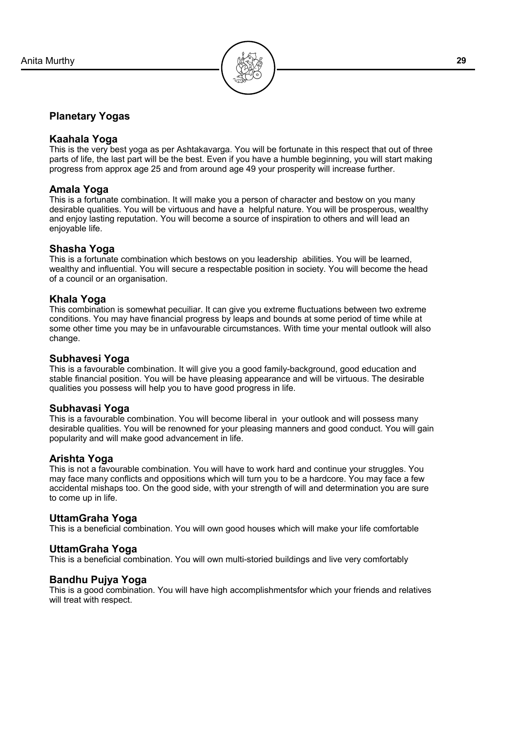## Planetary Yogas

### Kaahala Yoga

This is the very best yoga as per Ashtakavarga. You will be fortunate in this respect that out of three parts of life, the last part will be the best. Even if you have a humble beginning, you will start making progress from approx age 25 and from around age 49 your prosperity will increase further.

### Amala Yoga

This is a fortunate combination. It will make you a person of character and bestow on you many desirable qualities. You will be virtuous and have a helpful nature. You will be prosperous, wealthy and enjoy lasting reputation. You will become a source of inspiration to others and will lead an enjoyable life.

### Shasha Yoga

This is a fortunate combination which bestows on you leadership abilities. You will be learned, wealthy and influential. You will secure a respectable position in society. You will become the head of a council or an organisation.

### Khala Yoga

This combination is somewhat pecuiliar. It can give you extreme fluctuations between two extreme conditions. You may have financial progress by leaps and bounds at some period of time while at some other time you may be in unfavourable circumstances. With time your mental outlook will also change.

### Subhavesi Yoga

This is a favourable combination. It will give you a good family-background, good education and stable financial position. You will be have pleasing appearance and will be virtuous. The desirable qualities you possess will help you to have good progress in life.

### Subhavasi Yoga

This is a favourable combination. You will become liberal in your outlook and will possess many desirable qualities. You will be renowned for your pleasing manners and good conduct. You will gain popularity and will make good advancement in life.

### Arishta Yoga

This is not a favourable combination. You will have to work hard and continue your struggles. You may face many conflicts and oppositions which will turn you to be a hardcore. You may face a few accidental mishaps too. On the good side, with your strength of will and determination you are sure to come up in life.

### UttamGraha Yoga

This is a beneficial combination. You will own good houses which will make your life comfortable

### UttamGraha Yoga

This is a beneficial combination. You will own multi-storied buildings and live very comfortably

### Bandhu Pujya Yoga

This is a good combination. You will have high accomplishmentsfor which your friends and relatives will treat with respect.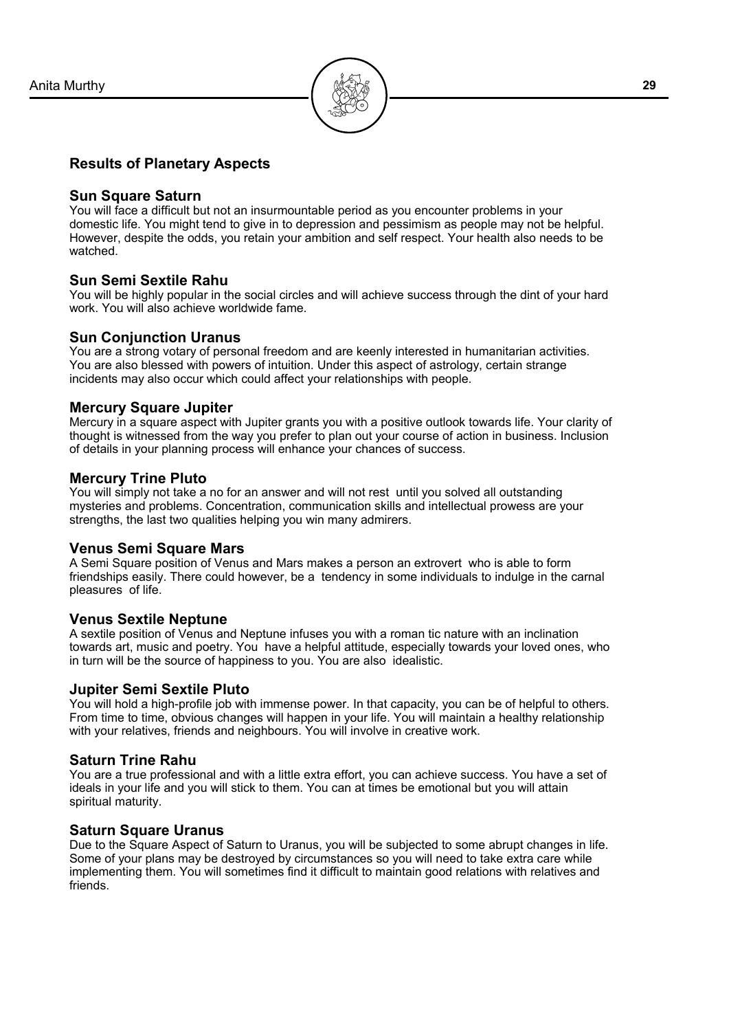## Results of Planetary Aspects

### Sun Square Saturn

You will face a difficult but not an insurmountable period as you encounter problems in your domestic life. You might tend to give in to depression and pessimism as people may not be helpful. However, despite the odds, you retain your ambition and self respect. Your health also needs to be watched.

### Sun Semi Sextile Rahu

You will be highly popular in the social circles and will achieve success through the dint of your hard work. You will also achieve worldwide fame.

### Sun Conjunction Uranus

You are a strong votary of personal freedom and are keenly interested in humanitarian activities. You are also blessed with powers of intuition. Under this aspect of astrology, certain strange incidents may also occur which could affect your relationships with people.

### Mercury Square Jupiter

Mercury in a square aspect with Jupiter grants you with a positive outlook towards life. Your clarity of thought is witnessed from the way you prefer to plan out your course of action in business. Inclusion of details in your planning process will enhance your chances of success.

### Mercury Trine Pluto

You will simply not take a no for an answer and will not rest until you solved all outstanding mysteries and problems. Concentration, communication skills and intellectual prowess are your strengths, the last two qualities helping you win many admirers.

### Venus Semi Square Mars

A Semi Square position of Venus and Mars makes a person an extrovert who is able to form friendships easily. There could however, be a tendency in some individuals to indulge in the carnal pleasures of life.

### Venus Sextile Neptune

A sextile position of Venus and Neptune infuses you with a roman tic nature with an inclination towards art, music and poetry. You have a helpful attitude, especially towards your loved ones, who in turn will be the source of happiness to you. You are also idealistic.

### Jupiter Semi Sextile Pluto

You will hold a high-profile job with immense power. In that capacity, you can be of helpful to others. From time to time, obvious changes will happen in your life. You will maintain a healthy relationship with your relatives, friends and neighbours. You will involve in creative work.

### Saturn Trine Rahu

You are a true professional and with a little extra effort, you can achieve success. You have a set of ideals in your life and you will stick to them. You can at times be emotional but you will attain spiritual maturity.

### Saturn Square Uranus

Due to the Square Aspect of Saturn to Uranus, you will be subjected to some abrupt changes in life. Some of your plans may be destroyed by circumstances so you will need to take extra care while implementing them. You will sometimes find it difficult to maintain good relations with relatives and friends.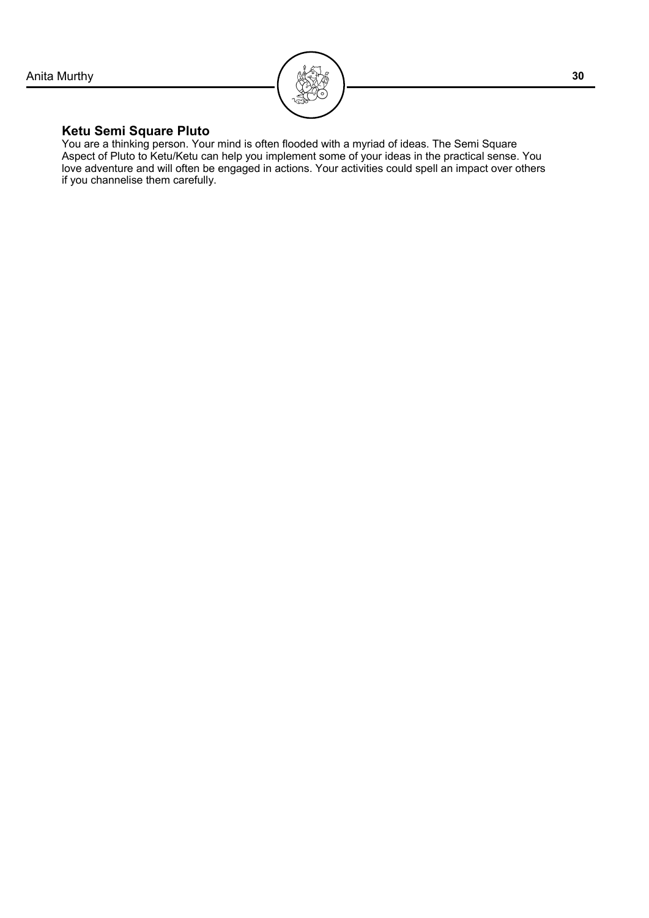### Ketu Semi Square Pluto

You are a thinking person. Your mind is often flooded with a myriad of ideas. The Semi Square Aspect of Pluto to Ketu/Ketu can help you implement some of your ideas in the practical sense. You love adventure and will often be engaged in actions. Your activities could spell an impact over others if you channelise them carefully.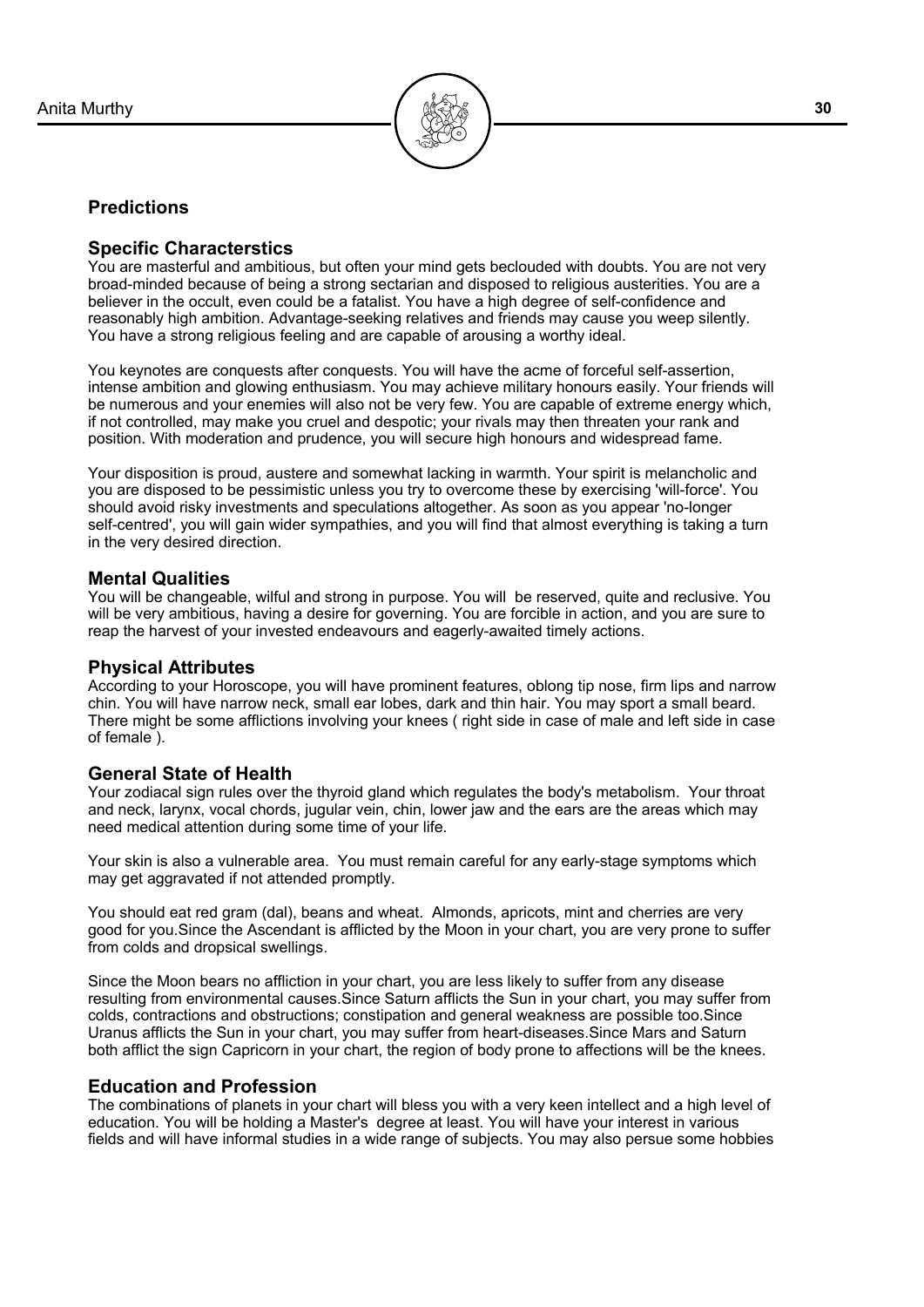## Predictions

### Specific Characterstics

You are masterful and ambitious, but often your mind gets beclouded with doubts. You are not very broad-minded because of being a strong sectarian and disposed to religious austerities. You are a believer in the occult, even could be a fatalist. You have a high degree of self-confidence and reasonably high ambition. Advantage-seeking relatives and friends may cause you weep silently. You have a strong religious feeling and are capable of arousing a worthy ideal.

You keynotes are conquests after conquests. You will have the acme of forceful self-assertion, intense ambition and glowing enthusiasm. You may achieve military honours easily. Your friends will be numerous and your enemies will also not be very few. You are capable of extreme energy which, if not controlled, may make you cruel and despotic; your rivals may then threaten your rank and position. With moderation and prudence, you will secure high honours and widespread fame.

Your disposition is proud, austere and somewhat lacking in warmth. Your spirit is melancholic and you are disposed to be pessimistic unless you try to overcome these by exercising 'will-force'. You should avoid risky investments and speculations altogether. As soon as you appear 'no-longer self-centred', you will gain wider sympathies, and you will find that almost everything is taking a turn in the very desired direction.

### Mental Qualities

You will be changeable, wilful and strong in purpose. You will be reserved, quite and reclusive. You will be very ambitious, having a desire for governing. You are forcible in action, and you are sure to reap the harvest of your invested endeavours and eagerly-awaited timely actions.

### Physical Attributes

According to your Horoscope, you will have prominent features, oblong tip nose, firm lips and narrow chin. You will have narrow neck, small ear lobes, dark and thin hair. You may sport a small beard. There might be some afflictions involving your knees ( right side in case of male and left side in case of female ).

### General State of Health

Your zodiacal sign rules over the thyroid gland which regulates the body's metabolism. Your throat and neck, larynx, vocal chords, jugular vein, chin, lower jaw and the ears are the areas which may need medical attention during some time of your life.

Your skin is also a vulnerable area. You must remain careful for any early-stage symptoms which may get aggravated if not attended promptly.

You should eat red gram (dal), beans and wheat. Almonds, apricots, mint and cherries are very good for you.Since the Ascendant is afflicted by the Moon in your chart, you are very prone to suffer from colds and dropsical swellings.

Since the Moon bears no affliction in your chart, you are less likely to suffer from any disease resulting from environmental causes.Since Saturn afflicts the Sun in your chart, you may suffer from colds, contractions and obstructions; constipation and general weakness are possible too.Since Uranus afflicts the Sun in your chart, you may suffer from heart-diseases.Since Mars and Saturn both afflict the sign Capricorn in your chart, the region of body prone to affections will be the knees.

### Education and Profession

The combinations of planets in your chart will bless you with a very keen intellect and a high level of education. You will be holding a Master's degree at least. You will have your interest in various fields and will have informal studies in a wide range of subjects. You may also persue some hobbies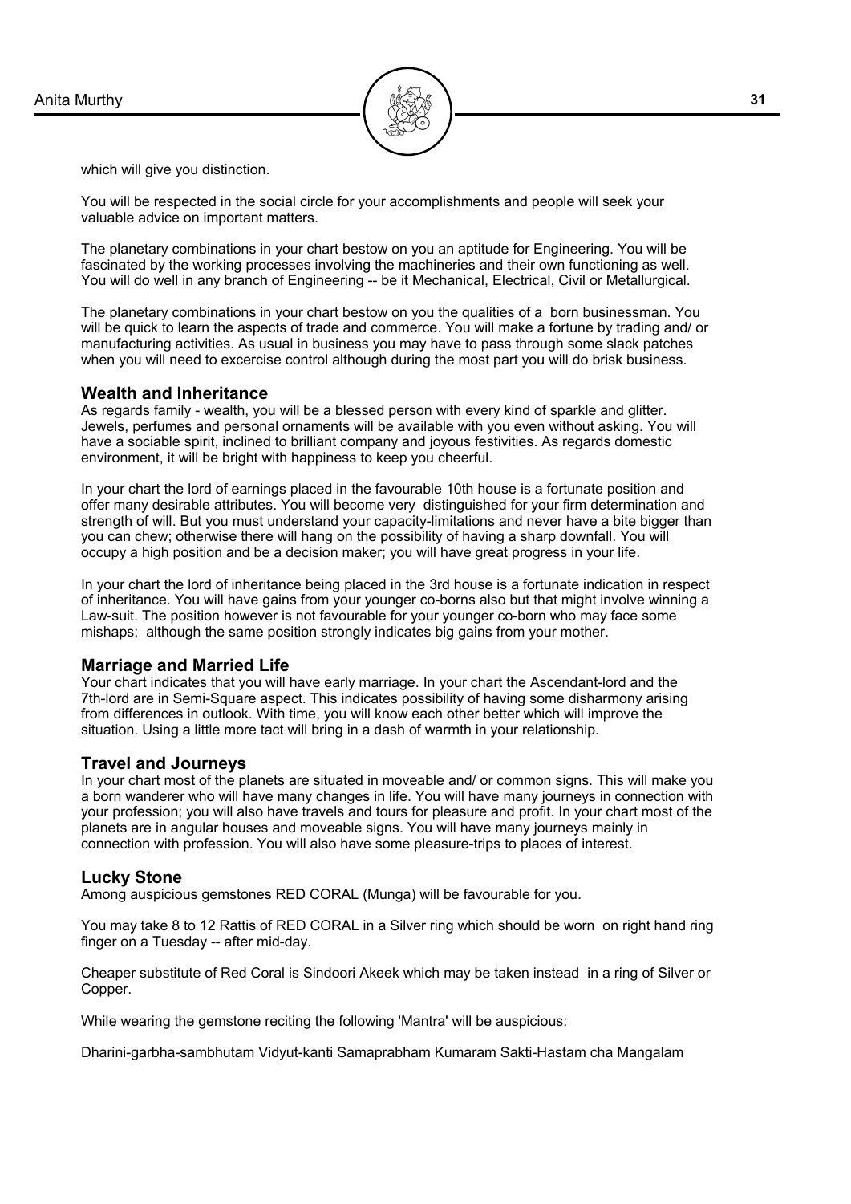which will give you distinction.

You will be respected in the social circle for your accomplishments and people will seek your valuable advice on important matters.

The planetary combinations in your chart bestow on you an aptitude for Engineering. You will be fascinated by the working processes involving the machineries and their own functioning as well. You will do well in any branch of Engineering -- be it Mechanical, Electrical, Civil or Metallurgical.

The planetary combinations in your chart bestow on you the qualities of a born businessman. You will be quick to learn the aspects of trade and commerce. You will make a fortune by trading and/ or manufacturing activities. As usual in business you may have to pass through some slack patches when you will need to excercise control although during the most part you will do brisk business.

## Wealth and Inheritance

As regards family - wealth, you will be a blessed person with every kind of sparkle and glitter. Jewels, perfumes and personal ornaments will be available with you even without asking. You will have a sociable spirit, inclined to brilliant company and joyous festivities. As regards domestic environment, it will be bright with happiness to keep you cheerful.

In your chart the lord of earnings placed in the favourable 10th house is a fortunate position and offer many desirable attributes. You will become very distinguished for your firm determination and strength of will. But you must understand your capacity-limitations and never have a bite bigger than you can chew; otherwise there will hang on the possibility of having a sharp downfall. You will occupy a high position and be a decision maker; you will have great progress in your life.

In your chart the lord of inheritance being placed in the 3rd house is a fortunate indication in respect of inheritance. You will have gains from your younger co-borns also but that might involve winning a Law-suit. The position however is not favourable for your younger co-born who may face some mishaps; although the same position strongly indicates big gains from your mother.

## Marriage and Married Life

Your chart indicates that you will have early marriage. In your chart the Ascendant-lord and the 7th-lord are in Semi-Square aspect. This indicates possibility of having some disharmony arising from differences in outlook. With time, you will know each other better which will improve the situation. Using a little more tact will bring in a dash of warmth in your relationship.

## Travel and Journeys

In your chart most of the planets are situated in moveable and/ or common signs. This will make you a born wanderer who will have many changes in life. You will have many journeys in connection with your profession; you will also have travels and tours for pleasure and profit. In your chart most of the planets are in angular houses and moveable signs. You will have many journeys mainly in connection with profession. You will also have some pleasure-trips to places of interest.

## Lucky Stone

Among auspicious gemstones RED CORAL (Munga) will be favourable for you.

You may take 8 to 12 Rattis of RED CORAL in a Silver ring which should be worn on right hand ring finger on a Tuesday -- after mid-day.

Cheaper substitute of Red Coral is Sindoori Akeek which may be taken instead in a ring of Silver or Copper.

While wearing the gemstone reciting the following 'Mantra' will be auspicious:

Dharini-garbha-sambhutam Vidyut-kanti Samaprabham Kumaram Sakti-Hastam cha Mangalam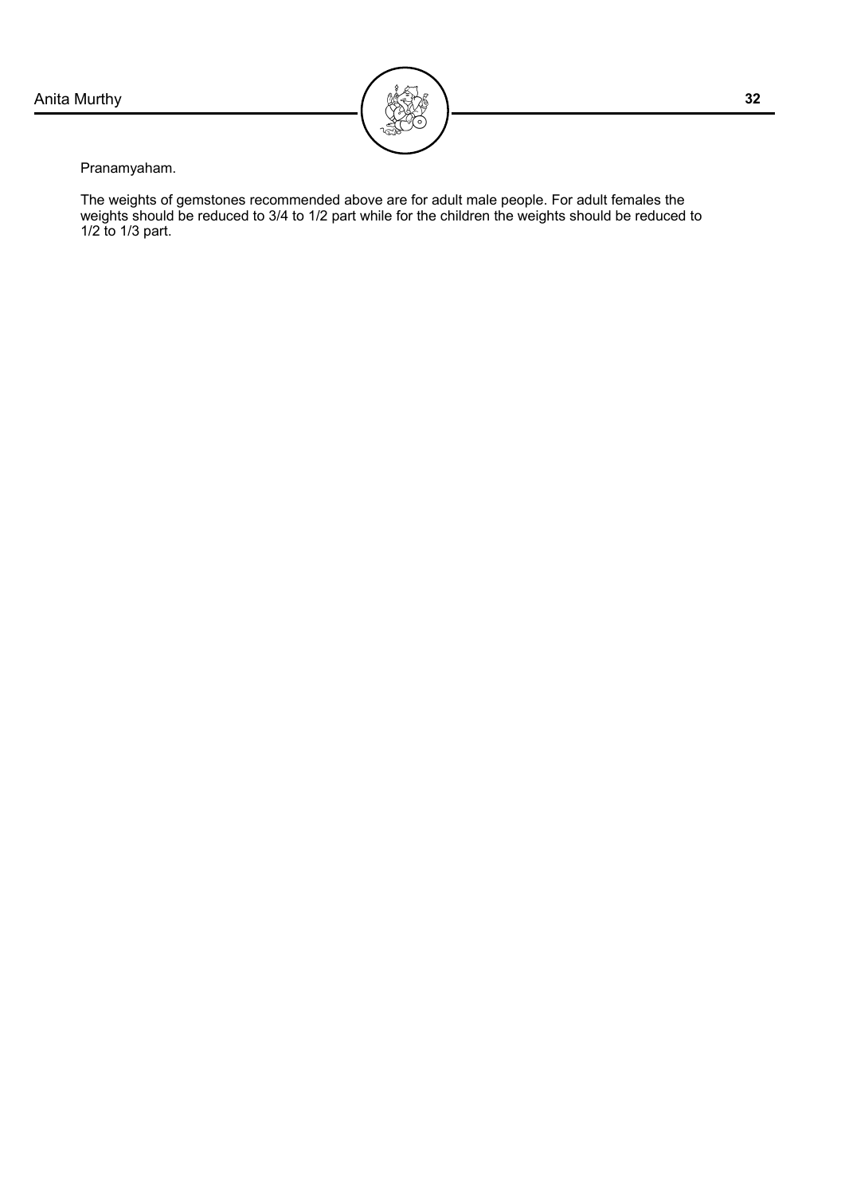Pranamyaham.

The weights of gemstones recommended above are for adult male people. For adult females the weights should be reduced to 3/4 to 1/2 part while for the children the weights should be reduced to 1/2 to 1/3 part.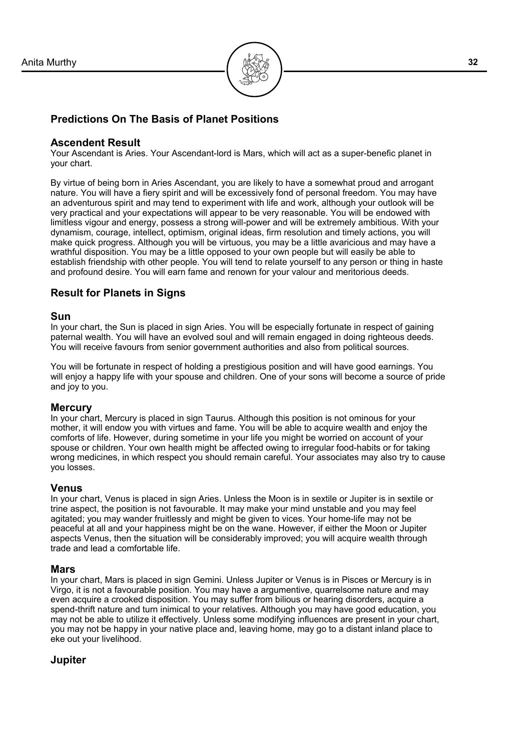## Predictions On The Basis of Planet Positions

### Ascendent Result

Your Ascendant is Aries. Your Ascendant-lord is Mars, which will act as a super-benefic planet in your chart.

By virtue of being born in Aries Ascendant, you are likely to have a somewhat proud and arrogant nature. You will have a fiery spirit and will be excessively fond of personal freedom. You may have an adventurous spirit and may tend to experiment with life and work, although your outlook will be very practical and your expectations will appear to be very reasonable. You will be endowed with limitless vigour and energy, possess a strong will-power and will be extremely ambitious. With your dynamism, courage, intellect, optimism, original ideas, firm resolution and timely actions, you will make quick progress. Although you will be virtuous, you may be a little avaricious and may have a wrathful disposition. You may be a little opposed to your own people but will easily be able to establish friendship with other people. You will tend to relate yourself to any person or thing in haste and profound desire. You will earn fame and renown for your valour and meritorious deeds.

## Result for Planets in Signs

### Sun

In your chart, the Sun is placed in sign Aries. You will be especially fortunate in respect of gaining paternal wealth. You will have an evolved soul and will remain engaged in doing righteous deeds. You will receive favours from senior government authorities and also from political sources.

You will be fortunate in respect of holding a prestigious position and will have good earnings. You will enjoy a happy life with your spouse and children. One of your sons will become a source of pride and joy to you.

### Mercury

In your chart, Mercury is placed in sign Taurus. Although this position is not ominous for your mother, it will endow you with virtues and fame. You will be able to acquire wealth and enjoy the comforts of life. However, during sometime in your life you might be worried on account of your spouse or children. Your own health might be affected owing to irregular food-habits or for taking wrong medicines, in which respect you should remain careful. Your associates may also try to cause you losses.

### Venus

In your chart, Venus is placed in sign Aries. Unless the Moon is in sextile or Jupiter is in sextile or trine aspect, the position is not favourable. It may make your mind unstable and you may feel agitated; you may wander fruitlessly and might be given to vices. Your home-life may not be peaceful at all and your happiness might be on the wane. However, if either the Moon or Jupiter aspects Venus, then the situation will be considerably improved; you will acquire wealth through trade and lead a comfortable life.

### Mars

In your chart, Mars is placed in sign Gemini. Unless Jupiter or Venus is in Pisces or Mercury is in Virgo, it is not a favourable position. You may have a argumentive, quarrelsome nature and may even acquire a crooked disposition. You may suffer from bilious or hearing disorders, acquire a spend-thrift nature and turn inimical to your relatives. Although you may have good education, you may not be able to utilize it effectively. Unless some modifying influences are present in your chart, you may not be happy in your native place and, leaving home, may go to a distant inland place to eke out your livelihood.

### Jupiter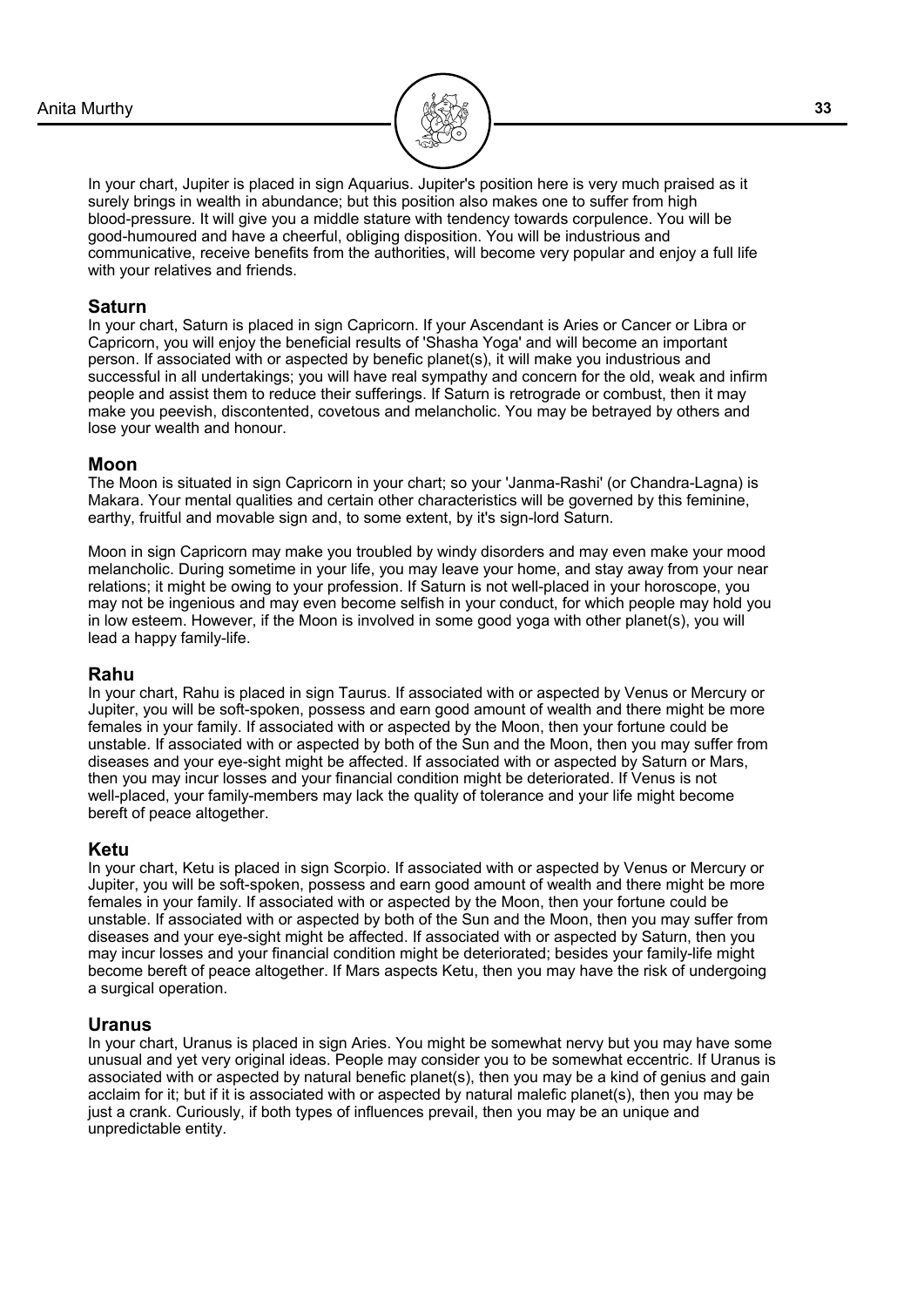In your chart, Jupiter is placed in sign Aquarius. Jupiter's position here is very much praised as it surely brings in wealth in abundance; but this position also makes one to suffer from high blood-pressure. It will give you a middle stature with tendency towards corpulence. You will be good-humoured and have a cheerful, obliging disposition. You will be industrious and communicative, receive benefits from the authorities, will become very popular and enjoy a full life with your relatives and friends.

### Saturn

In your chart, Saturn is placed in sign Capricorn. If your Ascendant is Aries or Cancer or Libra or Capricorn, you will enjoy the beneficial results of 'Shasha Yoga' and will become an important person. If associated with or aspected by benefic planet(s), it will make you industrious and successful in all undertakings; you will have real sympathy and concern for the old, weak and infirm people and assist them to reduce their sufferings. If Saturn is retrograde or combust, then it may make you peevish, discontented, covetous and melancholic. You may be betrayed by others and lose your wealth and honour.

### Moon

The Moon is situated in sign Capricorn in your chart; so your 'Janma-Rashi' (or Chandra-Lagna) is Makara. Your mental qualities and certain other characteristics will be governed by this feminine, earthy, fruitful and movable sign and, to some extent, by it's sign-lord Saturn.

Moon in sign Capricorn may make you troubled by windy disorders and may even make your mood melancholic. During sometime in your life, you may leave your home, and stay away from your near relations; it might be owing to your profession. If Saturn is not well-placed in your horoscope, you may not be ingenious and may even become selfish in your conduct, for which people may hold you in low esteem. However, if the Moon is involved in some good yoga with other planet(s), you will lead a happy family-life.

### Rahu

In your chart, Rahu is placed in sign Taurus. If associated with or aspected by Venus or Mercury or Jupiter, you will be soft-spoken, possess and earn good amount of wealth and there might be more females in your family. If associated with or aspected by the Moon, then your fortune could be unstable. If associated with or aspected by both of the Sun and the Moon, then you may suffer from diseases and your eye-sight might be affected. If associated with or aspected by Saturn or Mars, then you may incur losses and your financial condition might be deteriorated. If Venus is not well-placed, your family-members may lack the quality of tolerance and your life might become bereft of peace altogether.

### Ketu

In your chart, Ketu is placed in sign Scorpio. If associated with or aspected by Venus or Mercury or Jupiter, you will be soft-spoken, possess and earn good amount of wealth and there might be more females in your family. If associated with or aspected by the Moon, then your fortune could be unstable. If associated with or aspected by both of the Sun and the Moon, then you may suffer from diseases and your eye-sight might be affected. If associated with or aspected by Saturn, then you may incur losses and your financial condition might be deteriorated; besides your family-life might become bereft of peace altogether. If Mars aspects Ketu, then you may have the risk of undergoing a surgical operation.

### Uranus

In your chart, Uranus is placed in sign Aries. You might be somewhat nervy but you may have some unusual and yet very original ideas. People may consider you to be somewhat eccentric. If Uranus is associated with or aspected by natural benefic planet(s), then you may be a kind of genius and gain acclaim for it; but if it is associated with or aspected by natural malefic planet(s), then you may be just a crank. Curiously, if both types of influences prevail, then you may be an unique and unpredictable entity.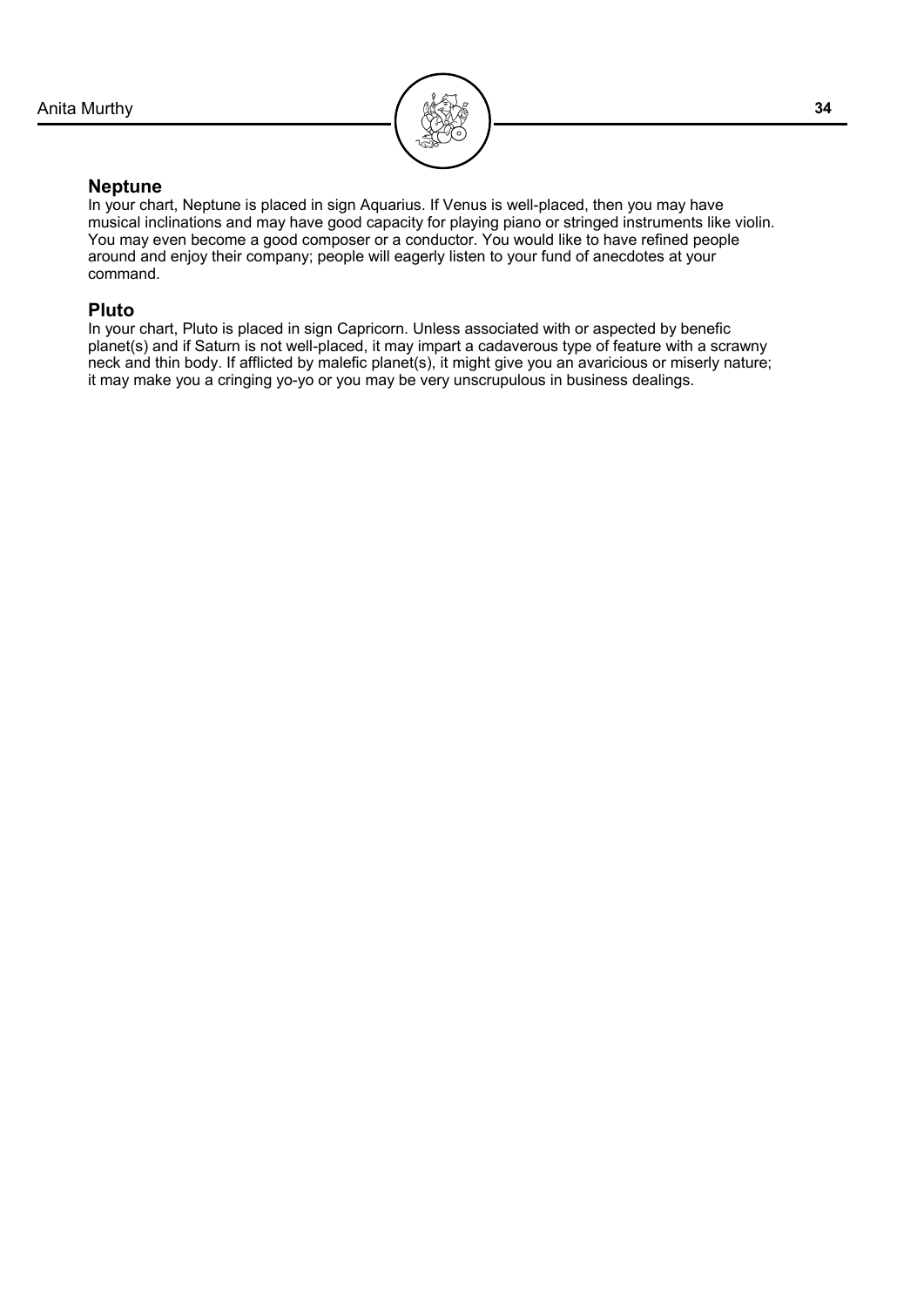## Neptune

In your chart, Neptune is placed in sign Aquarius. If Venus is well-placed, then you may have musical inclinations and may have good capacity for playing piano or stringed instruments like violin. You may even become a good composer or a conductor. You would like to have refined people around and enjoy their company; people will eagerly listen to your fund of anecdotes at your command.

## Pluto

In your chart, Pluto is placed in sign Capricorn. Unless associated with or aspected by benefic planet(s) and if Saturn is not well-placed, it may impart a cadaverous type of feature with a scrawny neck and thin body. If afflicted by malefic planet(s), it might give you an avaricious or miserly nature; it may make you a cringing yo-yo or you may be very unscrupulous in business dealings.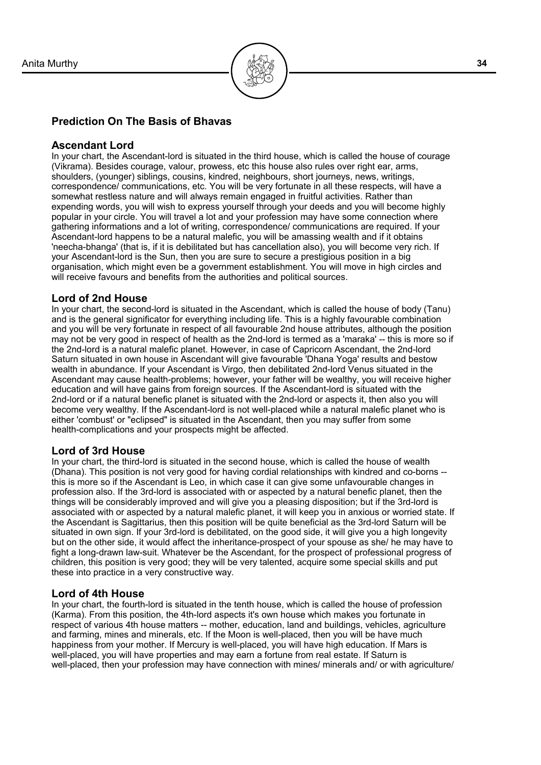## Prediction On The Basis of Bhavas

### Ascendant Lord

In your chart, the Ascendant-lord is situated in the third house, which is called the house of courage (Vikrama). Besides courage, valour, prowess, etc this house also rules over right ear, arms, shoulders, (younger) siblings, cousins, kindred, neighbours, short journeys, news, writings, correspondence/ communications, etc. You will be very fortunate in all these respects, will have a somewhat restless nature and will always remain engaged in fruitful activities. Rather than expending words, you will wish to express yourself through your deeds and you will become highly popular in your circle. You will travel a lot and your profession may have some connection where gathering informations and a lot of writing, correspondence/ communications are required. If your Ascendant-lord happens to be a natural malefic, you will be amassing wealth and if it obtains 'neecha-bhanga' (that is, if it is debilitated but has cancellation also), you will become very rich. If your Ascendant-lord is the Sun, then you are sure to secure a prestigious position in a big organisation, which might even be a government establishment. You will move in high circles and will receive favours and benefits from the authorities and political sources.

### Lord of 2nd House

In your chart, the second-lord is situated in the Ascendant, which is called the house of body (Tanu) and is the general significator for everything including life. This is a highly favourable combination and you will be very fortunate in respect of all favourable 2nd house attributes, although the position may not be very good in respect of health as the 2nd-lord is termed as a 'maraka' -- this is more so if the 2nd-lord is a natural malefic planet. However, in case of Capricorn Ascendant, the 2nd-lord Saturn situated in own house in Ascendant will give favourable 'Dhana Yoga' results and bestow wealth in abundance. If your Ascendant is Virgo, then debilitated 2nd-lord Venus situated in the Ascendant may cause health-problems; however, your father will be wealthy, you will receive higher education and will have gains from foreign sources. If the Ascendant-lord is situated with the 2nd-lord or if a natural benefic planet is situated with the 2nd-lord or aspects it, then also you will become very wealthy. If the Ascendant-lord is not well-placed while a natural malefic planet who is either 'combust' or "eclipsed" is situated in the Ascendant, then you may suffer from some health-complications and your prospects might be affected.

### Lord of 3rd House

In your chart, the third-lord is situated in the second house, which is called the house of wealth (Dhana). This position is not very good for having cordial relationships with kindred and co-borns -- this is more so if the Ascendant is Leo, in which case it can give some unfavourable changes in profession also. If the 3rd-lord is associated with or aspected by a natural benefic planet, then the things will be considerably improved and will give you a pleasing disposition; but if the 3rd-lord is associated with or aspected by a natural malefic planet, it will keep you in anxious or worried state. If the Ascendant is Sagittarius, then this position will be quite beneficial as the 3rd-lord Saturn will be situated in own sign. If your 3rd-lord is debilitated, on the good side, it will give you a high longevity but on the other side, it would affect the inheritance-prospect of your spouse as she/ he may have to fight a long-drawn law-suit. Whatever be the Ascendant, for the prospect of professional progress of children, this position is very good; they will be very talented, acquire some special skills and put these into practice in a very constructive way.

### Lord of 4th House

In your chart, the fourth-lord is situated in the tenth house, which is called the house of profession (Karma). From this position, the 4th-lord aspects it's own house which makes you fortunate in respect of various 4th house matters -- mother, education, land and buildings, vehicles, agriculture and farming, mines and minerals, etc. If the Moon is well-placed, then you will be have much happiness from your mother. If Mercury is well-placed, you will have high education. If Mars is well-placed, you will have properties and may earn a fortune from real estate. If Saturn is well-placed, then your profession may have connection with mines/ minerals and/ or with agriculture/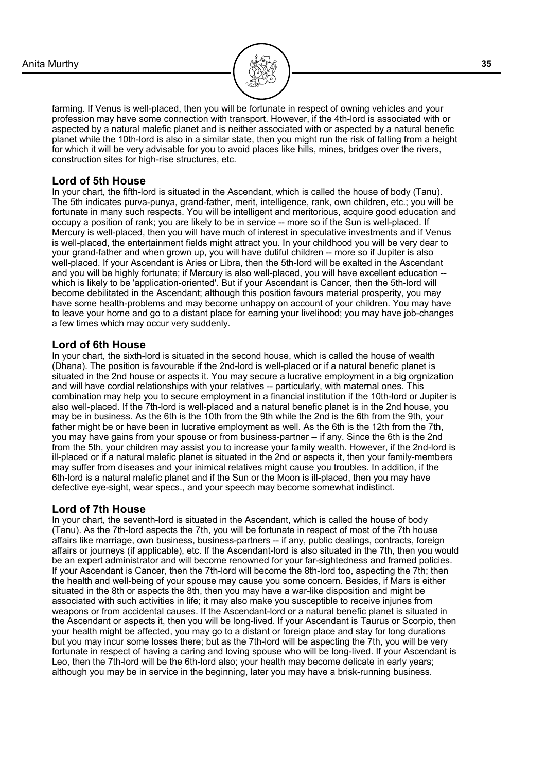farming. If Venus is well-placed, then you will be fortunate in respect of owning vehicles and your profession may have some connection with transport. However, if the 4th-lord is associated with or aspected by a natural malefic planet and is neither associated with or aspected by a natural benefic planet while the 10th-lord is also in a similar state, then you might run the risk of falling from a height for which it will be very advisable for you to avoid places like hills, mines, bridges over the rivers, construction sites for high-rise structures, etc.

### Lord of 5th House

In your chart, the fifth-lord is situated in the Ascendant, which is called the house of body (Tanu). The 5th indicates purva-punya, grand-father, merit, intelligence, rank, own children, etc.; you will be fortunate in many such respects. You will be intelligent and meritorious, acquire good education and occupy a position of rank; you are likely to be in service -- more so if the Sun is well-placed. If Mercury is well-placed, then you will have much of interest in speculative investments and if Venus is well-placed, the entertainment fields might attract you. In your childhood you will be very dear to your grand-father and when grown up, you will have dutiful children -- more so if Jupiter is also well-placed. If your Ascendant is Aries or Libra, then the 5th-lord will be exalted in the Ascendant and you will be highly fortunate; if Mercury is also well-placed, you will have excellent education -- which is likely to be 'application-oriented'. But if your Ascendant is Cancer, then the 5th-lord will become debilitated in the Ascendant; although this position favours material prosperity, you may have some health-problems and may become unhappy on account of your children. You may have to leave your home and go to a distant place for earning your livelihood; you may have job-changes a few times which may occur very suddenly.

### Lord of 6th House

In your chart, the sixth-lord is situated in the second house, which is called the house of wealth (Dhana). The position is favourable if the 2nd-lord is well-placed or if a natural benefic planet is situated in the 2nd house or aspects it. You may secure a lucrative employment in a big orgnization and will have cordial relationships with your relatives -- particularly, with maternal ones. This combination may help you to secure employment in a financial institution if the 10th-lord or Jupiter is also well-placed. If the 7th-lord is well-placed and a natural benefic planet is in the 2nd house, you may be in business. As the 6th is the 10th from the 9th while the 2nd is the 6th from the 9th, your father might be or have been in lucrative employment as well. As the 6th is the 12th from the 7th, you may have gains from your spouse or from business-partner -- if any. Since the 6th is the 2nd from the 5th, your children may assist you to increase your family wealth. However, if the 2nd-lord is ill-placed or if a natural malefic planet is situated in the 2nd or aspects it, then your family-members may suffer from diseases and your inimical relatives might cause you troubles. In addition, if the 6th-lord is a natural malefic planet and if the Sun or the Moon is ill-placed, then you may have defective eye-sight, wear specs., and your speech may become somewhat indistinct.

### Lord of 7th House

In your chart, the seventh-lord is situated in the Ascendant, which is called the house of body (Tanu). As the 7th-lord aspects the 7th, you will be fortunate in respect of most of the 7th house affairs like marriage, own business, business-partners -- if any, public dealings, contracts, foreign affairs or journeys (if applicable), etc. If the Ascendant-lord is also situated in the 7th, then you would be an expert administrator and will become renowned for your far-sightedness and framed policies. If your Ascendant is Cancer, then the 7th-lord will become the 8th-lord too, aspecting the 7th; then the health and well-being of your spouse may cause you some concern. Besides, if Mars is either situated in the 8th or aspects the 8th, then you may have a war-like disposition and might be associated with such activities in life; it may also make you susceptible to receive injuries from weapons or from accidental causes. If the Ascendant-lord or a natural benefic planet is situated in the Ascendant or aspects it, then you will be long-lived. If your Ascendant is Taurus or Scorpio, then your health might be affected, you may go to a distant or foreign place and stay for long durations but you may incur some losses there; but as the 7th-lord will be aspecting the 7th, you will be very fortunate in respect of having a caring and loving spouse who will be long-lived. If your Ascendant is Leo, then the 7th-lord will be the 6th-lord also; your health may become delicate in early years; although you may be in service in the beginning, later you may have a brisk-running business.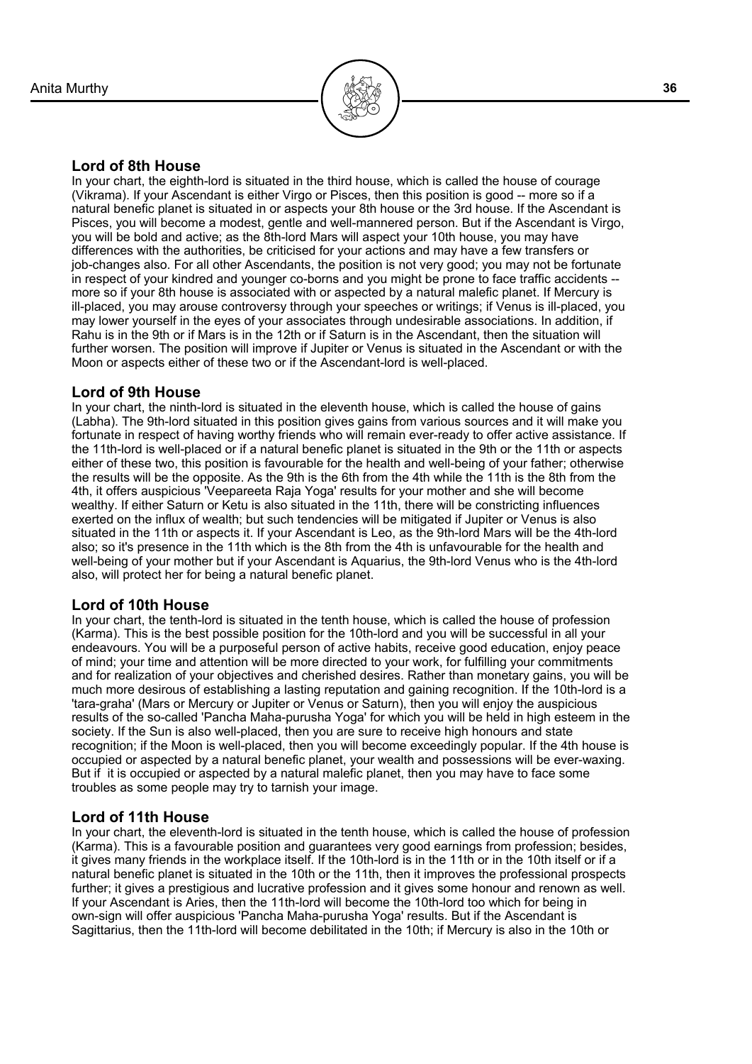## Lord of 8th House

In your chart, the eighth-lord is situated in the third house, which is called the house of courage (Vikrama). If your Ascendant is either Virgo or Pisces, then this position is good -- more so if a natural benefic planet is situated in or aspects your 8th house or the 3rd house. If the Ascendant is Pisces, you will become a modest, gentle and well-mannered person. But if the Ascendant is Virgo, you will be bold and active; as the 8th-lord Mars will aspect your 10th house, you may have differences with the authorities, be criticised for your actions and may have a few transfers or job-changes also. For all other Ascendants, the position is not very good; you may not be fortunate in respect of your kindred and younger co-borns and you might be prone to face traffic accidents -- more so if your 8th house is associated with or aspected by a natural malefic planet. If Mercury is ill-placed, you may arouse controversy through your speeches or writings; if Venus is ill-placed, you may lower yourself in the eyes of your associates through undesirable associations. In addition, if Rahu is in the 9th or if Mars is in the 12th or if Saturn is in the Ascendant, then the situation will further worsen. The position will improve if Jupiter or Venus is situated in the Ascendant or with the Moon or aspects either of these two or if the Ascendant-lord is well-placed.

## Lord of 9th House

In your chart, the ninth-lord is situated in the eleventh house, which is called the house of gains (Labha). The 9th-lord situated in this position gives gains from various sources and it will make you fortunate in respect of having worthy friends who will remain ever-ready to offer active assistance. If the 11th-lord is well-placed or if a natural benefic planet is situated in the 9th or the 11th or aspects either of these two, this position is favourable for the health and well-being of your father; otherwise the results will be the opposite. As the 9th is the 6th from the 4th while the 11th is the 8th from the 4th, it offers auspicious 'Veepareeta Raja Yoga' results for your mother and she will become wealthy. If either Saturn or Ketu is also situated in the 11th, there will be constricting influences exerted on the influx of wealth; but such tendencies will be mitigated if Jupiter or Venus is also situated in the 11th or aspects it. If your Ascendant is Leo, as the 9th-lord Mars will be the 4th-lord also; so it's presence in the 11th which is the 8th from the 4th is unfavourable for the health and well-being of your mother but if your Ascendant is Aquarius, the 9th-lord Venus who is the 4th-lord also, will protect her for being a natural benefic planet.

## Lord of 10th House

In your chart, the tenth-lord is situated in the tenth house, which is called the house of profession (Karma). This is the best possible position for the 10th-lord and you will be successful in all your endeavours. You will be a purposeful person of active habits, receive good education, enjoy peace of mind; your time and attention will be more directed to your work, for fulfilling your commitments and for realization of your objectives and cherished desires. Rather than monetary gains, you will be much more desirous of establishing a lasting reputation and gaining recognition. If the 10th-lord is a 'tara-graha' (Mars or Mercury or Jupiter or Venus or Saturn), then you will enjoy the auspicious results of the so-called 'Pancha Maha-purusha Yoga' for which you will be held in high esteem in the society. If the Sun is also well-placed, then you are sure to receive high honours and state recognition; if the Moon is well-placed, then you will become exceedingly popular. If the 4th house is occupied or aspected by a natural benefic planet, your wealth and possessions will be ever-waxing. But if it is occupied or aspected by a natural malefic planet, then you may have to face some troubles as some people may try to tarnish your image.

## Lord of 11th House

In your chart, the eleventh-lord is situated in the tenth house, which is called the house of profession (Karma). This is a favourable position and guarantees very good earnings from profession; besides, it gives many friends in the workplace itself. If the 10th-lord is in the 11th or in the 10th itself or if a natural benefic planet is situated in the 10th or the 11th, then it improves the professional prospects further; it gives a prestigious and lucrative profession and it gives some honour and renown as well. If your Ascendant is Aries, then the 11th-lord will become the 10th-lord too which for being in own-sign will offer auspicious 'Pancha Maha-purusha Yoga' results. But if the Ascendant is Sagittarius, then the 11th-lord will become debilitated in the 10th; if Mercury is also in the 10th or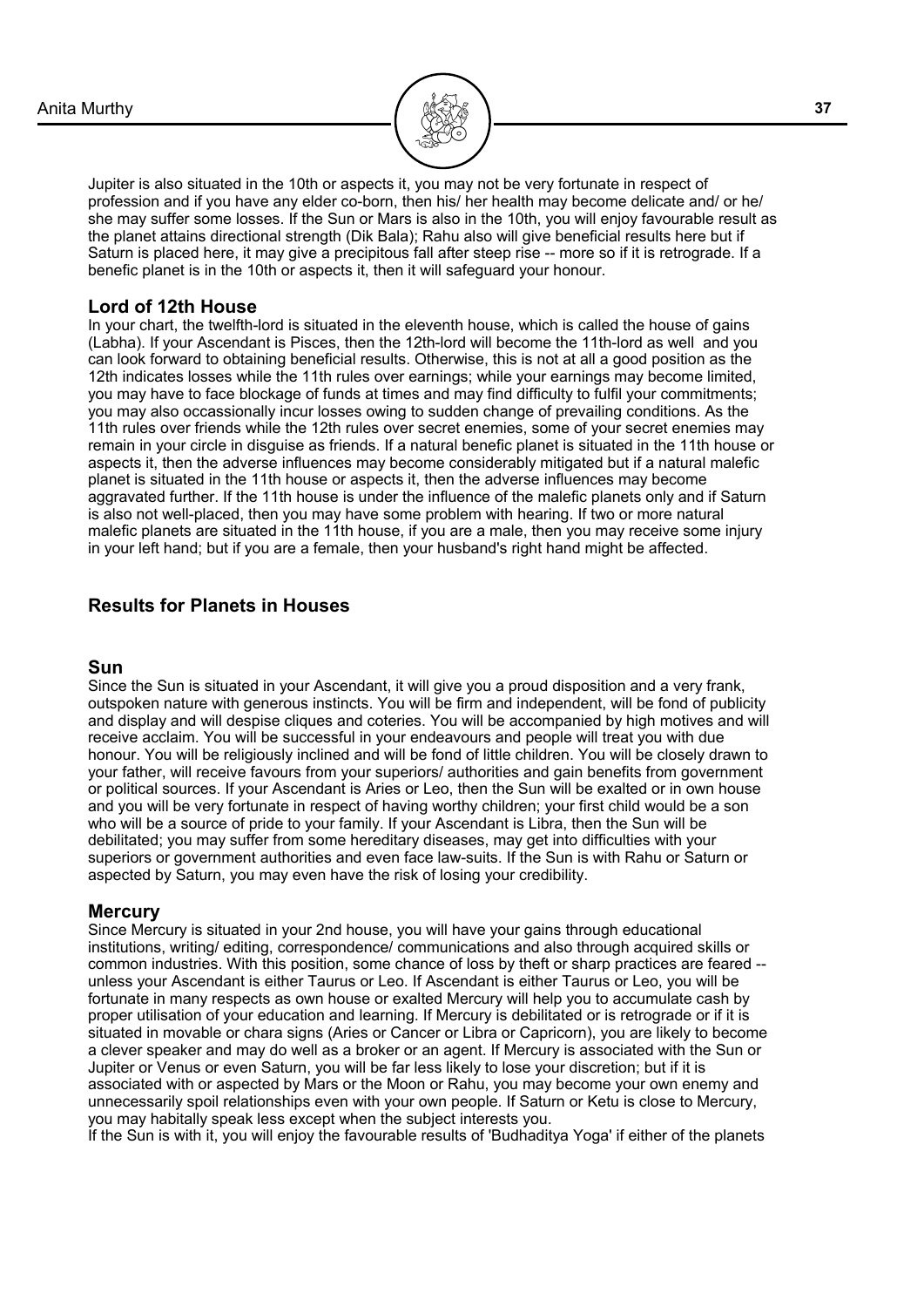Jupiter is also situated in the 10th or aspects it, you may not be very fortunate in respect of profession and if you have any elder co-born, then his/ her health may become delicate and/ or he/ she may suffer some losses. If the Sun or Mars is also in the 10th, you will enjoy favourable result as the planet attains directional strength (Dik Bala); Rahu also will give beneficial results here but if Saturn is placed here, it may give a precipitous fall after steep rise -- more so if it is retrograde. If a benefic planet is in the 10th or aspects it, then it will safeguard your honour.

### Lord of 12th House

In your chart, the twelfth-lord is situated in the eleventh house, which is called the house of gains (Labha). If your Ascendant is Pisces, then the 12th-lord will become the 11th-lord as well and you can look forward to obtaining beneficial results. Otherwise, this is not at all a good position as the 12th indicates losses while the 11th rules over earnings; while your earnings may become limited, you may have to face blockage of funds at times and may find difficulty to fulfil your commitments; you may also occassionally incur losses owing to sudden change of prevailing conditions. As the 11th rules over friends while the 12th rules over secret enemies, some of your secret enemies may remain in your circle in disguise as friends. If a natural benefic planet is situated in the 11th house or aspects it, then the adverse influences may become considerably mitigated but if a natural malefic planet is situated in the 11th house or aspects it, then the adverse influences may become aggravated further. If the 11th house is under the influence of the malefic planets only and if Saturn is also not well-placed, then you may have some problem with hearing. If two or more natural malefic planets are situated in the 11th house, if you are a male, then you may receive some injury in your left hand; but if you are a female, then your husband's right hand might be affected.

## Results for Planets in Houses

### Sun

Since the Sun is situated in your Ascendant, it will give you a proud disposition and a very frank, outspoken nature with generous instincts. You will be firm and independent, will be fond of publicity and display and will despise cliques and coteries. You will be accompanied by high motives and will receive acclaim. You will be successful in your endeavours and people will treat you with due honour. You will be religiously inclined and will be fond of little children. You will be closely drawn to your father, will receive favours from your superiors/ authorities and gain benefits from government or political sources. If your Ascendant is Aries or Leo, then the Sun will be exalted or in own house and you will be very fortunate in respect of having worthy children; your first child would be a son who will be a source of pride to your family. If your Ascendant is Libra, then the Sun will be debilitated; you may suffer from some hereditary diseases, may get into difficulties with your superiors or government authorities and even face law-suits. If the Sun is with Rahu or Saturn or aspected by Saturn, you may even have the risk of losing your credibility.

### Mercury

Since Mercury is situated in your 2nd house, you will have your gains through educational institutions, writing/ editing, correspondence/ communications and also through acquired skills or common industries. With this position, some chance of loss by theft or sharp practices are feared -- unless your Ascendant is either Taurus or Leo. If Ascendant is either Taurus or Leo, you will be fortunate in many respects as own house or exalted Mercury will help you to accumulate cash by proper utilisation of your education and learning. If Mercury is debilitated or is retrograde or if it is situated in movable or chara signs (Aries or Cancer or Libra or Capricorn), you are likely to become a clever speaker and may do well as a broker or an agent. If Mercury is associated with the Sun or Jupiter or Venus or even Saturn, you will be far less likely to lose your discretion; but if it is associated with or aspected by Mars or the Moon or Rahu, you may become your own enemy and unnecessarily spoil relationships even with your own people. If Saturn or Ketu is close to Mercury, you may habitally speak less except when the subject interests you.

If the Sun is with it, you will enjoy the favourable results of 'Budhaditya Yoga' if either of the planets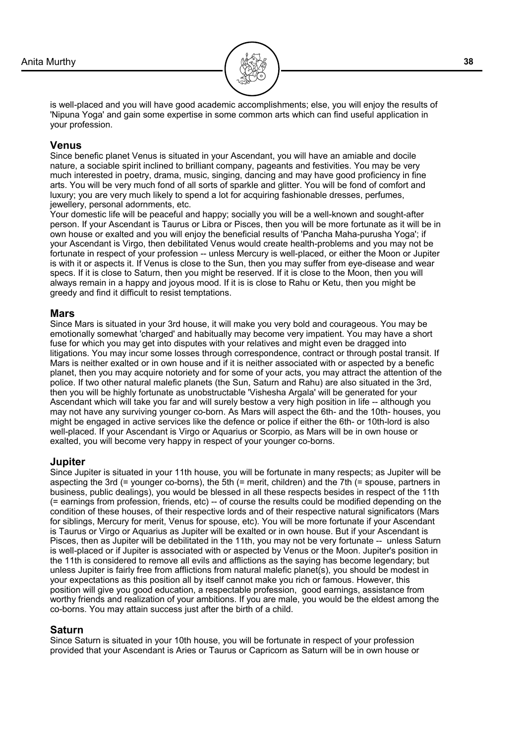is well-placed and you will have good academic accomplishments; else, you will enjoy the results of 'Nipuna Yoga' and gain some expertise in some common arts which can find useful application in your profession.

## Venus

Since benefic planet Venus is situated in your Ascendant, you will have an amiable and docile nature, a sociable spirit inclined to brilliant company, pageants and festivities. You may be very much interested in poetry, drama, music, singing, dancing and may have good proficiency in fine arts. You will be very much fond of all sorts of sparkle and glitter. You will be fond of comfort and luxury; you are very much likely to spend a lot for acquiring fashionable dresses, perfumes, jewellery, personal adornments, etc.

Your domestic life will be peaceful and happy; socially you will be a well-known and sought-after person. If your Ascendant is Taurus or Libra or Pisces, then you will be more fortunate as it will be in own house or exalted and you will enjoy the beneficial results of 'Pancha Maha-purusha Yoga'; if your Ascendant is Virgo, then debilitated Venus would create health-problems and you may not be fortunate in respect of your profession -- unless Mercury is well-placed, or either the Moon or Jupiter is with it or aspects it. If Venus is close to the Sun, then you may suffer from eye-disease and wear specs. If it is close to Saturn, then you might be reserved. If it is close to the Moon, then you will always remain in a happy and joyous mood. If it is is close to Rahu or Ketu, then you might be greedy and find it difficult to resist temptations.

## Mars

Since Mars is situated in your 3rd house, it will make you very bold and courageous. You may be emotionally somewhat 'charged' and habitually may become very impatient. You may have a short fuse for which you may get into disputes with your relatives and might even be dragged into litigations. You may incur some losses through correspondence, contract or through postal transit. If Mars is neither exalted or in own house and if it is neither associated with or aspected by a benefic planet, then you may acquire notoriety and for some of your acts, you may attract the attention of the police. If two other natural malefic planets (the Sun, Saturn and Rahu) are also situated in the 3rd, then you will be highly fortunate as unobstructable 'Vishesha Argala' will be generated for your Ascendant which will take you far and will surely bestow a very high position in life -- although you may not have any surviving younger co-born. As Mars will aspect the 6th- and the 10th- houses, you might be engaged in active services like the defence or police if either the 6th- or 10th-lord is also well-placed. If your Ascendant is Virgo or Aquarius or Scorpio, as Mars will be in own house or exalted, you will become very happy in respect of your younger co-borns.

## Jupiter

Since Jupiter is situated in your 11th house, you will be fortunate in many respects; as Jupiter will be aspecting the 3rd (= younger co-borns), the 5th (= merit, children) and the 7th (= spouse, partners in business, public dealings), you would be blessed in all these respects besides in respect of the 11th (= earnings from profession, friends, etc) -- of course the results could be modified depending on the condition of these houses, of their respective lords and of their respective natural significators (Mars for siblings, Mercury for merit, Venus for spouse, etc). You will be more fortunate if your Ascendant is Taurus or Virgo or Aquarius as Jupiter will be exalted or in own house. But if your Ascendant is Pisces, then as Jupiter will be debilitated in the 11th, you may not be very fortunate -- unless Saturn is well-placed or if Jupiter is associated with or aspected by Venus or the Moon. Jupiter's position in the 11th is considered to remove all evils and afflictions as the saying has become legendary; but unless Jupiter is fairly free from afflictions from natural malefic planet(s), you should be modest in your expectations as this position all by itself cannot make you rich or famous. However, this position will give you good education, a respectable profession, good earnings, assistance from worthy friends and realization of your ambitions. If you are male, you would be the eldest among the co-borns. You may attain success just after the birth of a child.

## Saturn

Since Saturn is situated in your 10th house, you will be fortunate in respect of your profession provided that your Ascendant is Aries or Taurus or Capricorn as Saturn will be in own house or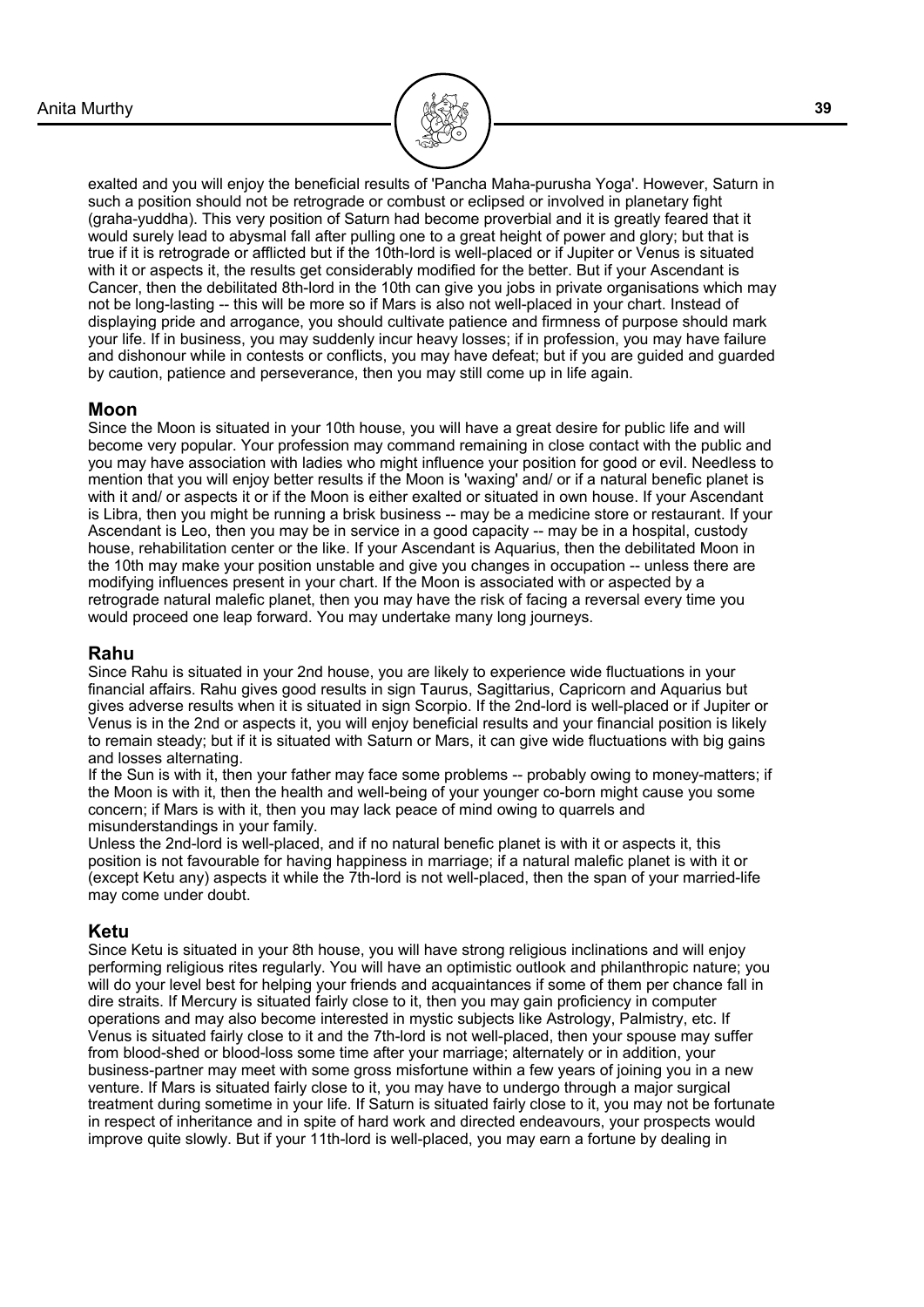exalted and you will enjoy the beneficial results of 'Pancha Maha-purusha Yoga'. However, Saturn in such a position should not be retrograde or combust or eclipsed or involved in planetary fight (graha-yuddha). This very position of Saturn had become proverbial and it is greatly feared that it would surely lead to abysmal fall after pulling one to a great height of power and glory; but that is true if it is retrograde or afflicted but if the 10th-lord is well-placed or if Jupiter or Venus is situated with it or aspects it, the results get considerably modified for the better. But if your Ascendant is Cancer, then the debilitated 8th-lord in the 10th can give you jobs in private organisations which may not be long-lasting -- this will be more so if Mars is also not well-placed in your chart. Instead of displaying pride and arrogance, you should cultivate patience and firmness of purpose should mark your life. If in business, you may suddenly incur heavy losses; if in profession, you may have failure and dishonour while in contests or conflicts, you may have defeat; but if you are guided and guarded by caution, patience and perseverance, then you may still come up in life again.

## Moon

Since the Moon is situated in your 10th house, you will have a great desire for public life and will become very popular. Your profession may command remaining in close contact with the public and you may have association with ladies who might influence your position for good or evil. Needless to mention that you will enjoy better results if the Moon is 'waxing' and/ or if a natural benefic planet is with it and/ or aspects it or if the Moon is either exalted or situated in own house. If your Ascendant is Libra, then you might be running a brisk business -- may be a medicine store or restaurant. If your Ascendant is Leo, then you may be in service in a good capacity -- may be in a hospital, custody house, rehabilitation center or the like. If your Ascendant is Aquarius, then the debilitated Moon in the 10th may make your position unstable and give you changes in occupation -- unless there are modifying influences present in your chart. If the Moon is associated with or aspected by a retrograde natural malefic planet, then you may have the risk of facing a reversal every time you would proceed one leap forward. You may undertake many long journeys.

## Rahu

Since Rahu is situated in your 2nd house, you are likely to experience wide fluctuations in your financial affairs. Rahu gives good results in sign Taurus, Sagittarius, Capricorn and Aquarius but gives adverse results when it is situated in sign Scorpio. If the 2nd-lord is well-placed or if Jupiter or Venus is in the 2nd or aspects it, you will enjoy beneficial results and your financial position is likely to remain steady; but if it is situated with Saturn or Mars, it can give wide fluctuations with big gains and losses alternating.

If the Sun is with it, then your father may face some problems -- probably owing to money-matters; if the Moon is with it, then the health and well-being of your younger co-born might cause you some concern; if Mars is with it, then you may lack peace of mind owing to quarrels and misunderstandings in your family.

Unless the 2nd-lord is well-placed, and if no natural benefic planet is with it or aspects it, this position is not favourable for having happiness in marriage; if a natural malefic planet is with it or (except Ketu any) aspects it while the 7th-lord is not well-placed, then the span of your married-life may come under doubt.

## Ketu

Since Ketu is situated in your 8th house, you will have strong religious inclinations and will enjoy performing religious rites regularly. You will have an optimistic outlook and philanthropic nature; you will do your level best for helping your friends and acquaintances if some of them per chance fall in dire straits. If Mercury is situated fairly close to it, then you may gain proficiency in computer operations and may also become interested in mystic subjects like Astrology, Palmistry, etc. If Venus is situated fairly close to it and the 7th-lord is not well-placed, then your spouse may suffer from blood-shed or blood-loss some time after your marriage; alternately or in addition, your business-partner may meet with some gross misfortune within a few years of joining you in a new venture. If Mars is situated fairly close to it, you may have to undergo through a major surgical treatment during sometime in your life. If Saturn is situated fairly close to it, you may not be fortunate in respect of inheritance and in spite of hard work and directed endeavours, your prospects would improve quite slowly. But if your 11th-lord is well-placed, you may earn a fortune by dealing in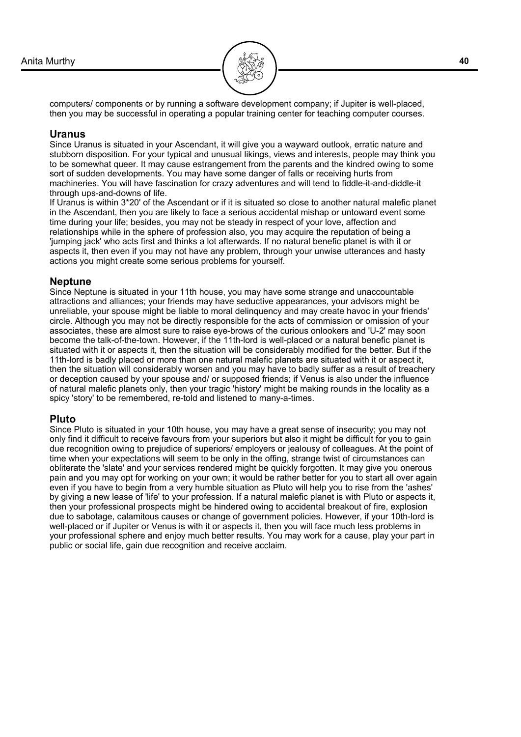computers/ components or by running a software development company; if Jupiter is well-placed, then you may be successful in operating a popular training center for teaching computer courses.

## Uranus

Since Uranus is situated in your Ascendant, it will give you a wayward outlook, erratic nature and stubborn disposition. For your typical and unusual likings, views and interests, people may think you to be somewhat queer. It may cause estrangement from the parents and the kindred owing to some sort of sudden developments. You may have some danger of falls or receiving hurts from machineries. You will have fascination for crazy adventures and will tend to fiddle-it-and-diddle-it through ups-and-downs of life.

If Uranus is within 3*20' of the Ascendant or if it is situated so close to another natural malefic planet in the Ascendant, then you are likely to face a serious accidental mishap or untoward event some time during your life; besides, you may not be steady in respect of your love, affection and relationships while in the sphere of profession also, you may acquire the reputation of being a 'jumping jack' who acts first and thinks a lot afterwards. If no natural benefic planet is with it or aspects it, then even if you may not have any problem, through your unwise utterances and hasty actions you might create some serious problems for yourself.

## Neptune

Since Neptune is situated in your 11th house, you may have some strange and unaccountable attractions and alliances; your friends may have seductive appearances, your advisors might be unreliable, your spouse might be liable to moral delinquency and may create havoc in your friends' circle. Although you may not be directly responsible for the acts of commission or omission of your associates, these are almost sure to raise eye-brows of the curious onlookers and 'U-2' may soon become the talk-of-the-town. However, if the 11th-lord is well-placed or a natural benefic planet is situated with it or aspects it, then the situation will be considerably modified for the better. But if the 11th-lord is badly placed or more than one natural malefic planets are situated with it or aspect it, then the situation will considerably worsen and you may have to badly suffer as a result of treachery or deception caused by your spouse and/ or supposed friends; if Venus is also under the influence of natural malefic planets only, then your tragic 'history' might be making rounds in the locality as a spicy 'story' to be remembered, re-told and listened to many-a-times.

## Pluto

Since Pluto is situated in your 10th house, you may have a great sense of insecurity; you may not only find it difficult to receive favours from your superiors but also it might be difficult for you to gain due recognition owing to prejudice of superiors/ employers or jealousy of colleagues. At the point of time when your expectations will seem to be only in the offing, strange twist of circumstances can obliterate the 'slate' and your services rendered might be quickly forgotten. It may give you onerous pain and you may opt for working on your own; it would be rather better for you to start all over again even if you have to begin from a very humble situation as Pluto will help you to rise from the 'ashes' by giving a new lease of 'life' to your profession. If a natural malefic planet is with Pluto or aspects it, then your professional prospects might be hindered owing to accidental breakout of fire, explosion due to sabotage, calamitous causes or change of government policies. However, if your 10th-lord is well-placed or if Jupiter or Venus is with it or aspects it, then you will face much less problems in your professional sphere and enjoy much better results. You may work for a cause, play your part in public or social life, gain due recognition and receive acclaim.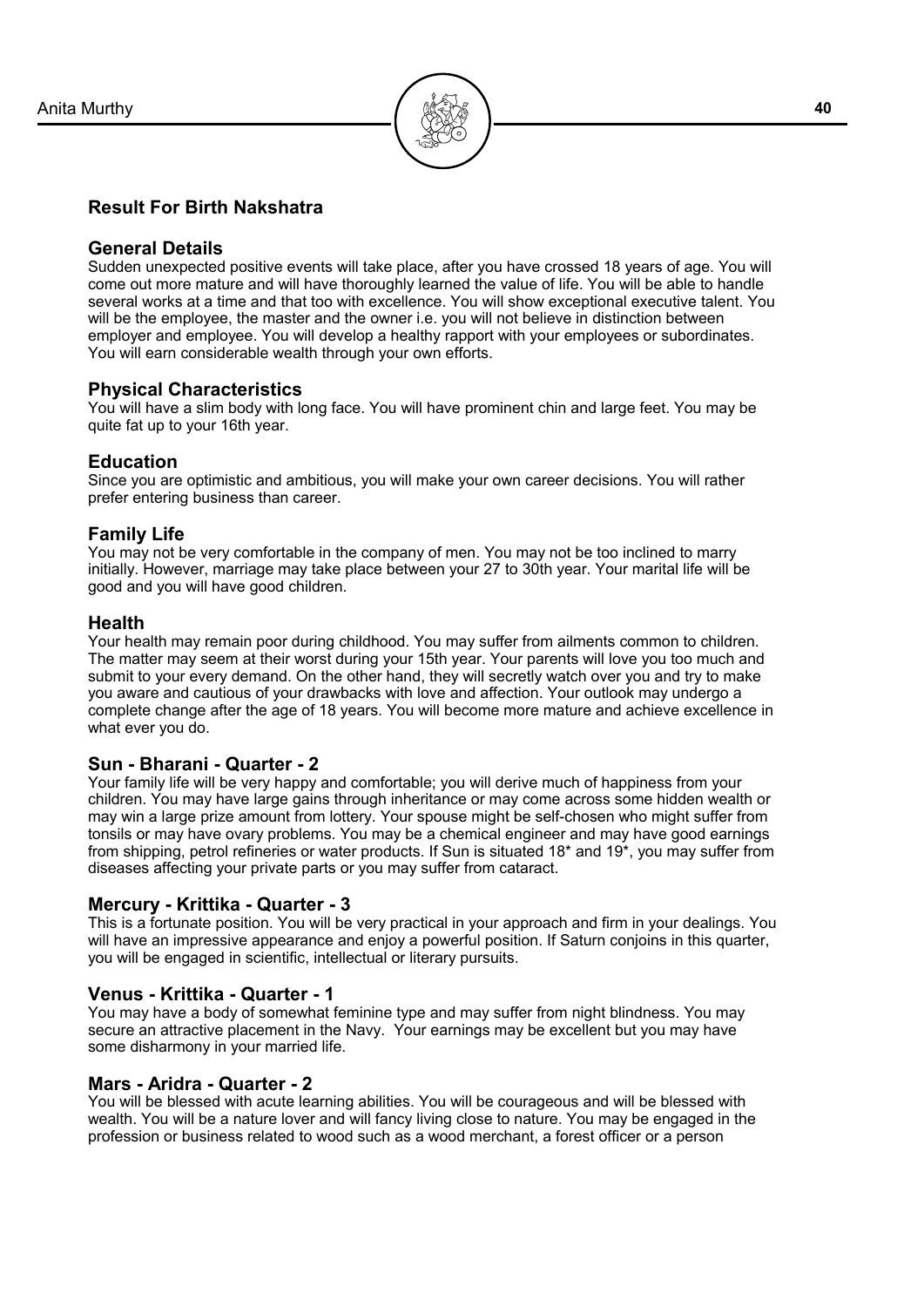## Result For Birth Nakshatra

### General Details

Sudden unexpected positive events will take place, after you have crossed 18 years of age. You will come out more mature and will have thoroughly learned the value of life. You will be able to handle several works at a time and that too with excellence. You will show exceptional executive talent. You will be the employee, the master and the owner i.e. you will not believe in distinction between employer and employee. You will develop a healthy rapport with your employees or subordinates. You will earn considerable wealth through your own efforts.

### Physical Characteristics

You will have a slim body with long face. You will have prominent chin and large feet. You may be quite fat up to your 16th year.

### Education

Since you are optimistic and ambitious, you will make your own career decisions. You will rather prefer entering business than career.

### Family Life

You may not be very comfortable in the company of men. You may not be too inclined to marry initially. However, marriage may take place between your 27 to 30th year. Your marital life will be good and you will have good children.

### Health

Your health may remain poor during childhood. You may suffer from ailments common to children. The matter may seem at their worst during your 15th year. Your parents will love you too much and submit to your every demand. On the other hand, they will secretly watch over you and try to make you aware and cautious of your drawbacks with love and affection. Your outlook may undergo a complete change after the age of 18 years. You will become more mature and achieve excellence in what ever you do.

### Sun - Bharani - Quarter - 2

Your family life will be very happy and comfortable; you will derive much of happiness from your children. You may have large gains through inheritance or may come across some hidden wealth or may win a large prize amount from lottery. Your spouse might be self-chosen who might suffer from tonsils or may have ovary problems. You may be a chemical engineer and may have good earnings from shipping, petrol refineries or water products. If Sun is situated 18* and 19*, you may suffer from diseases affecting your private parts or you may suffer from cataract.

### Mercury - Krittika - Quarter - 3

This is a fortunate position. You will be very practical in your approach and firm in your dealings. You will have an impressive appearance and enjoy a powerful position. If Saturn conjoins in this quarter, you will be engaged in scientific, intellectual or literary pursuits.

### Venus - Krittika - Quarter - 1

You may have a body of somewhat feminine type and may suffer from night blindness. You may secure an attractive placement in the Navy. Your earnings may be excellent but you may have some disharmony in your married life.

### Mars - Aridra - Quarter - 2

You will be blessed with acute learning abilities. You will be courageous and will be blessed with wealth. You will be a nature lover and will fancy living close to nature. You may be engaged in the profession or business related to wood such as a wood merchant, a forest officer or a person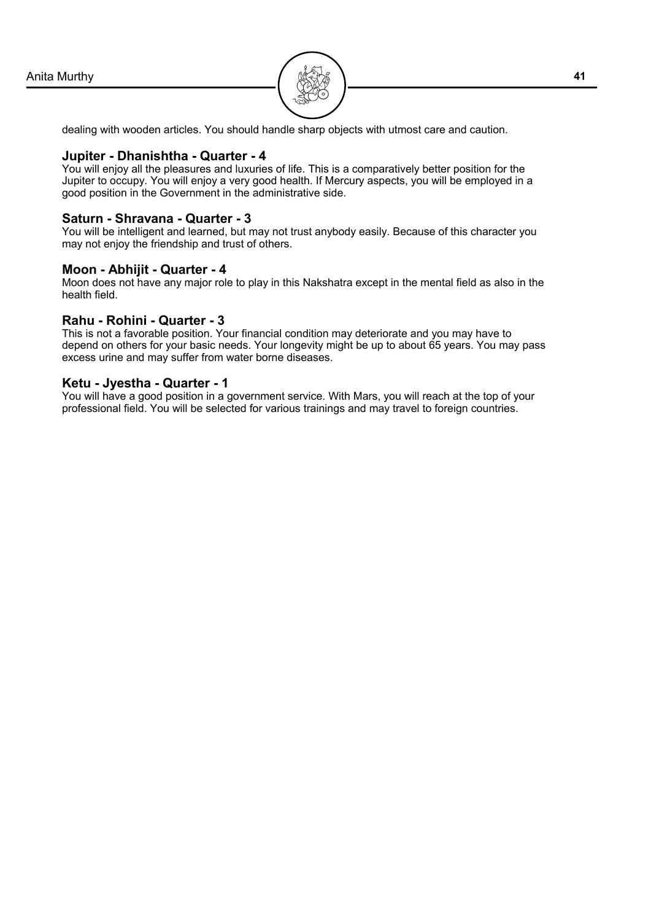dealing with wooden articles. You should handle sharp objects with utmost care and caution.

### Jupiter - Dhanishtha - Quarter - 4

You will enjoy all the pleasures and luxuries of life. This is a comparatively better position for the Jupiter to occupy. You will enjoy a very good health. If Mercury aspects, you will be employed in a good position in the Government in the administrative side.

### Saturn - Shravana - Quarter - 3

You will be intelligent and learned, but may not trust anybody easily. Because of this character you may not enjoy the friendship and trust of others.

### Moon - Abhijit - Quarter - 4

Moon does not have any major role to play in this Nakshatra except in the mental field as also in the health field.

### Rahu - Rohini - Quarter - 3

This is not a favorable position. Your financial condition may deteriorate and you may have to depend on others for your basic needs. Your longevity might be up to about 65 years. You may pass excess urine and may suffer from water borne diseases.

### Ketu - Jyestha - Quarter - 1

You will have a good position in a government service. With Mars, you will reach at the top of your professional field. You will be selected for various trainings and may travel to foreign countries.